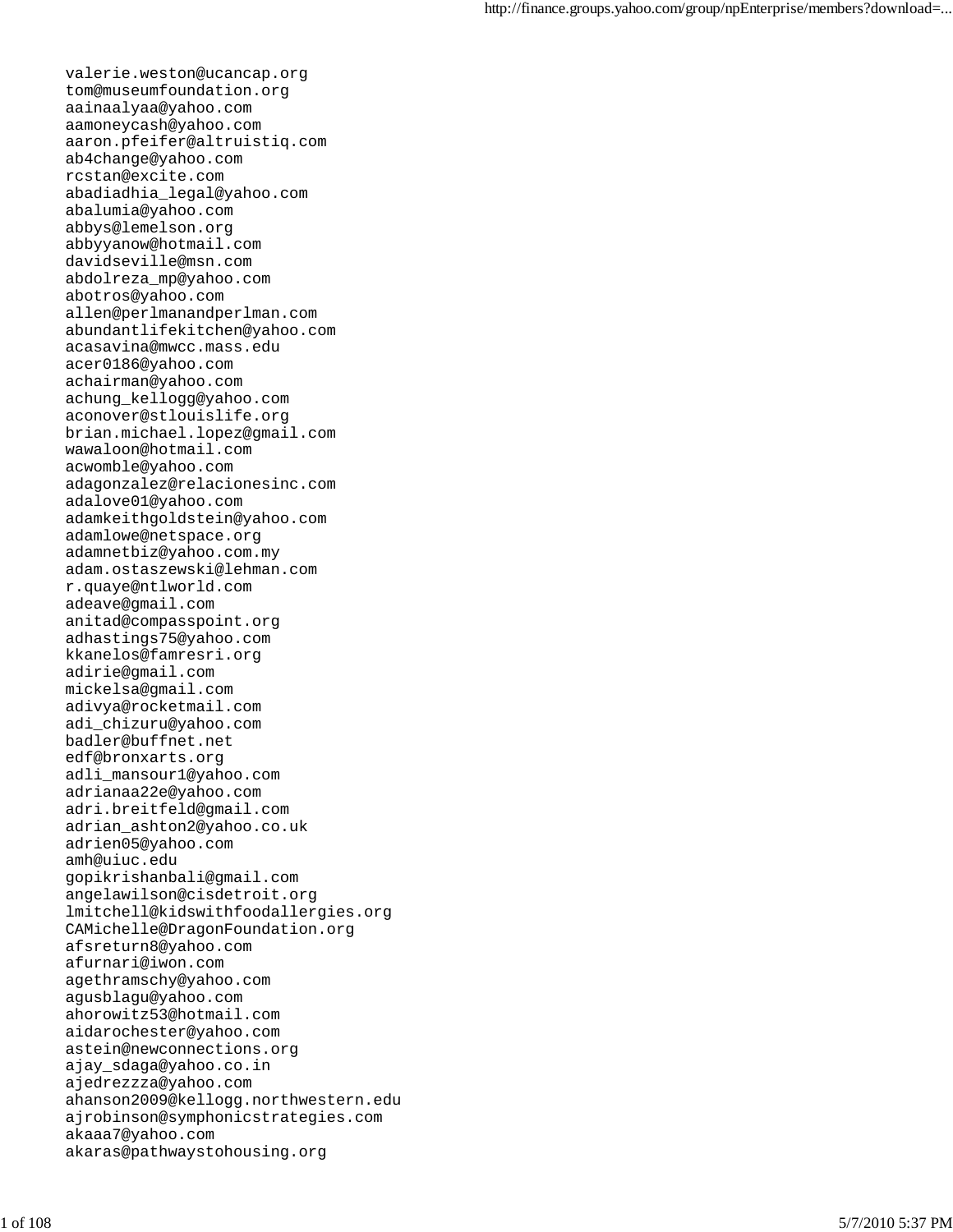valerie.weston@ucancap.org
tom@museumfoundation.org
aainaalyaa@yahoo.com
aamoneycash@yahoo.com
aaron.pfeifer@altruistiq.com
ab4change@yahoo.com
rcstan@excite.com
abadiadhia_legal@yahoo.com
abalumia@yahoo.com
abbys@lemelson.org
abbyyanow@hotmail.com
davidseville@msn.com
abdolreza_mp@yahoo.com
abotros@yahoo.com
allen@perlmanandperlman.com
abundantlifekitchen@yahoo.com
acasavina@mwcc.mass.edu
acer0186@yahoo.com
achairman@yahoo.com
achung_kellogg@yahoo.com
aconover@stlouislife.org
brian.michael.lopez@gmail.com
wawaloon@hotmail.com
acwomble@yahoo.com
adagonzalez@relacionesinc.com
adalove01@yahoo.com
adamkeithgoldstein@yahoo.com
adamlowe@netspace.org
adamnetbiz@yahoo.com.my
adam.ostaszewski@lehman.com
r.quaye@ntlworld.com
adeave@gmail.com
anitad@compasspoint.org
adhastings75@yahoo.com
kkanelos@famresri.org
adirie@gmail.com
mickelsa@gmail.com
adivya@rocketmail.com
adi_chizuru@yahoo.com
badler@buffnet.net
edf@bronxarts.org
adli_mansour1@yahoo.com
adrianaa22e@yahoo.com
adri.breitfeld@gmail.com
adrian_ashton2@yahoo.co.uk
adrien05@yahoo.com
amh@uiuc.edu
gopikrishanbali@gmail.com
angelawilson@cisdetroit.org
lmitchell@kidswithfoodallergies.org
CAMichelle@DragonFoundation.org
afsreturn8@yahoo.com
afurnari@iwon.com
agethramschy@yahoo.com
agusblagu@yahoo.com
ahorowitz53@hotmail.com
aidarochester@yahoo.com
astein@newconnections.org
ajay_sdaga@yahoo.co.in
ajedrezzza@yahoo.com
ahanson2009@kellogg.northwestern.edu
ajrobinson@symphonicstrategies.com
akaaa7@yahoo.com
akaras@pathwaystohousing.org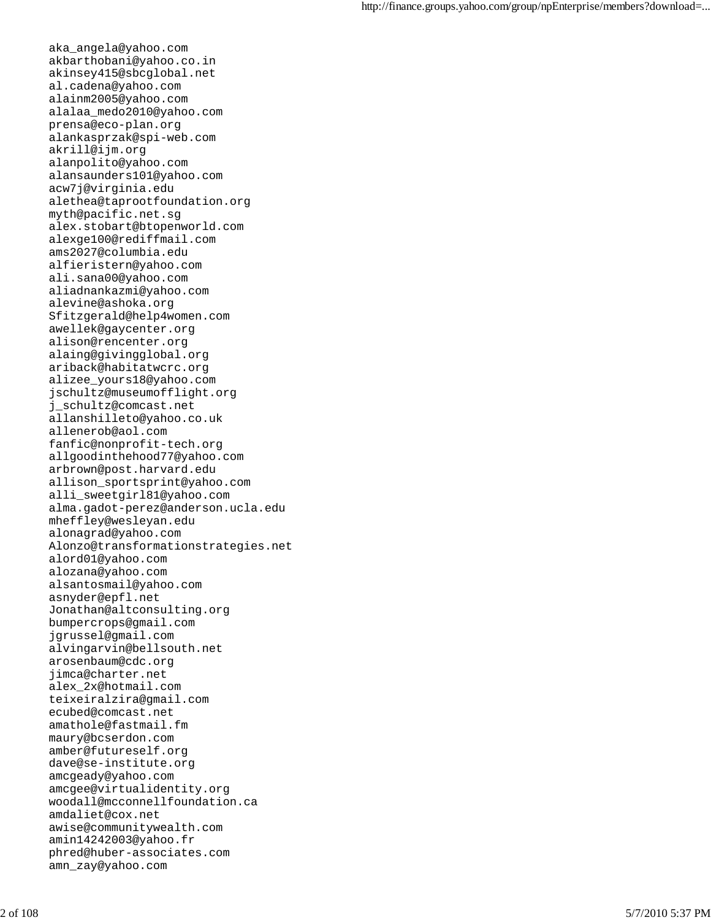aka_angela@yahoo.com
akbarthobani@yahoo.co.in
akinsey415@sbcglobal.net
al.cadena@yahoo.com
alainm2005@yahoo.com
alalaa_medo2010@yahoo.com
prensa@eco-plan.org
alankasprzak@spi-web.com
akrill@ijm.org
alanpolito@yahoo.com
alansaunders101@yahoo.com
acw7j@virginia.edu
alethea@taprootfoundation.org
myth@pacific.net.sg
alex.stobart@btopenworld.com
alexge100@rediffmail.com
ams2027@columbia.edu
alfieristern@yahoo.com
ali.sana00@yahoo.com
aliadnankazmi@yahoo.com
alevine@ashoka.org
Sfitzgerald@help4women.com
awellek@gaycenter.org
alison@rencenter.org
alaing@givingglobal.org
ariback@habitatwcrc.org
alizee_yours18@yahoo.com
jschultz@museumofflight.org
j_schultz@comcast.net
allanshilleto@yahoo.co.uk
allenerob@aol.com
fanfic@nonprofit-tech.org
allgoodinthehood77@yahoo.com
arbrown@post.harvard.edu
allison_sportsprint@yahoo.com
alli_sweetgirl81@yahoo.com
alma.gadot-perez@anderson.ucla.edu
mheffley@wesleyan.edu
alonagrad@yahoo.com
Alonzo@transformationstrategies.net
alord01@yahoo.com
alozana@yahoo.com
alsantosmail@yahoo.com
asnyder@epfl.net
Jonathan@altconsulting.org
bumpercrops@gmail.com
jgrussel@gmail.com
alvingarvin@bellsouth.net
arosenbaum@cdc.org
jimca@charter.net
alex_2x@hotmail.com
teixeiralzira@gmail.com
ecubed@comcast.net
amathole@fastmail.fm
maury@bcserdon.com
amber@futureself.org
dave@se-institute.org
amcgeady@yahoo.com
amcgee@virtualidentity.org
woodall@mcconnellfoundation.ca
amdaliet@cox.net
awise@communitywealth.com
amin14242003@yahoo.fr
phred@huber-associates.com
amn_zay@yahoo.com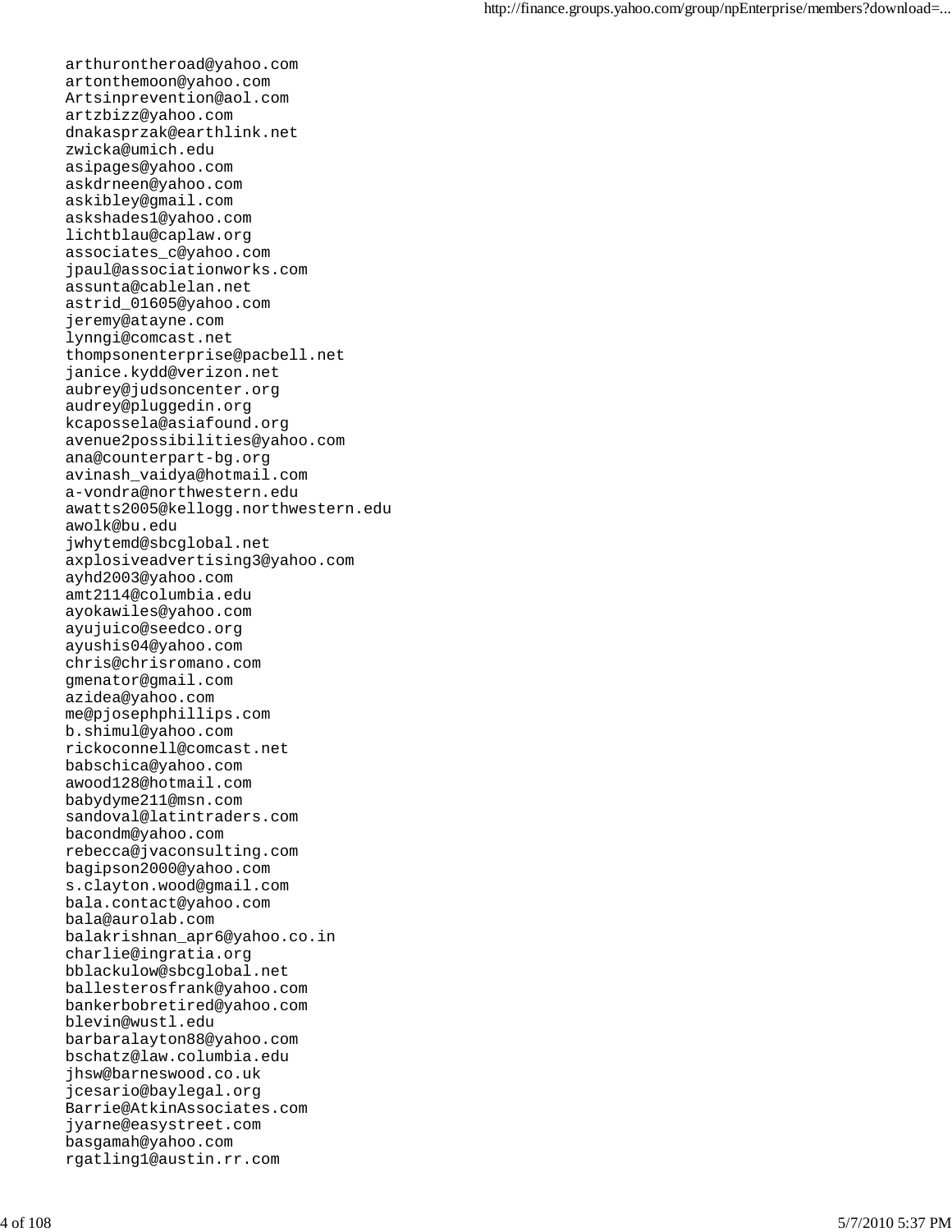arthurontheroad@yahoo.com
artonthemoon@yahoo.com
Artsinprevention@aol.com
artzbizz@yahoo.com
dnakasprzak@earthlink.net
zwicka@umich.edu
asipages@yahoo.com
askdrneen@yahoo.com
askibley@gmail.com
askshades1@yahoo.com
lichtblau@caplaw.org
associates_c@yahoo.com
jpaul@associationworks.com
assunta@cablelan.net
astrid_01605@yahoo.com
jeremy@atayne.com
lynngi@comcast.net
thompsonenterprise@pacbell.net
janice.kydd@verizon.net
aubrey@judsoncenter.org
audrey@pluggedin.org
kcapossela@asiafound.org
avenue2possibilities@yahoo.com
ana@counterpart-bg.org
avinash_vaidya@hotmail.com
a-vondra@northwestern.edu
awatts2005@kellogg.northwestern.edu
awolk@bu.edu
jwhytemd@sbcglobal.net
axplosiveadvertising3@yahoo.com
ayhd2003@yahoo.com
amt2114@columbia.edu
ayokawiles@yahoo.com
ayujuico@seedco.org
ayushis04@yahoo.com
chris@chrisromano.com
gmenator@gmail.com
azidea@yahoo.com
me@pjosephphillips.com
b.shimul@yahoo.com
rickoconnell@comcast.net
babschica@yahoo.com
awood128@hotmail.com
babydyme211@msn.com
sandoval@latintraders.com
bacondm@yahoo.com
rebecca@jvaconsulting.com
bagipson2000@yahoo.com
s.clayton.wood@gmail.com
bala.contact@yahoo.com
bala@aurolab.com
balakrishnan_apr6@yahoo.co.in
charlie@ingratia.org
bblackulow@sbcglobal.net
ballesterosfrank@yahoo.com
bankerbobretired@yahoo.com
blevin@wustl.edu
barbaralayton88@yahoo.com
bschatz@law.columbia.edu
jhsw@barneswood.co.uk
jcesario@baylegal.org
Barrie@AtkinAssociates.com
jyarne@easystreet.com
basgamah@yahoo.com
rgatling1@austin.rr.com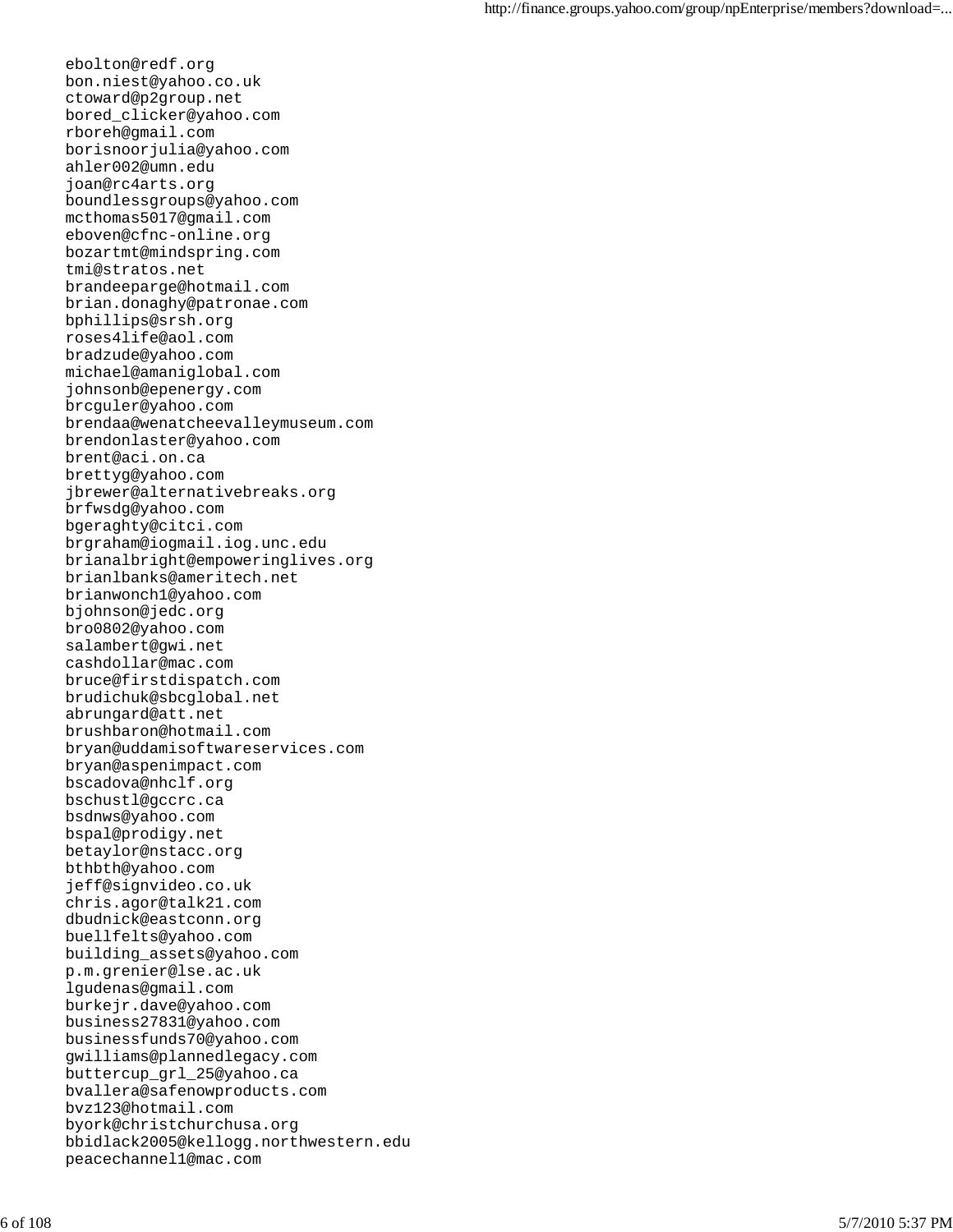ebolton@redf.org
bon.niest@yahoo.co.uk
ctoward@p2group.net
bored_clicker@yahoo.com
rboreh@gmail.com
borisnoorjulia@yahoo.com
ahler002@umn.edu
joan@rc4arts.org
boundlessgroups@yahoo.com
mcthomas5017@gmail.com
eboven@cfnc-online.org
bozartmt@mindspring.com
tmi@stratos.net
brandeeparge@hotmail.com
brian.donaghy@patronae.com
bphillips@srsh.org
roses4life@aol.com
bradzude@yahoo.com
michael@amaniglobal.com
johnsonb@epenergy.com
brcguler@yahoo.com
brendaa@wenatcheevalleymuseum.com
brendonlaster@yahoo.com
brent@aci.on.ca
brettyg@yahoo.com
jbrewer@alternativebreaks.org
brfwsdg@yahoo.com
bgeraghty@citci.com
brgraham@iogmail.iog.unc.edu
brianalbright@empoweringlives.org
brianlbanks@ameritech.net
brianwonch1@yahoo.com
bjohnson@jedc.org
bro0802@yahoo.com
salambert@gwi.net
cashdollar@mac.com
bruce@firstdispatch.com
brudichuk@sbcglobal.net
abrungard@att.net
brushbaron@hotmail.com
bryan@uddamisoftwareservices.com
bryan@aspenimpact.com
bscadova@nhclf.org
bschustl@gccrc.ca
bsdnws@yahoo.com
bspal@prodigy.net
betaylor@nstacc.org
bthbth@yahoo.com
jeff@signvideo.co.uk
chris.agor@talk21.com
dbudnick@eastconn.org
buellfelts@yahoo.com
building_assets@yahoo.com
p.m.grenier@lse.ac.uk
lgudenas@gmail.com
burkejr.dave@yahoo.com
business27831@yahoo.com
businessfunds70@yahoo.com
gwilliams@plannedlegacy.com
buttercup_grl_25@yahoo.ca
bvallera@safenowproducts.com
bvz123@hotmail.com
byork@christchurchusa.org
bbidlack2005@kellogg.northwestern.edu
peacechannel1@mac.com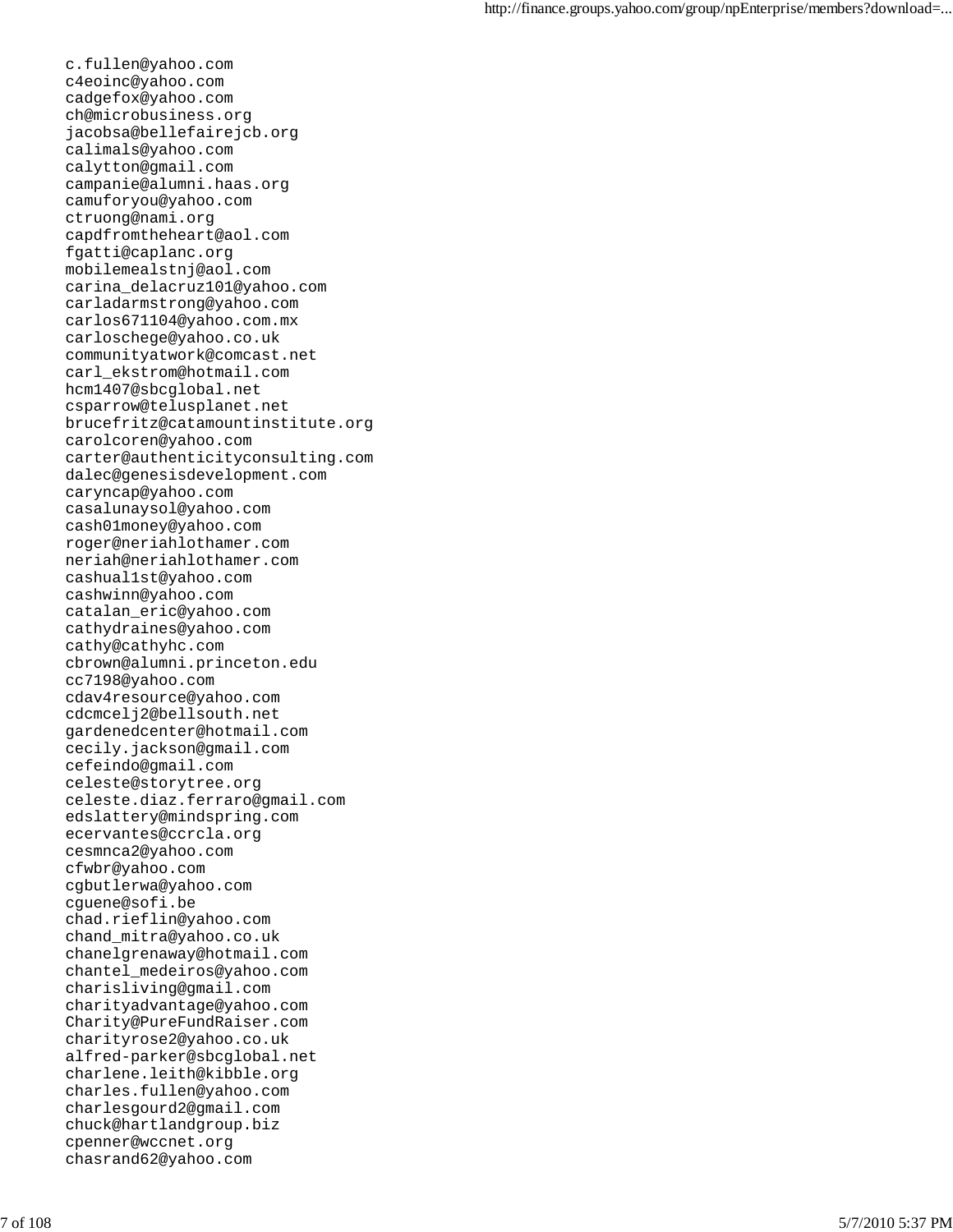c.fullen@yahoo.com
c4eoinc@yahoo.com
cadgefox@yahoo.com
ch@microbusiness.org
jacobsa@bellefairejcb.org
calimals@yahoo.com
calytton@gmail.com
campanie@alumni.haas.org
camuforyou@yahoo.com
ctruong@nami.org
capdfromtheheart@aol.com
fgatti@caplanc.org
mobilemealstnj@aol.com
carina_delacruz101@yahoo.com
carladarmstrong@yahoo.com
carlos671104@yahoo.com.mx
carloschege@yahoo.co.uk
communityatwork@comcast.net
carl_ekstrom@hotmail.com
hcm1407@sbcglobal.net
csparrow@telusplanet.net
brucefritz@catamountinstitute.org
carolcoren@yahoo.com
carter@authenticityconsulting.com
dalec@genesisdevelopment.com
caryncap@yahoo.com
casalunaysol@yahoo.com
cash01money@yahoo.com
roger@neriahlothamer.com
neriah@neriahlothamer.com
cashual1st@yahoo.com
cashwinn@yahoo.com
catalan_eric@yahoo.com
cathydraines@yahoo.com
cathy@cathyhc.com
cbrown@alumni.princeton.edu
cc7198@yahoo.com
cdav4resource@yahoo.com
cdcmcelj2@bellsouth.net
gardenedcenter@hotmail.com
cecily.jackson@gmail.com
cefeindo@gmail.com
celeste@storytree.org
celeste.diaz.ferraro@gmail.com
edslattery@mindspring.com
ecervantes@ccrcla.org
cesmnca2@yahoo.com
cfwbr@yahoo.com
cgbutlerwa@yahoo.com
cguene@sofi.be
chad.rieflin@yahoo.com
chand_mitra@yahoo.co.uk
chanelgrenaway@hotmail.com
chantel_medeiros@yahoo.com
charisliving@gmail.com
charityadvantage@yahoo.com
Charity@PureFundRaiser.com
charityrose2@yahoo.co.uk
alfred-parker@sbcglobal.net
charlene.leith@kibble.org
charles.fullen@yahoo.com
charlesgourd2@gmail.com
chuck@hartlandgroup.biz
cpenner@wccnet.org
chasrand62@yahoo.com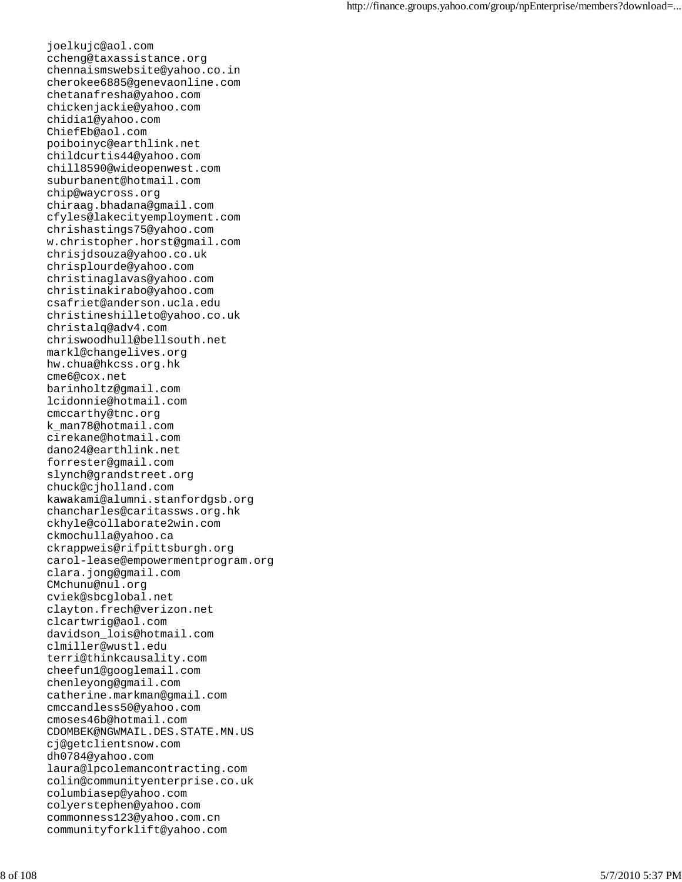joelkujc@aol.com
ccheng@taxassistance.org
chennaismswebsite@yahoo.co.in
cherokee6885@genevaonline.com
chetanafresha@yahoo.com
chickenjackie@yahoo.com
chidia1@yahoo.com
ChiefEb@aol.com
poiboinyc@earthlink.net
childcurtis44@yahoo.com
chill8590@wideopenwest.com
suburbanent@hotmail.com
chip@waycross.org
chiraag.bhadana@gmail.com
cfyles@lakecityemployment.com
chrishastings75@yahoo.com
w.christopher.horst@gmail.com
chrisjdsouza@yahoo.co.uk
chrisplourde@yahoo.com
christinaglavas@yahoo.com
christinakirabo@yahoo.com
csafriet@anderson.ucla.edu
christineshilleto@yahoo.co.uk
christalq@adv4.com
chriswoodhull@bellsouth.net
markl@changelives.org
hw.chua@hkcss.org.hk
cme6@cox.net
barinholtz@gmail.com
lcidonnie@hotmail.com
cmccarthy@tnc.org
k_man78@hotmail.com
cirekane@hotmail.com
dano24@earthlink.net
forrester@gmail.com
slynch@grandstreet.org
chuck@cjholland.com
kawakami@alumni.stanfordgsb.org
chancharles@caritassws.org.hk
ckhyle@collaborate2win.com
ckmochulla@yahoo.ca
ckrappweis@rifpittsburgh.org
carol-lease@empowermentprogram.org
clara.jong@gmail.com
CMchunu@nul.org
cviek@sbcglobal.net
clayton.frech@verizon.net
clcartwrig@aol.com
davidson_lois@hotmail.com
clmiller@wustl.edu
terri@thinkcausality.com
cheefun1@googlemail.com
chenleyong@gmail.com
catherine.markman@gmail.com
cmccandless50@yahoo.com
cmoses46b@hotmail.com
CDOMBEK@NGWMAIL.DES.STATE.MN.US
cj@getclientsnow.com
dh0784@yahoo.com
laura@lpcolemancontracting.com
colin@communityenterprise.co.uk
columbiasep@yahoo.com
colyerstephen@yahoo.com
commonness123@yahoo.com.cn
communityforklift@yahoo.com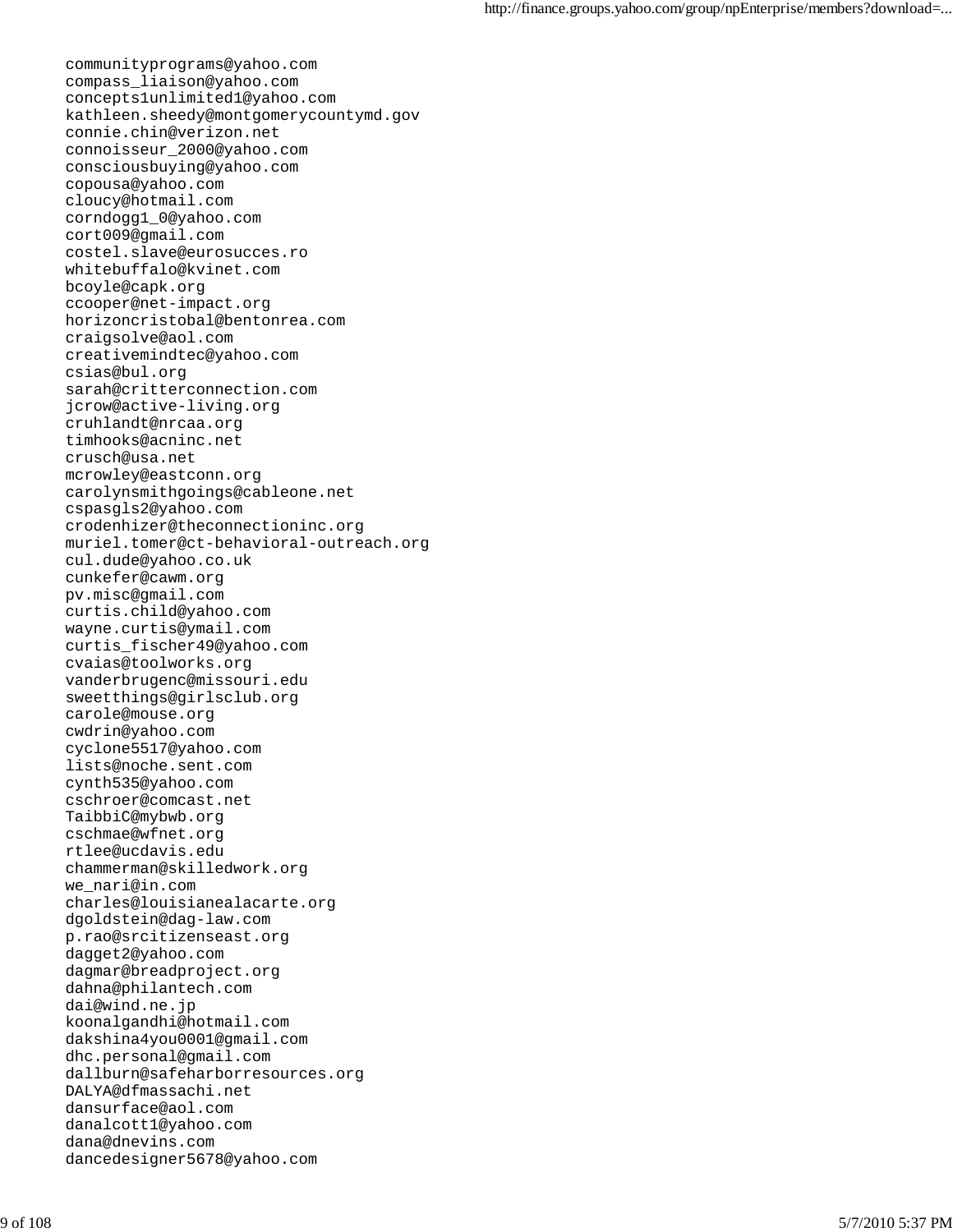communityprograms@yahoo.com
compass_liaison@yahoo.com
concepts1unlimited1@yahoo.com
kathleen.sheedy@montgomerycountymd.gov
connie.chin@verizon.net
connoisseur_2000@yahoo.com
consciousbuying@yahoo.com
copousa@yahoo.com
cloucy@hotmail.com
corndogg1_0@yahoo.com
cort009@gmail.com
costel.slave@eurosucces.ro
whitebuffalo@kvinet.com
bcoyle@capk.org
ccooper@net-impact.org
horizoncristobal@bentonrea.com
craigsolve@aol.com
creativemindtec@yahoo.com
csias@bul.org
sarah@critterconnection.com
jcrow@active-living.org
cruhlandt@nrcaa.org
timhooks@acninc.net
crusch@usa.net
mcrowley@eastconn.org
carolynsmithgoings@cableone.net
cspasgls2@yahoo.com
crodenhizer@theconnectioninc.org
muriel.tomer@ct-behavioral-outreach.org
cul.dude@yahoo.co.uk
cunkefer@cawm.org
pv.misc@gmail.com
curtis.child@yahoo.com
wayne.curtis@ymail.com
curtis_fischer49@yahoo.com
cvaias@toolworks.org
vanderbrugenc@missouri.edu
sweetthings@girlsclub.org
carole@mouse.org
cwdrin@yahoo.com
cyclone5517@yahoo.com
lists@noche.sent.com
cynth535@yahoo.com
cschroer@comcast.net
TaibbiC@mybwb.org
cschmae@wfnet.org
rtlee@ucdavis.edu
chammerman@skilledwork.org
we_nari@in.com
charles@louisianealacarte.org
dgoldstein@dag-law.com
p.rao@srcitizenseast.org
dagget2@yahoo.com
dagmar@breadproject.org
dahna@philantech.com
dai@wind.ne.jp
koonalgandhi@hotmail.com
dakshina4you0001@gmail.com
dhc.personal@gmail.com
dallburn@safeharborresources.org
DALYA@dfmassachi.net
dansurface@aol.com
danalcott1@yahoo.com
dana@dnevins.com
dancedesigner5678@yahoo.com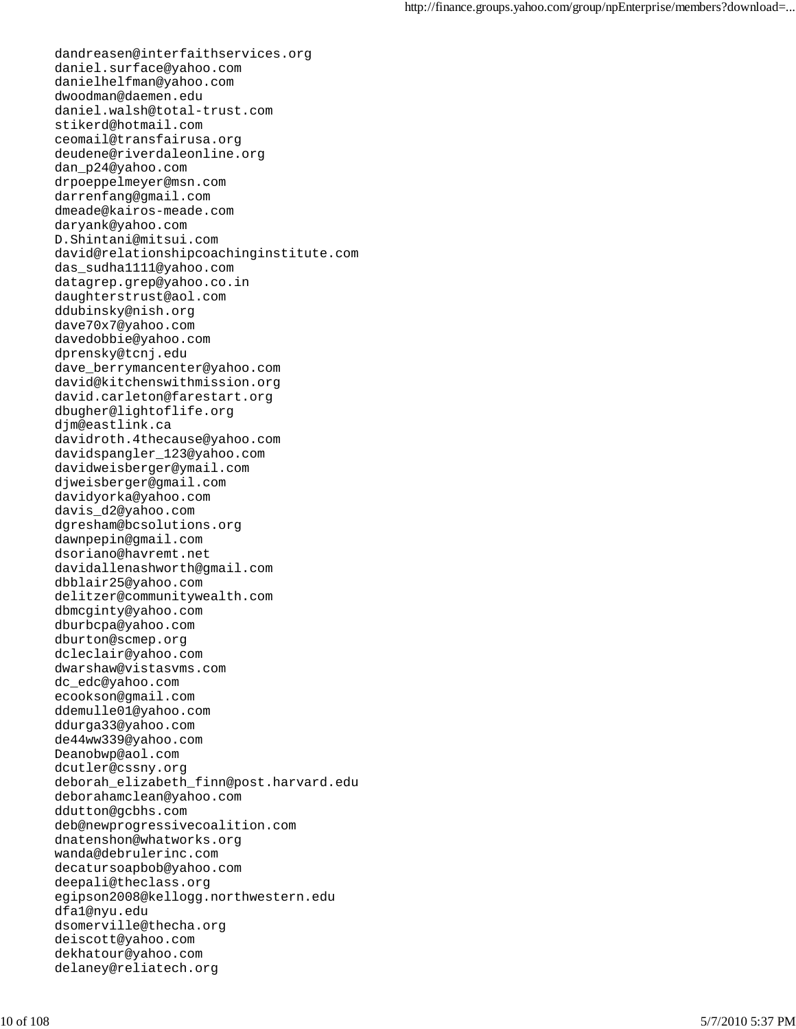dandreasen@interfaithservices.org
daniel.surface@yahoo.com
danielhelfman@yahoo.com
dwoodman@daemen.edu
daniel.walsh@total-trust.com
stikerd@hotmail.com
ceomail@transfairusa.org
deudene@riverdaleonline.org
dan_p24@yahoo.com
drpoeppelmeyer@msn.com
darrenfang@gmail.com
dmeade@kairos-meade.com
daryank@yahoo.com
D.Shintani@mitsui.com
david@relationshipcoachinginstitute.com
das_sudha1111@yahoo.com
datagrep.grep@yahoo.co.in
daughterstrust@aol.com
ddubinsky@nish.org
dave70x7@yahoo.com
davedobbie@yahoo.com
dprensky@tcnj.edu
dave_berrymancenter@yahoo.com
david@kitchenswithmission.org
david.carleton@farestart.org
dbugher@lightoflife.org
djm@eastlink.ca
davidroth.4thecause@yahoo.com
davidspangler_123@yahoo.com
davidweisberger@ymail.com
djweisberger@gmail.com
davidyorka@yahoo.com
davis_d2@yahoo.com
dgresham@bcsolutions.org
dawnpepin@gmail.com
dsoriano@havremt.net
davidallenashworth@gmail.com
dbblair25@yahoo.com
delitzer@communitywealth.com
dbmcginty@yahoo.com
dburbcpa@yahoo.com
dburton@scmep.org
dcleclair@yahoo.com
dwarshaw@vistasvms.com
dc_edc@yahoo.com
ecookson@gmail.com
ddemulle01@yahoo.com
ddurga33@yahoo.com
de44ww339@yahoo.com
Deanobwp@aol.com
dcutler@cssny.org
deborah_elizabeth_finn@post.harvard.edu
deborahamclean@yahoo.com
ddutton@gcbhs.com
deb@newprogressivecoalition.com
dnatenshon@whatworks.org
wanda@debrulerinc.com
decatursoapbob@yahoo.com
deepali@theclass.org
egipson2008@kellogg.northwestern.edu
dfa1@nyu.edu
dsomerville@thecha.org
deiscott@yahoo.com
dekhatour@yahoo.com
delaney@reliatech.org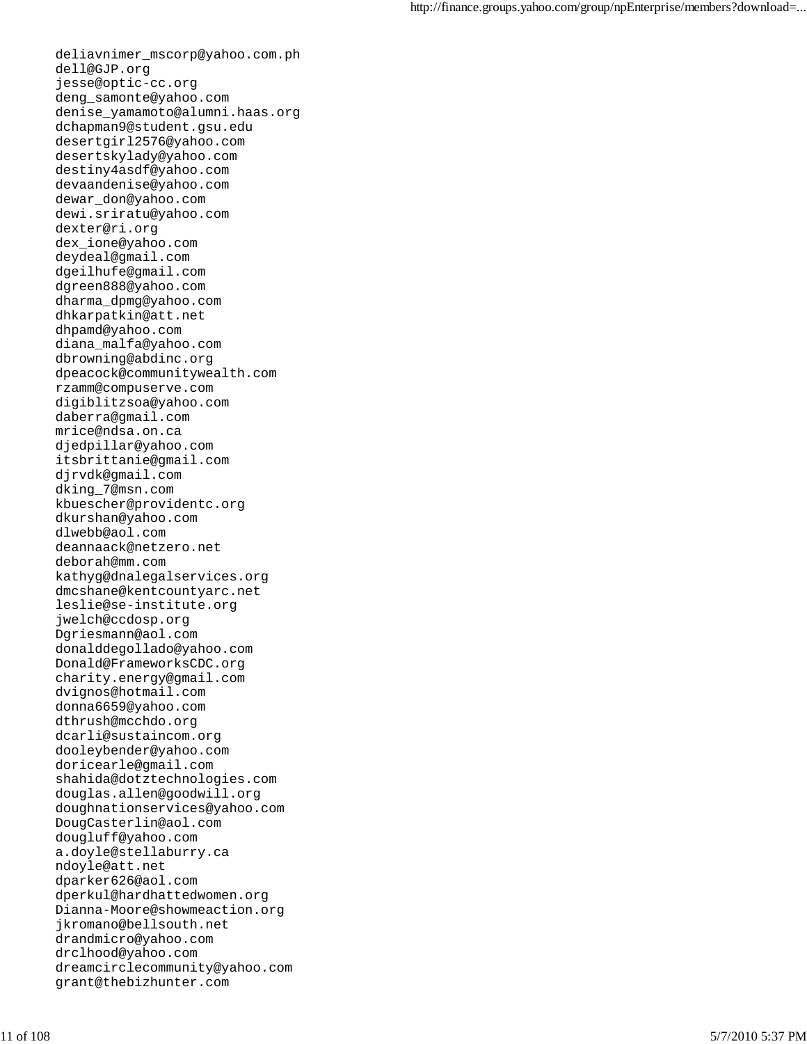deliavnimer_mscorp@yahoo.com.ph
dell@GJP.org
jesse@optic-cc.org
deng_samonte@yahoo.com
denise_yamamoto@alumni.haas.org
dchapman9@student.gsu.edu
desertgirl2576@yahoo.com
desertskylady@yahoo.com
destiny4asdf@yahoo.com
devaandenise@yahoo.com
dewar_don@yahoo.com
dewi.sriratu@yahoo.com
dexter@ri.org
dex_ione@yahoo.com
deydeal@gmail.com
dgeilhufe@gmail.com
dgreen888@yahoo.com
dharma_dpmg@yahoo.com
dhkarpatkin@att.net
dhpamd@yahoo.com
diana_malfa@yahoo.com
dbrowning@abdinc.org
dpeacock@communitywealth.com
rzamm@compuserve.com
digiblitzsoa@yahoo.com
daberra@gmail.com
mrice@ndsa.on.ca
djedpillar@yahoo.com
itsbrittanie@gmail.com
djrvdk@gmail.com
dking_7@msn.com
kbuescher@providentc.org
dkurshan@yahoo.com
dlwebb@aol.com
deannaack@netzero.net
deborah@mm.com
kathyg@dnalegalservices.org
dmcshane@kentcountyarc.net
leslie@se-institute.org
jwelch@ccdosp.org
Dgriesmann@aol.com
donalddegollado@yahoo.com
Donald@FrameworksCDC.org
charity.energy@gmail.com
dvignos@hotmail.com
donna6659@yahoo.com
dthrush@mcchdo.org
dcarli@sustaincom.org
dooleybender@yahoo.com
doricearle@gmail.com
shahida@dotztechnologies.com
douglas.allen@goodwill.org
doughnationservices@yahoo.com
DougCasterlin@aol.com
dougluff@yahoo.com
a.doyle@stellaburry.ca
ndoyle@att.net
dparker626@aol.com
dperkul@hardhattedwomen.org
Dianna-Moore@showmeaction.org
jkromano@bellsouth.net
drandmicro@yahoo.com
drclhood@yahoo.com
dreamcirclecommunity@yahoo.com
grant@thebizhunter.com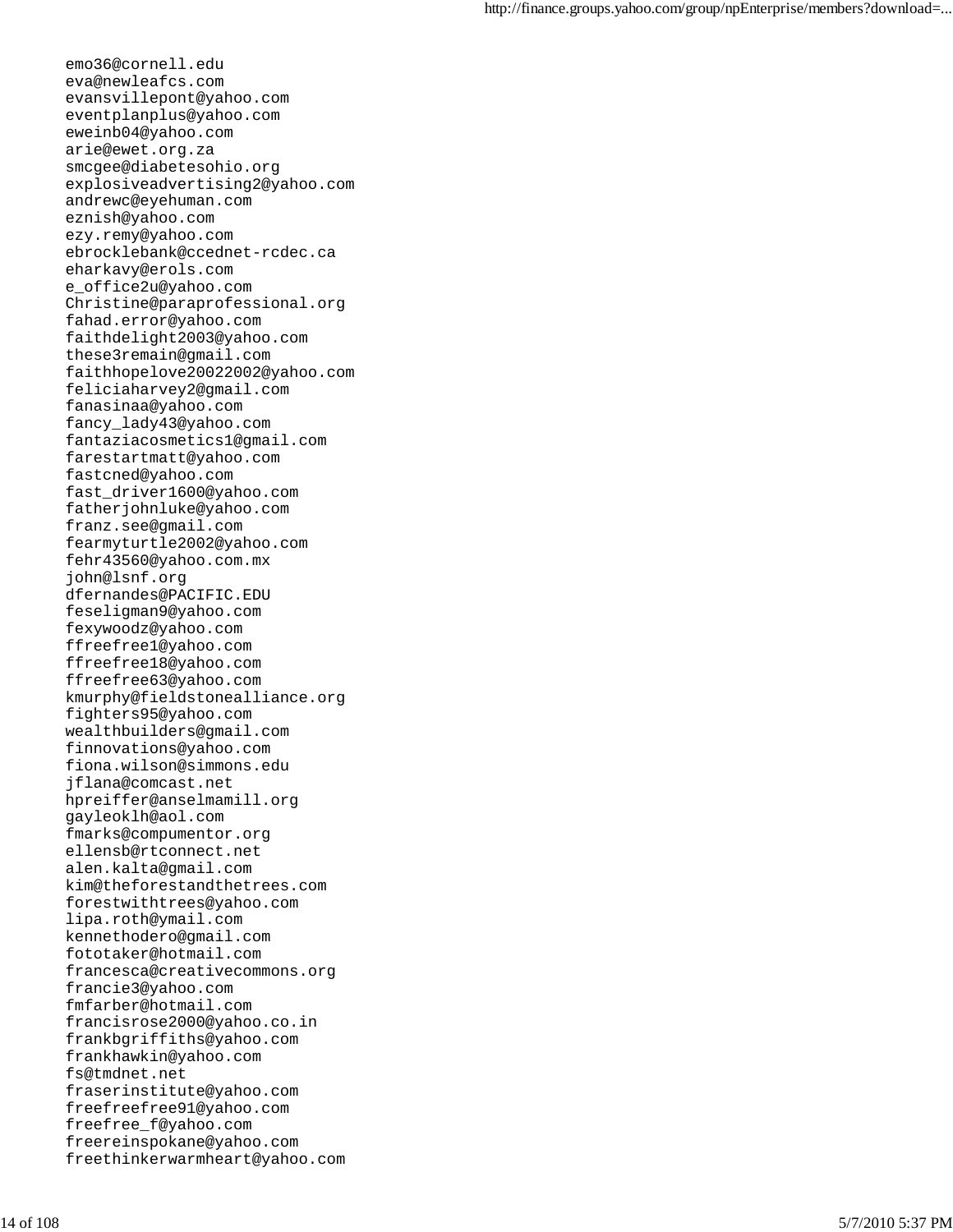emo36@cornell.edu
eva@newleafcs.com
evansvillepont@yahoo.com
eventplanplus@yahoo.com
eweinb04@yahoo.com
arie@ewet.org.za
smcgee@diabetesohio.org
explosiveadvertising2@yahoo.com
andrewc@eyehuman.com
eznish@yahoo.com
ezy.remy@yahoo.com
ebrocklebank@ccednet-rcdec.ca
eharkavy@erols.com
e_office2u@yahoo.com
Christine@paraprofessional.org
fahad.error@yahoo.com
faithdelight2003@yahoo.com
these3remain@gmail.com
faithhopelove20022002@yahoo.com
feliciaharvey2@gmail.com
fanasinaa@yahoo.com
fancy_lady43@yahoo.com
fantaziacosmetics1@gmail.com
farestartmatt@yahoo.com
fastcned@yahoo.com
fast_driver1600@yahoo.com
fatherjohnluke@yahoo.com
franz.see@gmail.com
fearmyturtle2002@yahoo.com
fehr43560@yahoo.com.mx
john@lsnf.org
dfernandes@PACIFIC.EDU
feseligman9@yahoo.com
fexywoodz@yahoo.com
ffreefree1@yahoo.com
ffreefree18@yahoo.com
ffreefree63@yahoo.com
kmurphy@fieldstonealliance.org
fighters95@yahoo.com
wealthbuilders@gmail.com
finnovations@yahoo.com
fiona.wilson@simmons.edu
jflana@comcast.net
hpreiffer@anselmamill.org
gayleoklh@aol.com
fmarks@compumentor.org
ellensb@rtconnect.net
alen.kalta@gmail.com
kim@theforestandthetrees.com
forestwithtrees@yahoo.com
lipa.roth@ymail.com
kennethodero@gmail.com
fototaker@hotmail.com
francesca@creativecommons.org
francie3@yahoo.com
fmfarber@hotmail.com
francisrose2000@yahoo.co.in
frankbgriffiths@yahoo.com
frankhawkin@yahoo.com
fs@tmdnet.net
fraserinstitute@yahoo.com
freefreefree91@yahoo.com
freefree_f@yahoo.com
freereinspokane@yahoo.com
freethinkerwarmheart@yahoo.com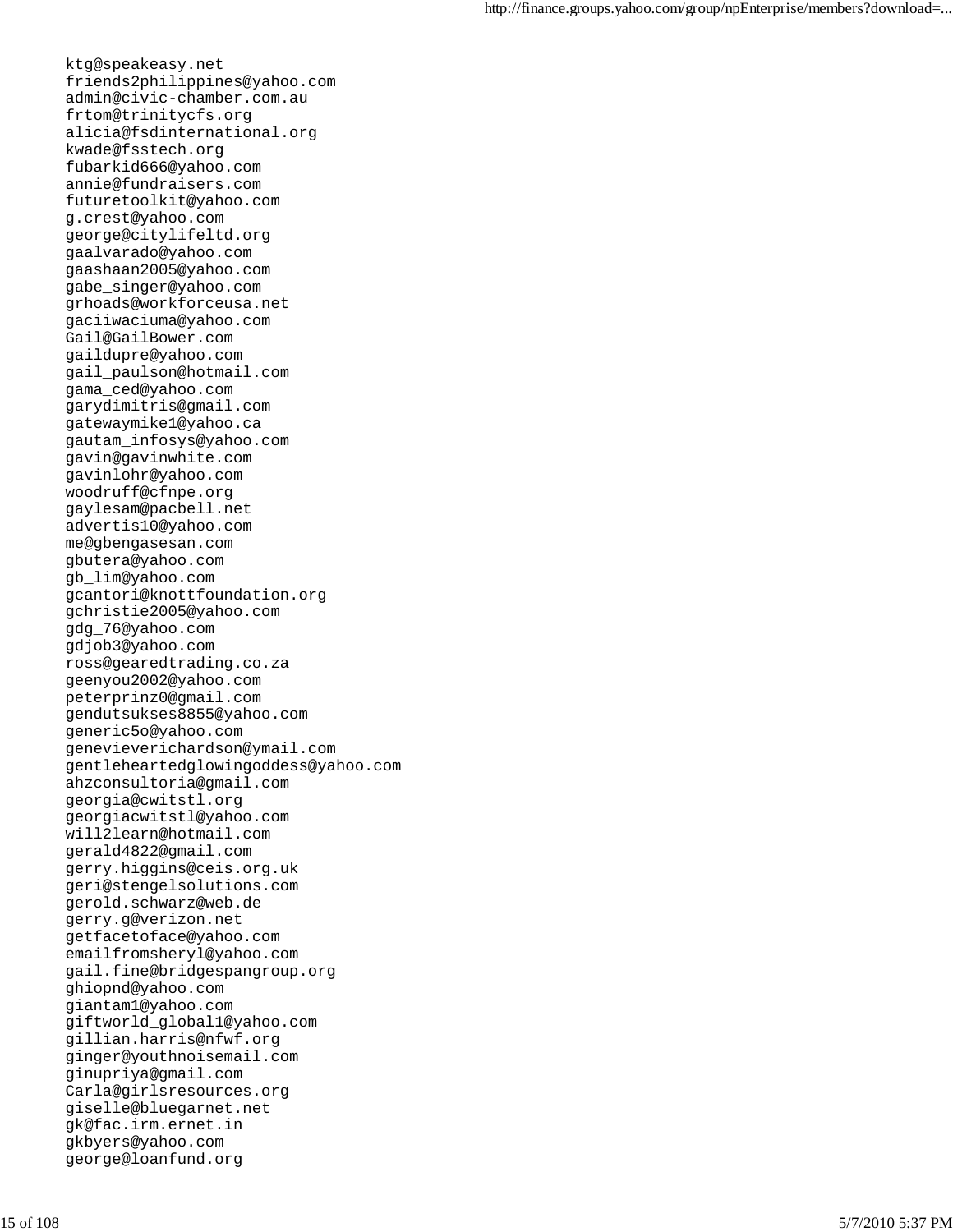ktg@speakeasy.net
friends2philippines@yahoo.com
admin@civic-chamber.com.au
frtom@trinitycfs.org
alicia@fsdinternational.org
kwade@fsstech.org
fubarkid666@yahoo.com
annie@fundraisers.com
futuretoolkit@yahoo.com
g.crest@yahoo.com
george@citylifeltd.org
gaalvarado@yahoo.com
gaashaan2005@yahoo.com
gabe_singer@yahoo.com
grhoads@workforceusa.net
gaciiwaciuma@yahoo.com
Gail@GailBower.com
gaildupre@yahoo.com
gail_paulson@hotmail.com
gama_ced@yahoo.com
garydimitris@gmail.com
gatewaymike1@yahoo.ca
gautam_infosys@yahoo.com
gavin@gavinwhite.com
gavinlohr@yahoo.com
woodruff@cfnpe.org
gaylesam@pacbell.net
advertis10@yahoo.com
me@gbengasesan.com
gbutera@yahoo.com
gb_lim@yahoo.com
gcantori@knottfoundation.org
gchristie2005@yahoo.com
gdg_76@yahoo.com
gdjob3@yahoo.com
ross@gearedtrading.co.za
geenyou2002@yahoo.com
peterprinz0@gmail.com
gendutsukses8855@yahoo.com
generic5o@yahoo.com
genevieverichardson@ymail.com
gentleheartedglowingoddess@yahoo.com
ahzconsultoria@gmail.com
georgia@cwitstl.org
georgiacwitstl@yahoo.com
will2learn@hotmail.com
gerald4822@gmail.com
gerry.higgins@ceis.org.uk
geri@stengelsolutions.com
gerold.schwarz@web.de
gerry.g@verizon.net
getfacetoface@yahoo.com
emailfromsheryl@yahoo.com
gail.fine@bridgespangroup.org
ghiopnd@yahoo.com
giantam1@yahoo.com
giftworld_global1@yahoo.com
gillian.harris@nfwf.org
ginger@youthnoisemail.com
ginupriya@gmail.com
Carla@girlsresources.org
giselle@bluegarnet.net
gk@fac.irm.ernet.in
gkbyers@yahoo.com
george@loanfund.org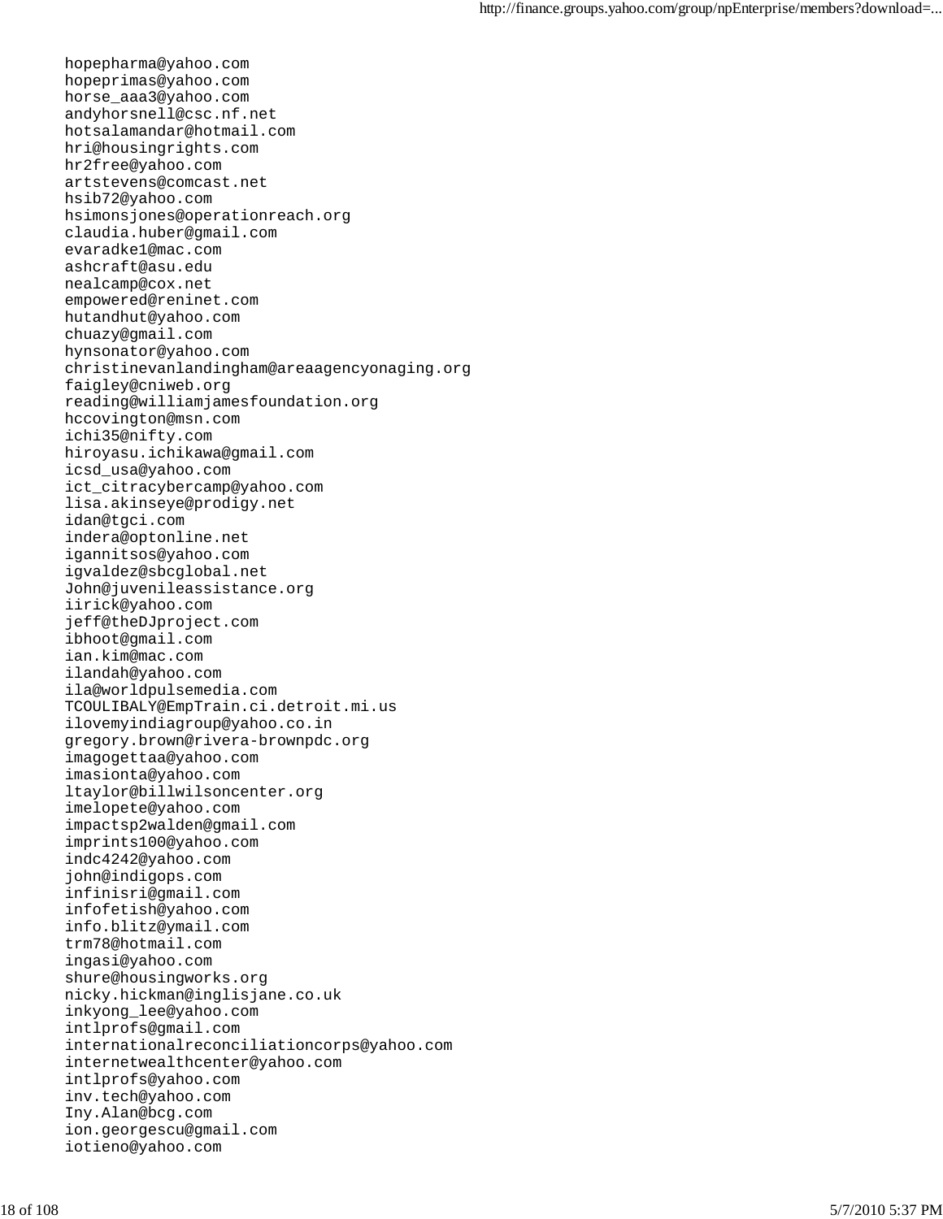hopepharma@yahoo.com
hopeprimas@yahoo.com
horse_aaa3@yahoo.com
andyhorsnell@csc.nf.net
hotsalamandar@hotmail.com
hri@housingrights.com
hr2free@yahoo.com
artstevens@comcast.net
hsib72@yahoo.com
hsimonsjones@operationreach.org
claudia.huber@gmail.com
evaradke1@mac.com
ashcraft@asu.edu
nealcamp@cox.net
empowered@reninet.com
hutandhut@yahoo.com
chuazy@gmail.com
hynsonator@yahoo.com
christinevanlandingham@areaagencyonaging.org
faigley@cniweb.org
reading@williamjamesfoundation.org
hccovington@msn.com
ichi35@nifty.com
hiroyasu.ichikawa@gmail.com
icsd_usa@yahoo.com
ict_citracybercamp@yahoo.com
lisa.akinseye@prodigy.net
idan@tgci.com
indera@optonline.net
igannitsos@yahoo.com
igvaldez@sbcglobal.net
John@juvenileassistance.org
iirick@yahoo.com
jeff@theDJproject.com
ibhoot@gmail.com
ian.kim@mac.com
ilandah@yahoo.com
ila@worldpulsemedia.com
TCOULIBALY@EmpTrain.ci.detroit.mi.us
ilovemyindiagroup@yahoo.co.in
gregory.brown@rivera-brownpdc.org
imagogettaa@yahoo.com
imasionta@yahoo.com
ltaylor@billwilsoncenter.org
imelopete@yahoo.com
impactsp2walden@gmail.com
imprints100@yahoo.com
indc4242@yahoo.com
john@indigops.com
infinisri@gmail.com
infofetish@yahoo.com
info.blitz@ymail.com
trm78@hotmail.com
ingasi@yahoo.com
shure@housingworks.org
nicky.hickman@inglisjane.co.uk
inkyong_lee@yahoo.com
intlprofs@gmail.com
internationalreconciliationcorps@yahoo.com
internetwealthcenter@yahoo.com
intlprofs@yahoo.com
inv.tech@yahoo.com
Iny.Alan@bcg.com
ion.georgescu@gmail.com
iotieno@yahoo.com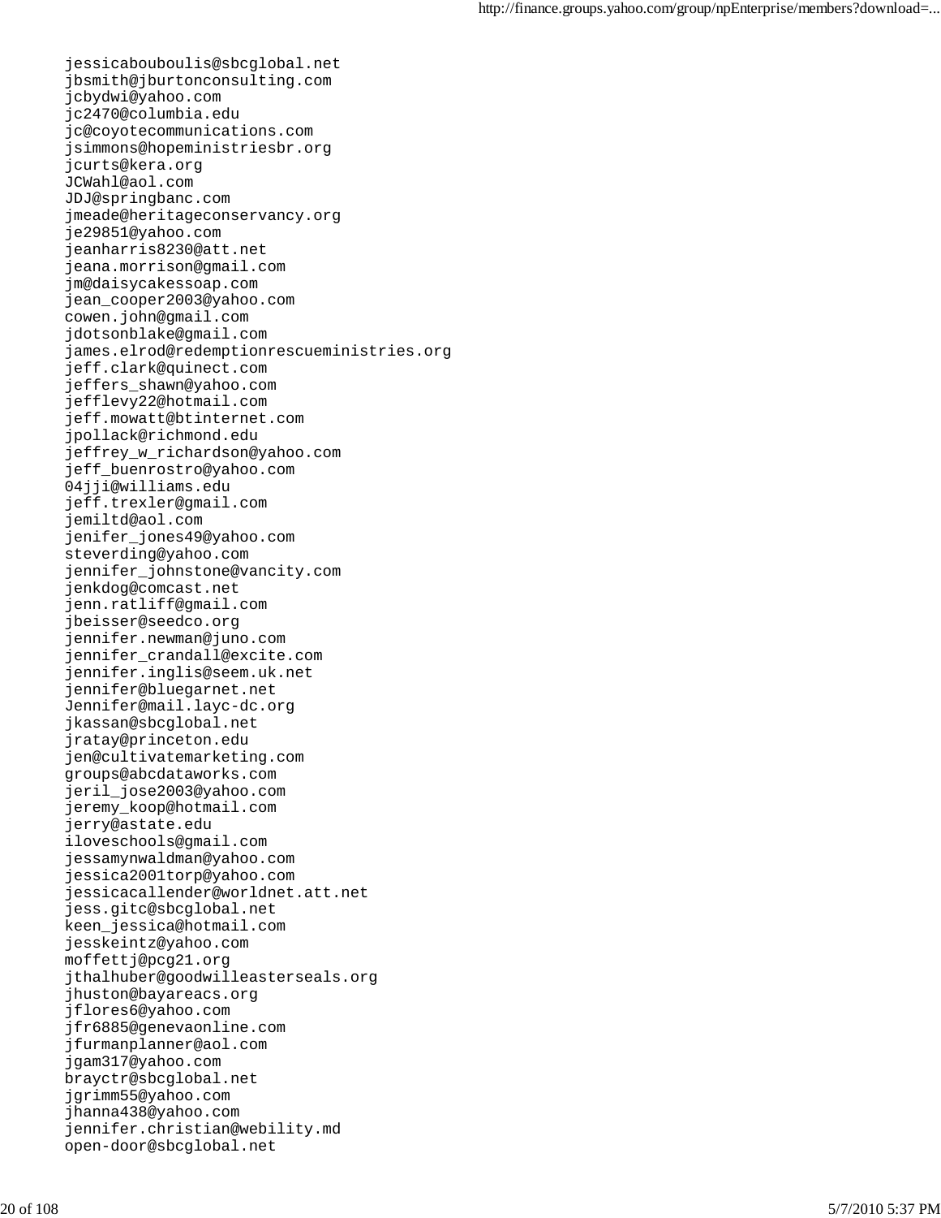jessicabouboulis@sbcglobal.net
jbsmith@jburtonconsulting.com
jcbydwi@yahoo.com
jc2470@columbia.edu
jc@coyotecommunications.com
jsimmons@hopeministriesbr.org
jcurts@kera.org
JCWahl@aol.com
JDJ@springbanc.com
jmeade@heritageconservancy.org
je29851@yahoo.com
jeanharris8230@att.net
jeana.morrison@gmail.com
jm@daisycakessoap.com
jean_cooper2003@yahoo.com
cowen.john@gmail.com
jdotsonblake@gmail.com
james.elrod@redemptionrescueministries.org
jeff.clark@quinect.com
jeffers_shawn@yahoo.com
jefflevy22@hotmail.com
jeff.mowatt@btinternet.com
jpollack@richmond.edu
jeffrey_w_richardson@yahoo.com
jeff_buenrostro@yahoo.com
04jji@williams.edu
jeff.trexler@gmail.com
jemiltd@aol.com
jenifer_jones49@yahoo.com
steverding@yahoo.com
jennifer_johnstone@vancity.com
jenkdog@comcast.net
jenn.ratliff@gmail.com
jbeisser@seedco.org
jennifer.newman@juno.com
jennifer_crandall@excite.com
jennifer.inglis@seem.uk.net
jennifer@bluegarnet.net
Jennifer@mail.layc-dc.org
jkassan@sbcglobal.net
jratay@princeton.edu
jen@cultivatemarketing.com
groups@abcdataworks.com
jeril_jose2003@yahoo.com
jeremy_koop@hotmail.com
jerry@astate.edu
iloveschools@gmail.com
jessamynwaldman@yahoo.com
jessica2001torp@yahoo.com
jessicacallender@worldnet.att.net
jess.gitc@sbcglobal.net
keen_jessica@hotmail.com
jesskeintz@yahoo.com
moffettj@pcg21.org
jthalhuber@goodwilleasterseals.org
jhuston@bayareacs.org
jflores6@yahoo.com
jfr6885@genevaonline.com
jfurmanplanner@aol.com
jgam317@yahoo.com
brayctr@sbcglobal.net
jgrimm55@yahoo.com
jhanna438@yahoo.com
jennifer.christian@webility.md
open-door@sbcglobal.net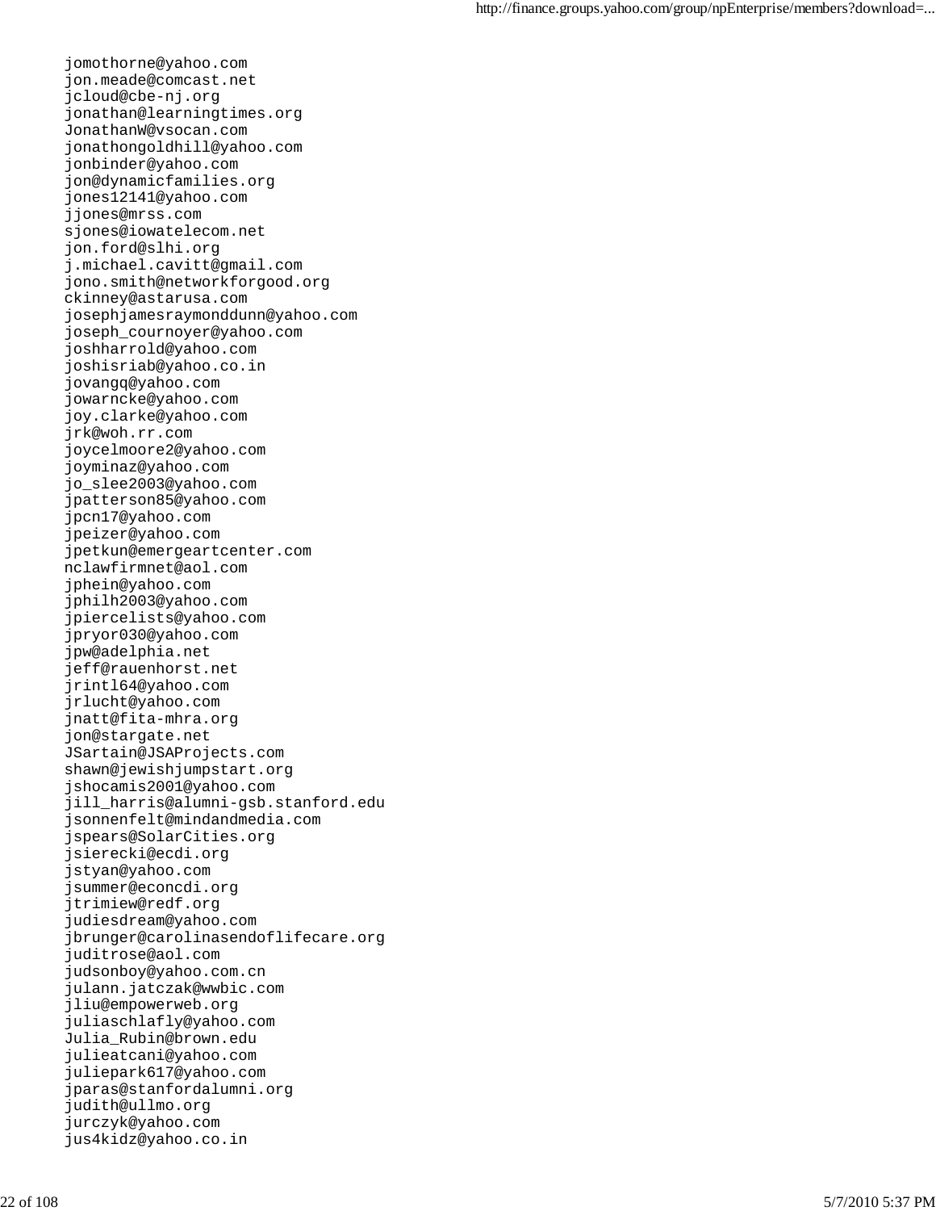jomothorne@yahoo.com
jon.meade@comcast.net
jcloud@cbe-nj.org
jonathan@learningtimes.org
JonathanW@vsocan.com
jonathongoldhill@yahoo.com
jonbinder@yahoo.com
jon@dynamicfamilies.org
jones12141@yahoo.com
jjones@mrss.com
sjones@iowatelecom.net
jon.ford@slhi.org
j.michael.cavitt@gmail.com
jono.smith@networkforgood.org
ckinney@astarusa.com
josephjamesraymonddunn@yahoo.com
joseph_cournoyer@yahoo.com
joshharrold@yahoo.com
joshisriab@yahoo.co.in
jovangq@yahoo.com
jowarncke@yahoo.com
joy.clarke@yahoo.com
jrk@woh.rr.com
joycelmoore2@yahoo.com
joyminaz@yahoo.com
jo_slee2003@yahoo.com
jpatterson85@yahoo.com
jpcn17@yahoo.com
jpeizer@yahoo.com
jpetkun@emergeartcenter.com
nclawfirmnet@aol.com
jphein@yahoo.com
jphilh2003@yahoo.com
jpiercelists@yahoo.com
jpryor030@yahoo.com
jpw@adelphia.net
jeff@rauenhorst.net
jrintl64@yahoo.com
jrlucht@yahoo.com
jnatt@fita-mhra.org
jon@stargate.net
JSartain@JSAProjects.com
shawn@jewishjumpstart.org
jshocamis2001@yahoo.com
jill_harris@alumni-gsb.stanford.edu
jsonnenfelt@mindandmedia.com
jspears@SolarCities.org
jsierecki@ecdi.org
jstyan@yahoo.com
jsummer@econcdi.org
jtrimiew@redf.org
judiesdream@yahoo.com
jbrunger@carolinasendoflifecare.org
juditrose@aol.com
judsonboy@yahoo.com.cn
julann.jatczak@wwbic.com
jliu@empowerweb.org
juliaschlafly@yahoo.com
Julia_Rubin@brown.edu
julieatcani@yahoo.com
juliepark617@yahoo.com
jparas@stanfordalumni.org
judith@ullmo.org
jurczyk@yahoo.com
jus4kidz@yahoo.co.in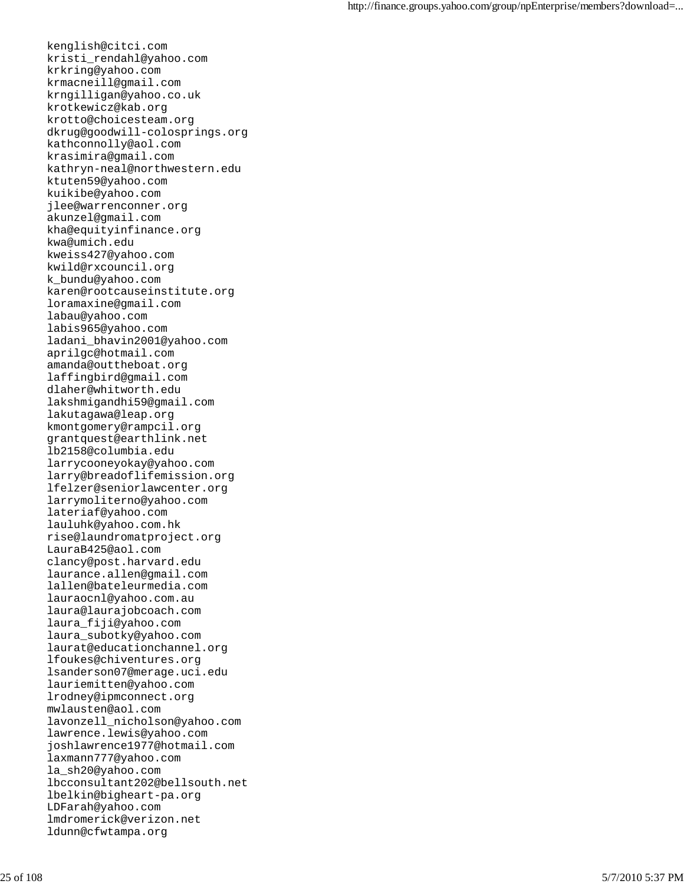kenglish@citci.com
kristi_rendahl@yahoo.com
krkring@yahoo.com
krmacneill@gmail.com
krngilligan@yahoo.co.uk
krotkewicz@kab.org
krotto@choicesteam.org
dkrug@goodwill-colosprings.org
kathconnolly@aol.com
krasimira@gmail.com
kathryn-neal@northwestern.edu
ktuten59@yahoo.com
kuikibe@yahoo.com
jlee@warrenconner.org
akunzel@gmail.com
kha@equityinfinance.org
kwa@umich.edu
kweiss427@yahoo.com
kwild@rxcouncil.org
k_bundu@yahoo.com
karen@rootcauseinstitute.org
loramaxine@gmail.com
labau@yahoo.com
labis965@yahoo.com
ladani_bhavin2001@yahoo.com
aprilgc@hotmail.com
amanda@outtheboat.org
laffingbird@gmail.com
dlaher@whitworth.edu
lakshmigandhi59@gmail.com
lakutagawa@leap.org
kmontgomery@rampcil.org
grantquest@earthlink.net
lb2158@columbia.edu
larrycooneyokay@yahoo.com
larry@breadoflifemission.org
lfelzer@seniorlawcenter.org
larrymoliterno@yahoo.com
lateriaf@yahoo.com
lauluhk@yahoo.com.hk
rise@laundromatproject.org
LauraB425@aol.com
clancy@post.harvard.edu
laurance.allen@gmail.com
lallen@bateleurmedia.com
lauraocnl@yahoo.com.au
laura@laurajobcoach.com
laura_fiji@yahoo.com
laura_subotky@yahoo.com
laurat@educationchannel.org
lfoukes@chiventures.org
lsanderson07@merage.uci.edu
lauriemitten@yahoo.com
lrodney@ipmconnect.org
mwlausten@aol.com
lavonzell_nicholson@yahoo.com
lawrence.lewis@yahoo.com
joshlawrence1977@hotmail.com
laxmann777@yahoo.com
la_sh20@yahoo.com
lbcconsultant202@bellsouth.net
lbelkin@bigheart-pa.org
LDFarah@yahoo.com
lmdromerick@verizon.net
ldunn@cfwtampa.org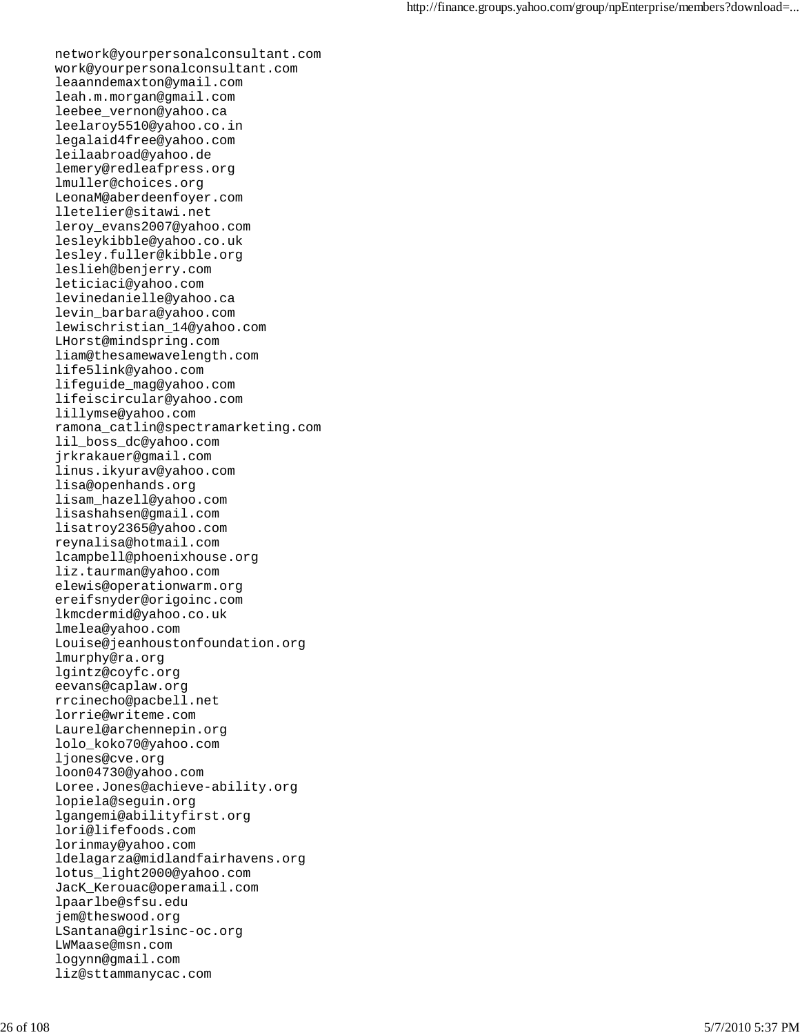network@yourpersonalconsultant.com
work@yourpersonalconsultant.com
leaanndemaxton@ymail.com
leah.m.morgan@gmail.com
leebee_vernon@yahoo.ca
leelaroy5510@yahoo.co.in
legalaid4free@yahoo.com
leilaabroad@yahoo.de
lemery@redleafpress.org
lmuller@choices.org
LeonaM@aberdeenfoyer.com
lletelier@sitawi.net
leroy_evans2007@yahoo.com
lesleykibble@yahoo.co.uk
lesley.fuller@kibble.org
leslieh@benjerry.com
leticiaci@yahoo.com
levinedanielle@yahoo.ca
levin_barbara@yahoo.com
lewischristian_14@yahoo.com
LHorst@mindspring.com
liam@thesamewavelength.com
life5link@yahoo.com
lifeguide_mag@yahoo.com
lifeiscircular@yahoo.com
lillymse@yahoo.com
ramona_catlin@spectramarketing.com
lil_boss_dc@yahoo.com
jrkrakauer@gmail.com
linus.ikyurav@yahoo.com
lisa@openhands.org
lisam_hazell@yahoo.com
lisashahsen@gmail.com
lisatroy2365@yahoo.com
reynalisa@hotmail.com
lcampbell@phoenixhouse.org
liz.taurman@yahoo.com
elewis@operationwarm.org
ereifsnyder@origoinc.com
lkmcdermid@yahoo.co.uk
lmelea@yahoo.com
Louise@jeanhoustonfoundation.org
lmurphy@ra.org
lgintz@coyfc.org
eevans@caplaw.org
rrcinecho@pacbell.net
lorrie@writeme.com
Laurel@archennepin.org
lolo_koko70@yahoo.com
ljones@cve.org
loon04730@yahoo.com
Loree.Jones@achieve-ability.org
lopiela@seguin.org
lgangemi@abilityfirst.org
lori@lifefoods.com
lorinmay@yahoo.com
ldelagarza@midlandfairhavens.org
lotus_light2000@yahoo.com
JacK_Kerouac@operamail.com
lpaarlbe@sfsu.edu
jem@theswood.org
LSantana@girlsinc-oc.org
LWMaase@msn.com
logynn@gmail.com
liz@sttammanycac.com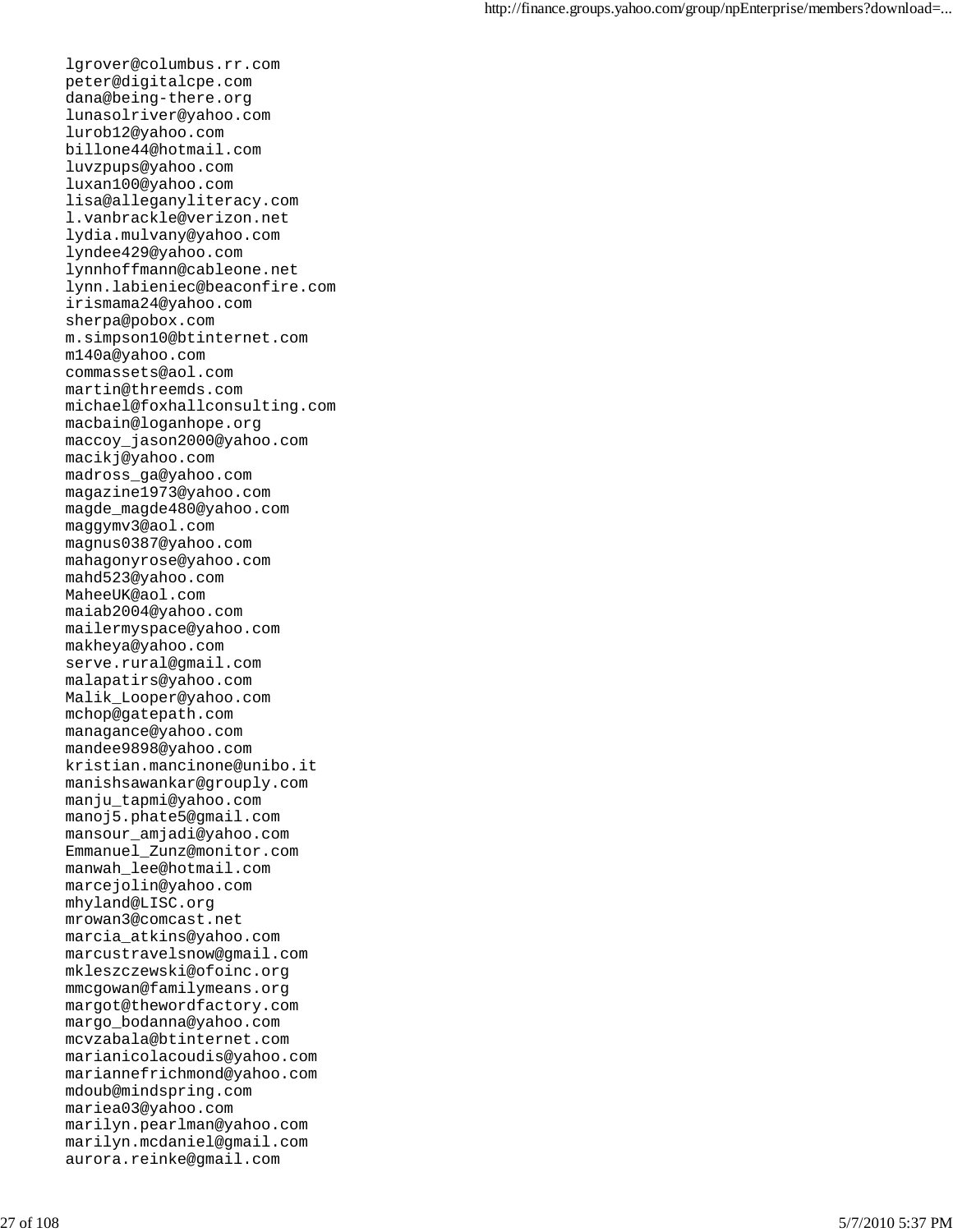lgrover@columbus.rr.com
peter@digitalcpe.com
dana@being-there.org
lunasolriver@yahoo.com
lurob12@yahoo.com
billone44@hotmail.com
luvzpups@yahoo.com
luxan100@yahoo.com
lisa@alleganyliteracy.com
l.vanbrackle@verizon.net
lydia.mulvany@yahoo.com
lyndee429@yahoo.com
lynnhoffmann@cableone.net
lynn.labieniec@beaconfire.com
irismama24@yahoo.com
sherpa@pobox.com
m.simpson10@btinternet.com
m140a@yahoo.com
commassets@aol.com
martin@threemds.com
michael@foxhallconsulting.com
macbain@loganhope.org
maccoy_jason2000@yahoo.com
macikj@yahoo.com
madross_ga@yahoo.com
magazine1973@yahoo.com
magde_magde480@yahoo.com
maggymv3@aol.com
magnus0387@yahoo.com
mahagonyrose@yahoo.com
mahd523@yahoo.com
MaheeUK@aol.com
maiab2004@yahoo.com
mailermyspace@yahoo.com
makheya@yahoo.com
serve.rural@gmail.com
malapatirs@yahoo.com
Malik_Looper@yahoo.com
mchop@gatepath.com
managance@yahoo.com
mandee9898@yahoo.com
kristian.mancinone@unibo.it
manishsawankar@grouply.com
manju_tapmi@yahoo.com
manoj5.phate5@gmail.com
mansour_amjadi@yahoo.com
Emmanuel_Zunz@monitor.com
manwah_lee@hotmail.com
marcejolin@yahoo.com
mhyland@LISC.org
mrowan3@comcast.net
marcia_atkins@yahoo.com
marcustravelsnow@gmail.com
mkleszczewski@ofoinc.org
mmcgowan@familymeans.org
margot@thewordfactory.com
margo_bodanna@yahoo.com
mcvzabala@btinternet.com
marianicolacoudis@yahoo.com
mariannefrichmond@yahoo.com
mdoub@mindspring.com
mariea03@yahoo.com
marilyn.pearlman@yahoo.com
marilyn.mcdaniel@gmail.com
aurora.reinke@gmail.com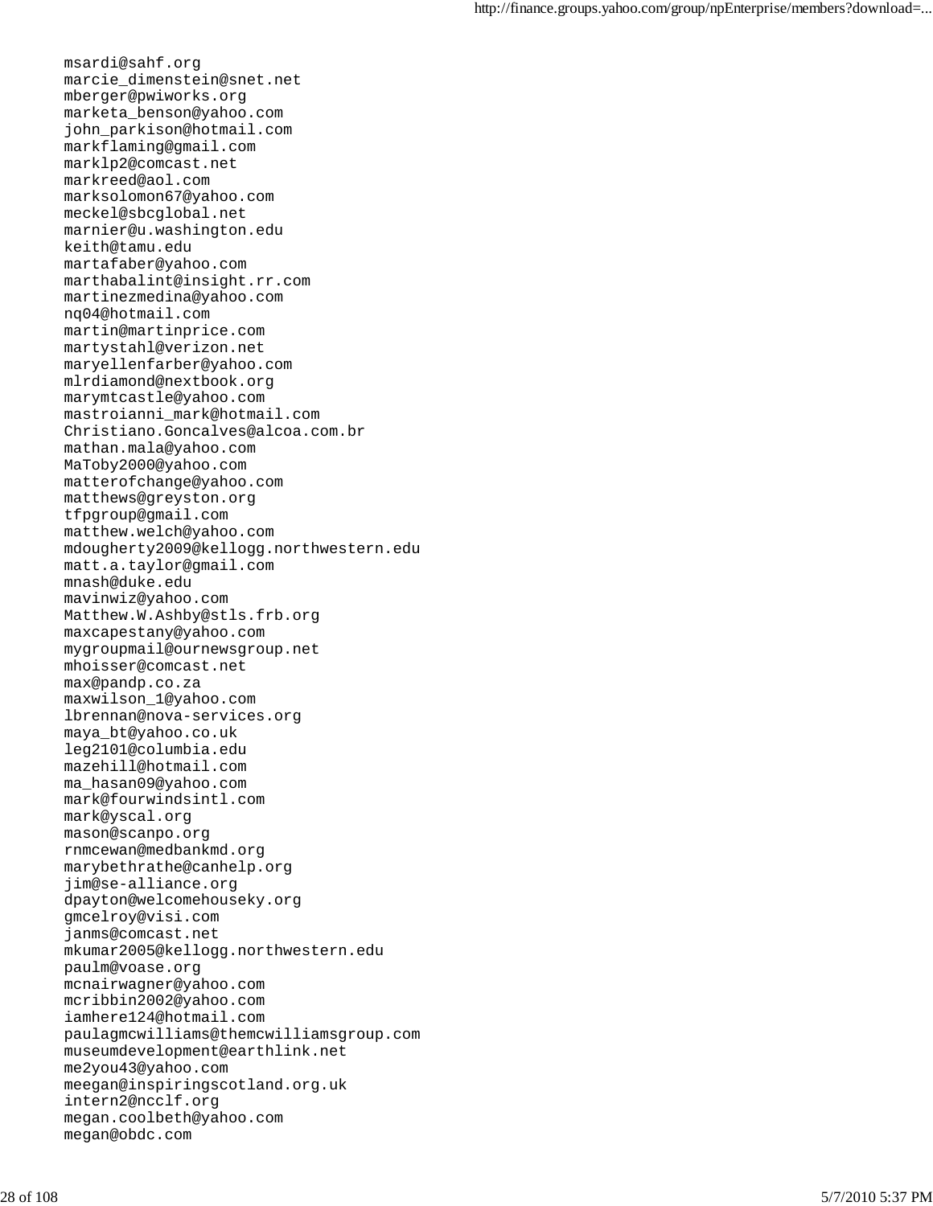msardi@sahf.org
marcie_dimenstein@snet.net
mberger@pwiworks.org
marketa_benson@yahoo.com
john_parkison@hotmail.com
markflaming@gmail.com
marklp2@comcast.net
markreed@aol.com
marksolomon67@yahoo.com
meckel@sbcglobal.net
marnier@u.washington.edu
keith@tamu.edu
martafaber@yahoo.com
marthabalint@insight.rr.com
martinezmedina@yahoo.com
nq04@hotmail.com
martin@martinprice.com
martystahl@verizon.net
maryellenfarber@yahoo.com
mlrdiamond@nextbook.org
marymtcastle@yahoo.com
mastroianni_mark@hotmail.com
Christiano.Goncalves@alcoa.com.br
mathan.mala@yahoo.com
MaToby2000@yahoo.com
matterofchange@yahoo.com
matthews@greyston.org
tfpgroup@gmail.com
matthew.welch@yahoo.com
mdougherty2009@kellogg.northwestern.edu
matt.a.taylor@gmail.com
mnash@duke.edu
mavinwiz@yahoo.com
Matthew.W.Ashby@stls.frb.org
maxcapestany@yahoo.com
mygroupmail@ournewsgroup.net
mhoisser@comcast.net
max@pandp.co.za
maxwilson_1@yahoo.com
lbrennan@nova-services.org
maya_bt@yahoo.co.uk
leg2101@columbia.edu
mazehill@hotmail.com
ma_hasan09@yahoo.com
mark@fourwindsintl.com
mark@yscal.org
mason@scanpo.org
rnmcewan@medbankmd.org
marybethrathe@canhelp.org
jim@se-alliance.org
dpayton@welcomehouseky.org
gmcelroy@visi.com
janms@comcast.net
mkumar2005@kellogg.northwestern.edu
paulm@voase.org
mcnairwagner@yahoo.com
mcribbin2002@yahoo.com
iamhere124@hotmail.com
paulagmcwilliams@themcwilliamsgroup.com
museumdevelopment@earthlink.net
me2you43@yahoo.com
meegan@inspiringscotland.org.uk
intern2@ncclf.org
megan.coolbeth@yahoo.com
megan@obdc.com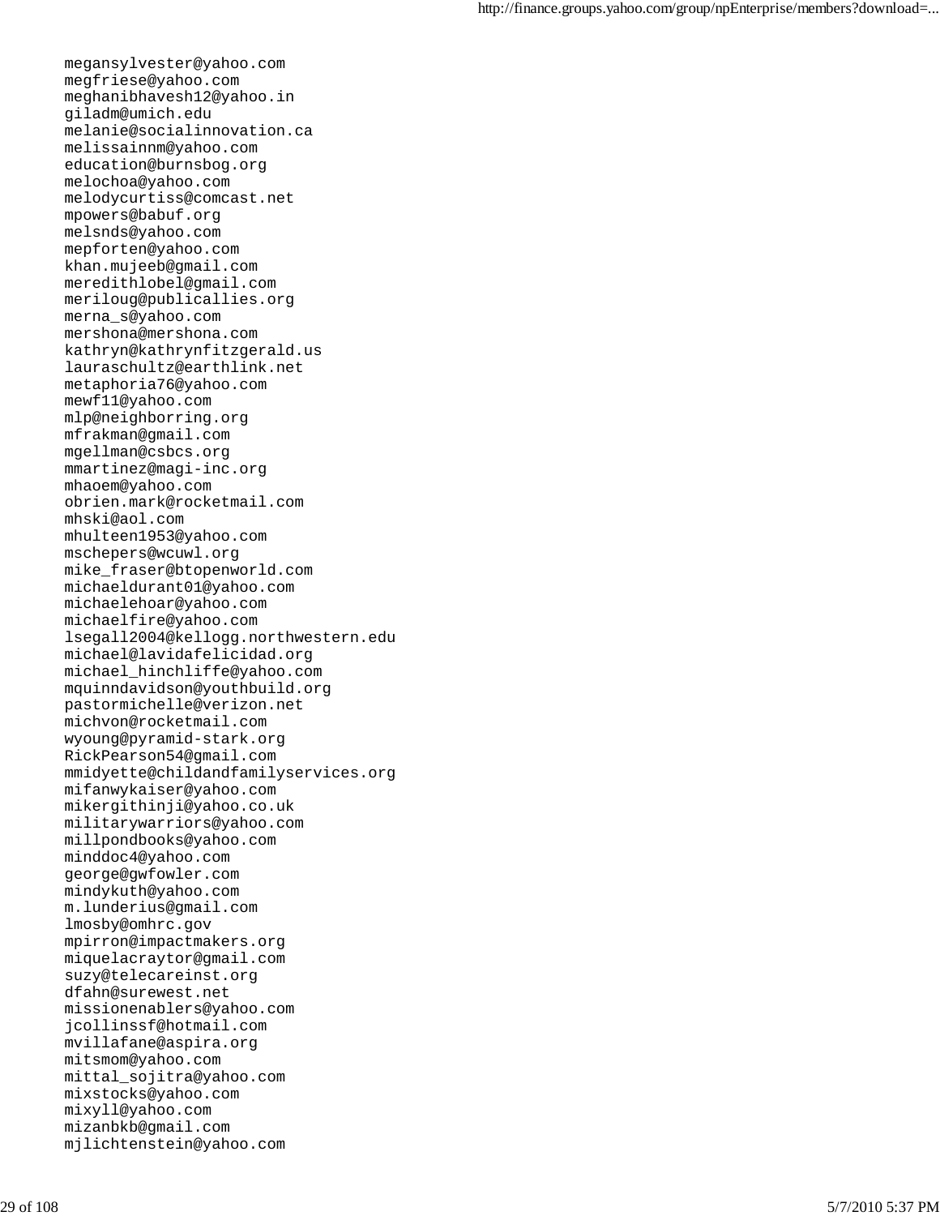megansylvester@yahoo.com
megfriese@yahoo.com
meghanibhavesh12@yahoo.in
giladm@umich.edu
melanie@socialinnovation.ca
melissainnm@yahoo.com
education@burnsbog.org
melochoa@yahoo.com
melodycurtiss@comcast.net
mpowers@babuf.org
melsnds@yahoo.com
mepforten@yahoo.com
khan.mujeeb@gmail.com
meredithlobel@gmail.com
meriloug@publicallies.org
merna_s@yahoo.com
mershona@mershona.com
kathryn@kathrynfitzgerald.us
lauraschultz@earthlink.net
metaphoria76@yahoo.com
mewf11@yahoo.com
mlp@neighborring.org
mfrakman@gmail.com
mgellman@csbcs.org
mmartinez@magi-inc.org
mhaoem@yahoo.com
obrien.mark@rocketmail.com
mhski@aol.com
mhulteen1953@yahoo.com
mschepers@wcuwl.org
mike_fraser@btopenworld.com
michaeldurant01@yahoo.com
michaelehoar@yahoo.com
michaelfire@yahoo.com
lsegall2004@kellogg.northwestern.edu
michael@lavidafelicidad.org
michael_hinchliffe@yahoo.com
mquinndavidson@youthbuild.org
pastormichelle@verizon.net
michvon@rocketmail.com
wyoung@pyramid-stark.org
RickPearson54@gmail.com
mmidyette@childandfamilyservices.org
mifanwykaiser@yahoo.com
mikergithinji@yahoo.co.uk
militarywarriors@yahoo.com
millpondbooks@yahoo.com
minddoc4@yahoo.com
george@gwfowler.com
mindykuth@yahoo.com
m.lunderius@gmail.com
lmosby@omhrc.gov
mpirron@impactmakers.org
miquelacraytor@gmail.com
suzy@telecareinst.org
dfahn@surewest.net
missionenablers@yahoo.com
jcollinssf@hotmail.com
mvillafane@aspira.org
mitsmom@yahoo.com
mittal_sojitra@yahoo.com
mixstocks@yahoo.com
mixyll@yahoo.com
mizanbkb@gmail.com
mjlichtenstein@yahoo.com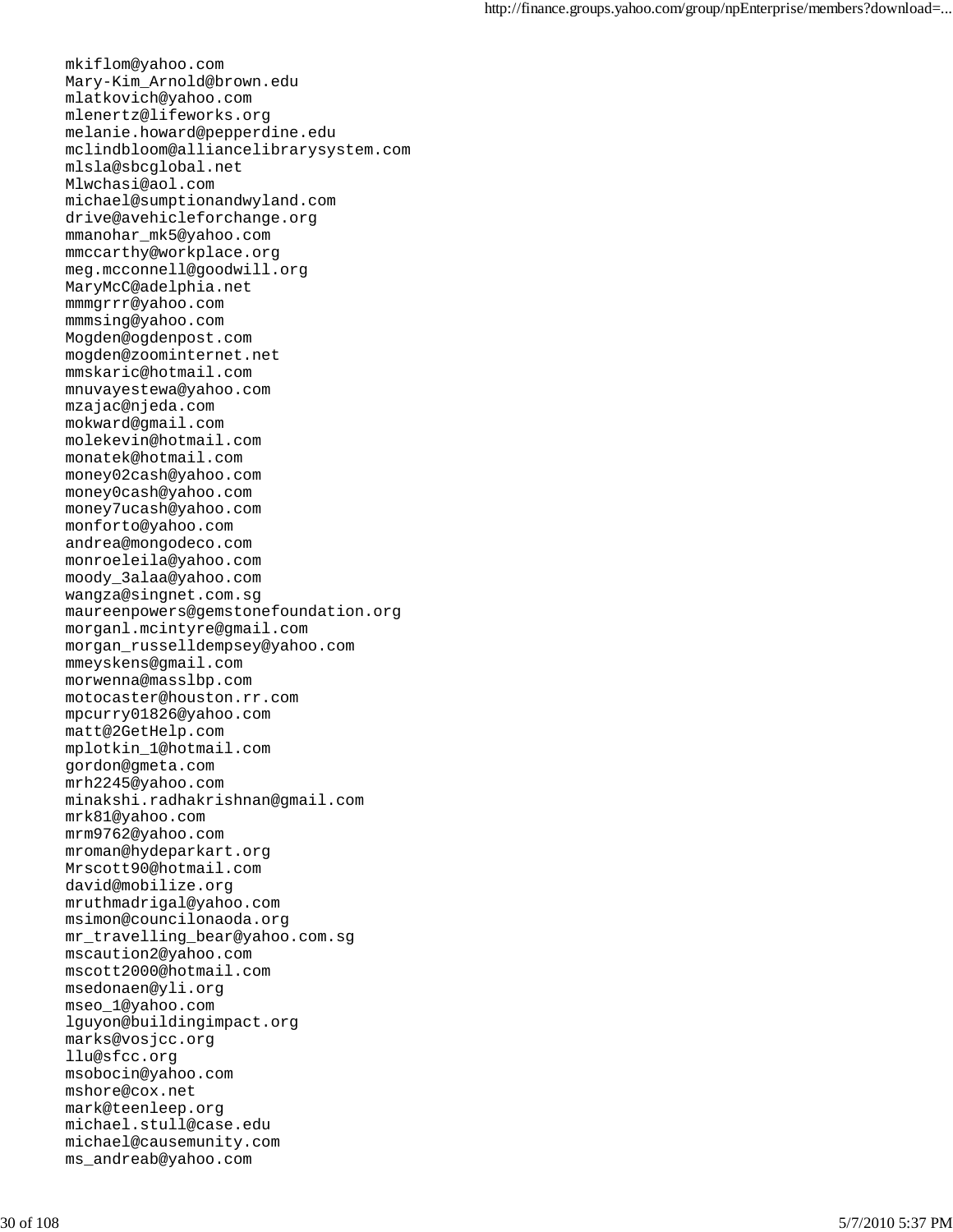mkiflom@yahoo.com
Mary-Kim_Arnold@brown.edu
mlatkovich@yahoo.com
mlenertz@lifeworks.org
melanie.howard@pepperdine.edu
mclindbloom@alliancelibrarysystem.com
mlsla@sbcglobal.net
Mlwchasi@aol.com
michael@sumptionandwyland.com
drive@avehicleforchange.org
mmanohar_mk5@yahoo.com
mmccarthy@workplace.org
meg.mcconnell@goodwill.org
MaryMcC@adelphia.net
mmmgrrr@yahoo.com
mmmsing@yahoo.com
Mogden@ogdenpost.com
mogden@zoominternet.net
mmskaric@hotmail.com
mnuvayestewa@yahoo.com
mzajac@njeda.com
mokward@gmail.com
molekevin@hotmail.com
monatek@hotmail.com
money02cash@yahoo.com
money0cash@yahoo.com
money7ucash@yahoo.com
monforto@yahoo.com
andrea@mongodeco.com
monroeleila@yahoo.com
moody_3alaa@yahoo.com
wangza@singnet.com.sg
maureenpowers@gemstonefoundation.org
morganl.mcintyre@gmail.com
morgan_russelldempsey@yahoo.com
mmeyskens@gmail.com
morwenna@masslbp.com
motocaster@houston.rr.com
mpcurry01826@yahoo.com
matt@2GetHelp.com
mplotkin_1@hotmail.com
gordon@gmeta.com
mrh2245@yahoo.com
minakshi.radhakrishnan@gmail.com
mrk81@yahoo.com
mrm9762@yahoo.com
mroman@hydeparkart.org
Mrscott90@hotmail.com
david@mobilize.org
mruthmadrigal@yahoo.com
msimon@councilonaoda.org
mr_travelling_bear@yahoo.com.sg
mscaution2@yahoo.com
mscott2000@hotmail.com
msedonaen@yli.org
mseo_1@yahoo.com
lguyon@buildingimpact.org
marks@vosjcc.org
llu@sfcc.org
msobocin@yahoo.com
mshore@cox.net
mark@teenleep.org
michael.stull@case.edu
michael@causemunity.com
ms_andreab@yahoo.com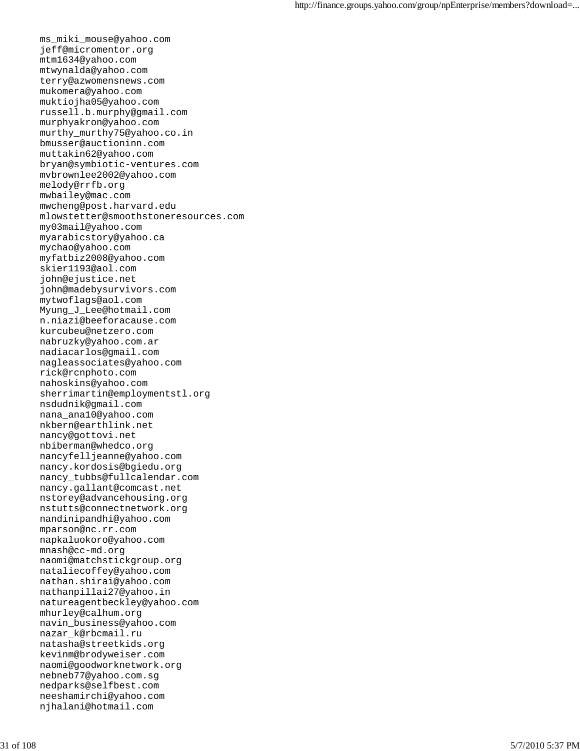ms_miki_mouse@yahoo.com
jeff@micromentor.org
mtm1634@yahoo.com
mtwynalda@yahoo.com
terry@azwomensnews.com
mukomera@yahoo.com
muktiojha05@yahoo.com
russell.b.murphy@gmail.com
murphyakron@yahoo.com
murthy_murthy75@yahoo.co.in
bmusser@auctioninn.com
muttakin62@yahoo.com
bryan@symbiotic-ventures.com
mvbrownlee2002@yahoo.com
melody@rrfb.org
mwbailey@mac.com
mwcheng@post.harvard.edu
mlowstetter@smoothstoneresources.com
my03mail@yahoo.com
myarabicstory@yahoo.ca
mychao@yahoo.com
myfatbiz2008@yahoo.com
skier1193@aol.com
john@ejustice.net
john@madebysurvivors.com
mytwoflags@aol.com
Myung_J_Lee@hotmail.com
n.niazi@beeforacause.com
kurcubeu@netzero.com
nabruzky@yahoo.com.ar
nadiacarlos@gmail.com
nagleassociates@yahoo.com
rick@rcnphoto.com
nahoskins@yahoo.com
sherrimartin@employmentstl.org
nsdudnik@gmail.com
nana_ana10@yahoo.com
nkbern@earthlink.net
nancy@gottovi.net
nbiberman@whedco.org
nancyfelljeanne@yahoo.com
nancy.kordosis@bgiedu.org
nancy_tubbs@fullcalendar.com
nancy.gallant@comcast.net
nstorey@advancehousing.org
nstutts@connectnetwork.org
nandinipandhi@yahoo.com
mparson@nc.rr.com
napkaluokoro@yahoo.com
mnash@cc-md.org
naomi@matchstickgroup.org
nataliecoffey@yahoo.com
nathan.shirai@yahoo.com
nathanpillai27@yahoo.in
natureagentbeckley@yahoo.com
mhurley@calhum.org
navin_business@yahoo.com
nazar_k@rbcmail.ru
natasha@streetkids.org
kevinm@brodyweiser.com
naomi@goodworknetwork.org
nebneb77@yahoo.com.sg
nedparks@selfbest.com
neeshamirchi@yahoo.com
njhalani@hotmail.com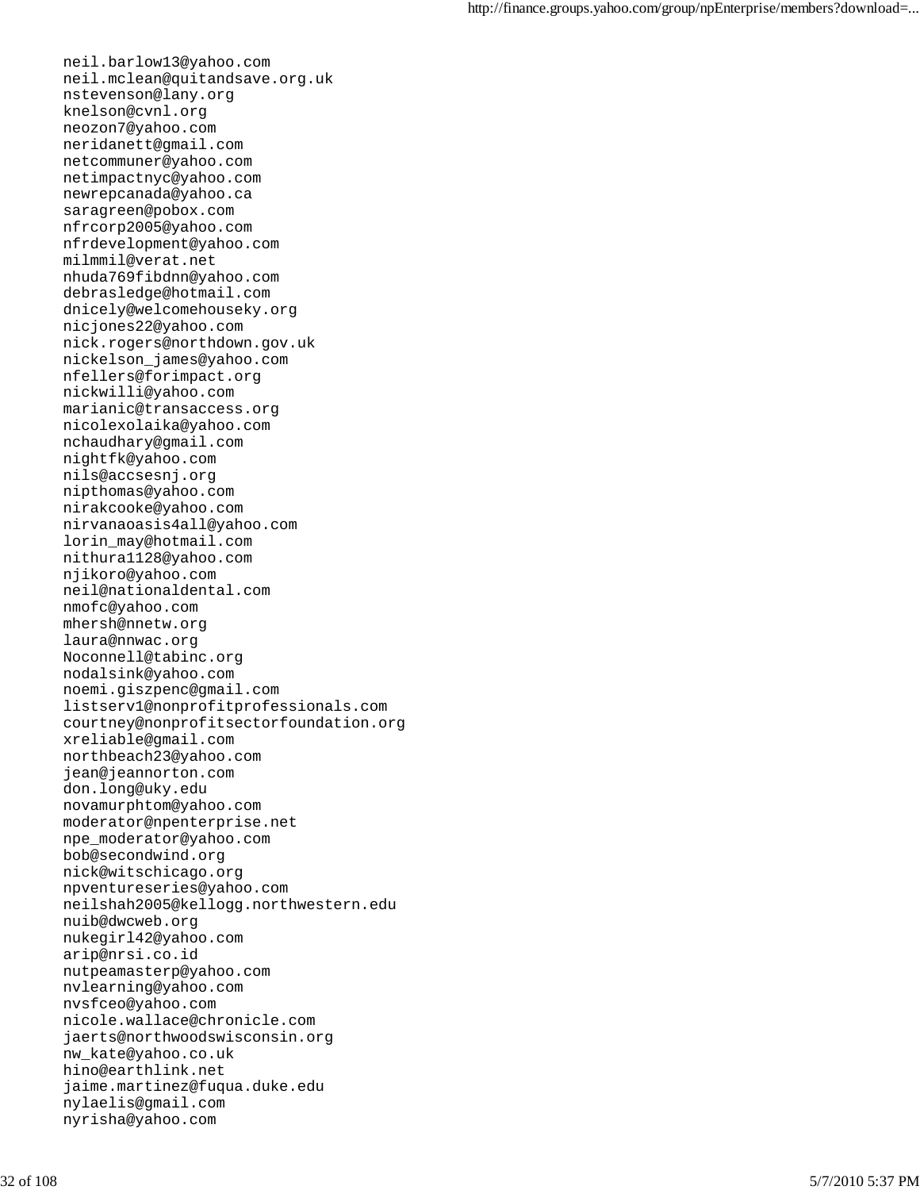neil.barlow13@yahoo.com
neil.mclean@quitandsave.org.uk
nstevenson@lany.org
knelson@cvnl.org
neozon7@yahoo.com
neridanett@gmail.com
netcommuner@yahoo.com
netimpactnyc@yahoo.com
newrepcanada@yahoo.ca
saragreen@pobox.com
nfrcorp2005@yahoo.com
nfrdevelopment@yahoo.com
milmmil@verat.net
nhuda769fibdnn@yahoo.com
debrasledge@hotmail.com
dnicely@welcomehouseky.org
nicjones22@yahoo.com
nick.rogers@northdown.gov.uk
nickelson_james@yahoo.com
nfellers@forimpact.org
nickwilli@yahoo.com
marianic@transaccess.org
nicolexolaika@yahoo.com
nchaudhary@gmail.com
nightfk@yahoo.com
nils@accsesnj.org
nipthomas@yahoo.com
nirakcooke@yahoo.com
nirvanaoasis4all@yahoo.com
lorin_may@hotmail.com
nithura1128@yahoo.com
njikoro@yahoo.com
neil@nationaldental.com
nmofc@yahoo.com
mhersh@nnetw.org
laura@nnwac.org
Noconnell@tabinc.org
nodalsink@yahoo.com
noemi.giszpenc@gmail.com
listserv1@nonprofitprofessionals.com
courtney@nonprofitsectorfoundation.org
xreliable@gmail.com
northbeach23@yahoo.com
jean@jeannorton.com
don.long@uky.edu
novamurphtom@yahoo.com
moderator@npenterprise.net
npe_moderator@yahoo.com
bob@secondwind.org
nick@witschicago.org
npventureseries@yahoo.com
neilshah2005@kellogg.northwestern.edu
nuib@dwcweb.org
nukegirl42@yahoo.com
arip@nrsi.co.id
nutpeamasterp@yahoo.com
nvlearning@yahoo.com
nvsfceo@yahoo.com
nicole.wallace@chronicle.com
jaerts@northwoodswisconsin.org
nw_kate@yahoo.co.uk
hino@earthlink.net
jaime.martinez@fuqua.duke.edu
nylaelis@gmail.com
nyrisha@yahoo.com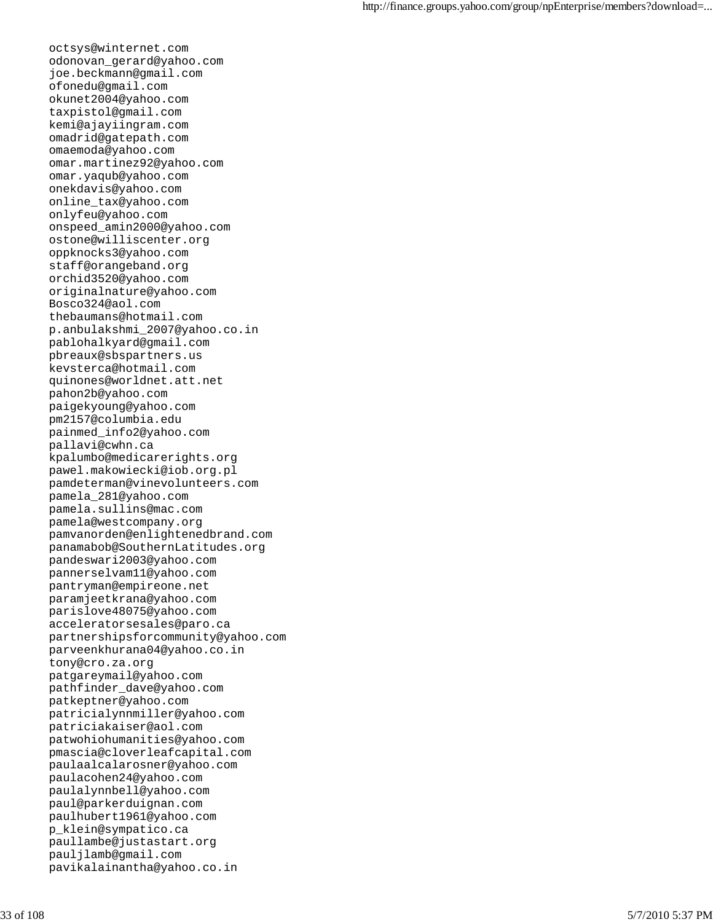octsys@winternet.com
odonovan_gerard@yahoo.com
joe.beckmann@gmail.com
ofonedu@gmail.com
okunet2004@yahoo.com
taxpistol@gmail.com
kemi@ajayiingram.com
omadrid@gatepath.com
omaemoda@yahoo.com
omar.martinez92@yahoo.com
omar.yaqub@yahoo.com
onekdavis@yahoo.com
online_tax@yahoo.com
onlyfeu@yahoo.com
onspeed_amin2000@yahoo.com
ostone@williscenter.org
oppknocks3@yahoo.com
staff@orangeband.org
orchid3520@yahoo.com
originalnature@yahoo.com
Bosco324@aol.com
thebaumans@hotmail.com
p.anbulakshmi_2007@yahoo.co.in
pablohalkyard@gmail.com
pbreaux@sbspartners.us
kevsterca@hotmail.com
quinones@worldnet.att.net
pahon2b@yahoo.com
paigekyoung@yahoo.com
pm2157@columbia.edu
painmed_info2@yahoo.com
pallavi@cwhn.ca
kpalumbo@medicarerights.org
pawel.makowiecki@iob.org.pl
pamdeterman@vinevolunteers.com
pamela_281@yahoo.com
pamela.sullins@mac.com
pamela@westcompany.org
pamvanorden@enlightenedbrand.com
panamabob@SouthernLatitudes.org
pandeswari2003@yahoo.com
pannerselvam11@yahoo.com
pantryman@empireone.net
paramjeetkrana@yahoo.com
parislove48075@yahoo.com
acceleratorsesales@paro.ca
partnershipsforcommunity@yahoo.com
parveenkhurana04@yahoo.co.in
tony@cro.za.org
patgareymail@yahoo.com
pathfinder_dave@yahoo.com
patkeptner@yahoo.com
patricialynnmiller@yahoo.com
patriciakaiser@aol.com
patwohiohumanities@yahoo.com
pmascia@cloverleafcapital.com
paulaalcalarosner@yahoo.com
paulacohen24@yahoo.com
paulalynnbell@yahoo.com
paul@parkerduignan.com
paulhubert1961@yahoo.com
p_klein@sympatico.ca
paullambe@justastart.org
pauljlamb@gmail.com
pavikalainantha@yahoo.co.in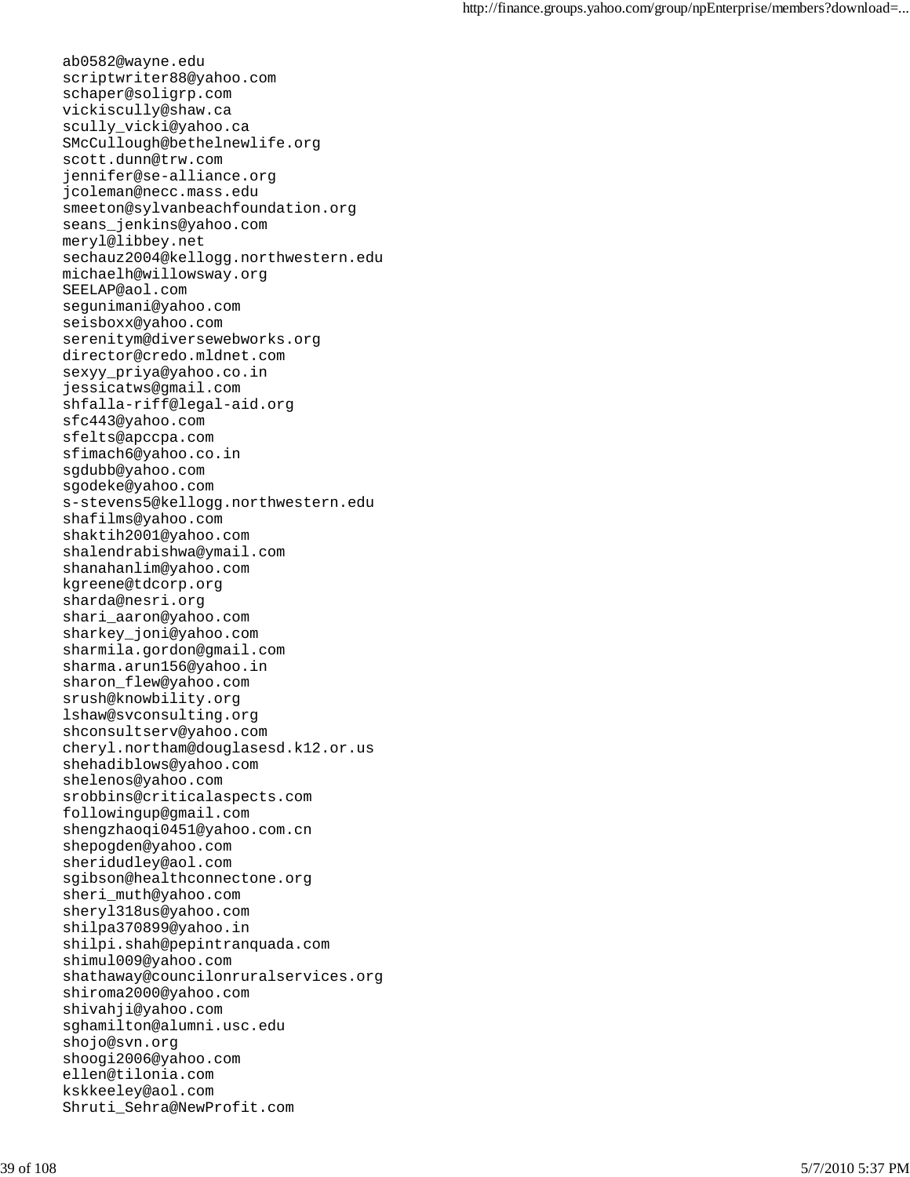ab0582@wayne.edu
scriptwriter88@yahoo.com
schaper@soligrp.com
vickiscully@shaw.ca
scully_vicki@yahoo.ca
SMcCullough@bethelnewlife.org
scott.dunn@trw.com
jennifer@se-alliance.org
jcoleman@necc.mass.edu
smeeton@sylvanbeachfoundation.org
seans_jenkins@yahoo.com
meryl@libbey.net
sechauz2004@kellogg.northwestern.edu
michaelh@willowsway.org
SEELAP@aol.com
segunimani@yahoo.com
seisboxx@yahoo.com
serenitym@diversewebworks.org
director@credo.mldnet.com
sexyy_priya@yahoo.co.in
jessicatws@gmail.com
shfalla-riff@legal-aid.org
sfc443@yahoo.com
sfelts@apccpa.com
sfimach6@yahoo.co.in
sgdubb@yahoo.com
sgodeke@yahoo.com
s-stevens5@kellogg.northwestern.edu
shafilms@yahoo.com
shaktih2001@yahoo.com
shalendrabishwa@ymail.com
shanahanlim@yahoo.com
kgreene@tdcorp.org
sharda@nesri.org
shari_aaron@yahoo.com
sharkey_joni@yahoo.com
sharmila.gordon@gmail.com
sharma.arun156@yahoo.in
sharon_flew@yahoo.com
srush@knowbility.org
lshaw@svconsulting.org
shconsultserv@yahoo.com
cheryl.northam@douglasesd.k12.or.us
shehadiblows@yahoo.com
shelenos@yahoo.com
srobbins@criticalaspects.com
followingup@gmail.com
shengzhaoqi0451@yahoo.com.cn
shepogden@yahoo.com
sheridudley@aol.com
sgibson@healthconnectone.org
sheri_muth@yahoo.com
sheryl318us@yahoo.com
shilpa370899@yahoo.in
shilpi.shah@pepintranquada.com
shimul009@yahoo.com
shathaway@councilonruralservices.org
shiroma2000@yahoo.com
shivahji@yahoo.com
sghamilton@alumni.usc.edu
shojo@svn.org
shoogi2006@yahoo.com
ellen@tilonia.com
kskkeeley@aol.com
Shruti_Sehra@NewProfit.com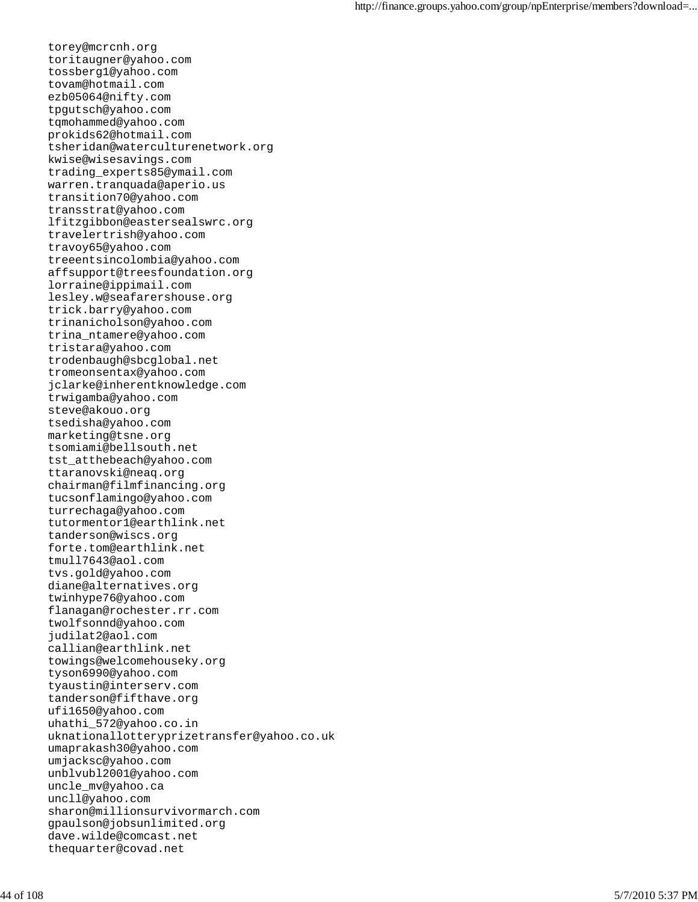torey@mcrcnh.org
toritaugner@yahoo.com
tossberg1@yahoo.com
tovam@hotmail.com
ezb05064@nifty.com
tpgutsch@yahoo.com
tqmohammed@yahoo.com
prokids62@hotmail.com
tsheridan@waterculturenetwork.org
kwise@wisesavings.com
trading_experts85@ymail.com
warren.tranquada@aperio.us
transition70@yahoo.com
transstrat@yahoo.com
lfitzgibbon@eastersealswrc.org
travelertrish@yahoo.com
travoy65@yahoo.com
treeentsincolombia@yahoo.com
affsupport@treesfoundation.org
lorraine@ippimail.com
lesley.w@seafarershouse.org
trick.barry@yahoo.com
trinanicholson@yahoo.com
trina_ntamere@yahoo.com
tristara@yahoo.com
trodenbaugh@sbcglobal.net
tromeonsentax@yahoo.com
jclarke@inherentknowledge.com
trwigamba@yahoo.com
steve@akouo.org
tsedisha@yahoo.com
marketing@tsne.org
tsomiami@bellsouth.net
tst_atthebeach@yahoo.com
ttaranovski@neaq.org
chairman@filmfinancing.org
tucsonflamingo@yahoo.com
turrechaga@yahoo.com
tutormentor1@earthlink.net
tanderson@wiscs.org
forte.tom@earthlink.net
tmull7643@aol.com
tvs.gold@yahoo.com
diane@alternatives.org
twinhype76@yahoo.com
flanagan@rochester.rr.com
twolfsonnd@yahoo.com
judilat2@aol.com
callian@earthlink.net
towings@welcomehouseky.org
tyson6990@yahoo.com
tyaustin@interserv.com
tanderson@fifthave.org
ufi1650@yahoo.com
uhathi_572@yahoo.co.in
uknationallotteryprizetransfer@yahoo.co.uk
umaprakash30@yahoo.com
umjacksc@yahoo.com
unblvubl2001@yahoo.com
uncle_mv@yahoo.ca
uncll@yahoo.com
sharon@millionsurvivormarch.com
gpaulson@jobsunlimited.org
dave.wilde@comcast.net
thequarter@covad.net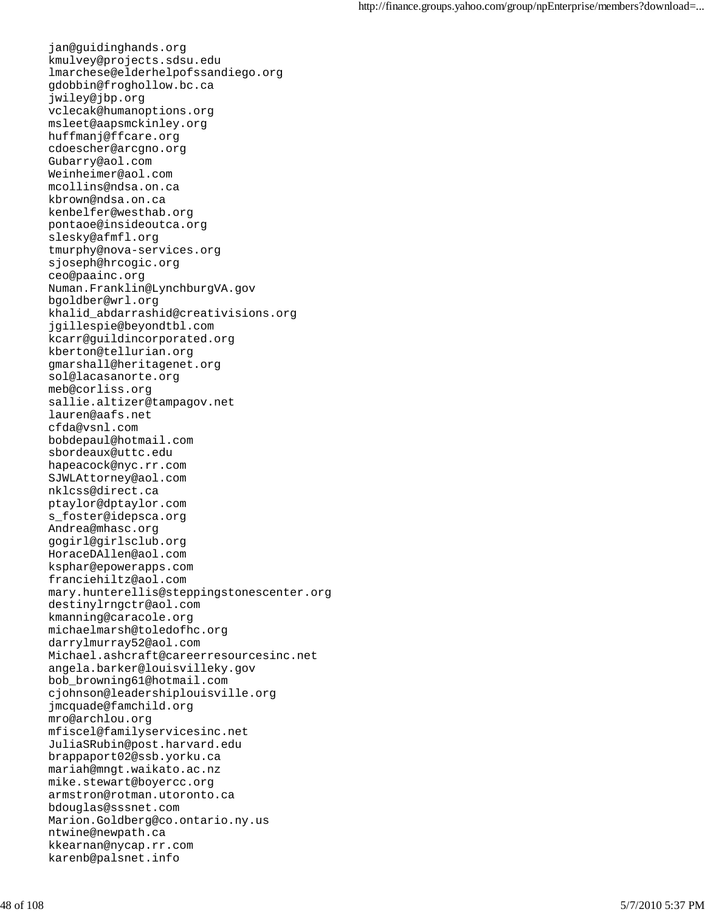jan@guidinghands.org
kmulvey@projects.sdsu.edu
lmarchese@elderhelpofssandiego.org
gdobbin@froghollow.bc.ca
jwiley@jbp.org
vclecak@humanoptions.org
msleet@aapsmckinley.org
huffmanj@ffcare.org
cdoescher@arcgno.org
Gubarry@aol.com
Weinheimer@aol.com
mcollins@ndsa.on.ca
kbrown@ndsa.on.ca
kenbelfer@westhab.org
pontaoe@insideoutca.org
slesky@afmfl.org
tmurphy@nova-services.org
sjoseph@hrcogic.org
ceo@paainc.org
Numan.Franklin@LynchburgVA.gov
bgoldber@wrl.org
khalid_abdarrashid@creativisions.org
jgillespie@beyondtbl.com
kcarr@guildincorporated.org
kberton@tellurian.org
gmarshall@heritagenet.org
sol@lacasanorte.org
meb@corliss.org
sallie.altizer@tampagov.net
lauren@aafs.net
cfda@vsnl.com
bobdepaul@hotmail.com
sbordeaux@uttc.edu
hapeacock@nyc.rr.com
SJWLAttorney@aol.com
nklcss@direct.ca
ptaylor@dptaylor.com
s_foster@idepsca.org
Andrea@mhasc.org
gogirl@girlsclub.org
HoraceDAllen@aol.com
ksphar@epowerapps.com
franciehiltz@aol.com
mary.hunterellis@steppingstonescenter.org
destinylrngctr@aol.com
kmanning@caracole.org
michaelmarsh@toledofhc.org
darrylmurray52@aol.com
Michael.ashcraft@careerresourcesinc.net
angela.barker@louisvilleky.gov
bob_browning61@hotmail.com
cjohnson@leadershiplouisville.org
jmcquade@famchild.org
mro@archlou.org
mfiscel@familyservicesinc.net
JuliaSRubin@post.harvard.edu
brappaport02@ssb.yorku.ca
mariah@mngt.waikato.ac.nz
mike.stewart@boyercc.org
armstron@rotman.utoronto.ca
bdouglas@sssnet.com
Marion.Goldberg@co.ontario.ny.us
ntwine@newpath.ca
kkearnan@nycap.rr.com
karenb@palsnet.info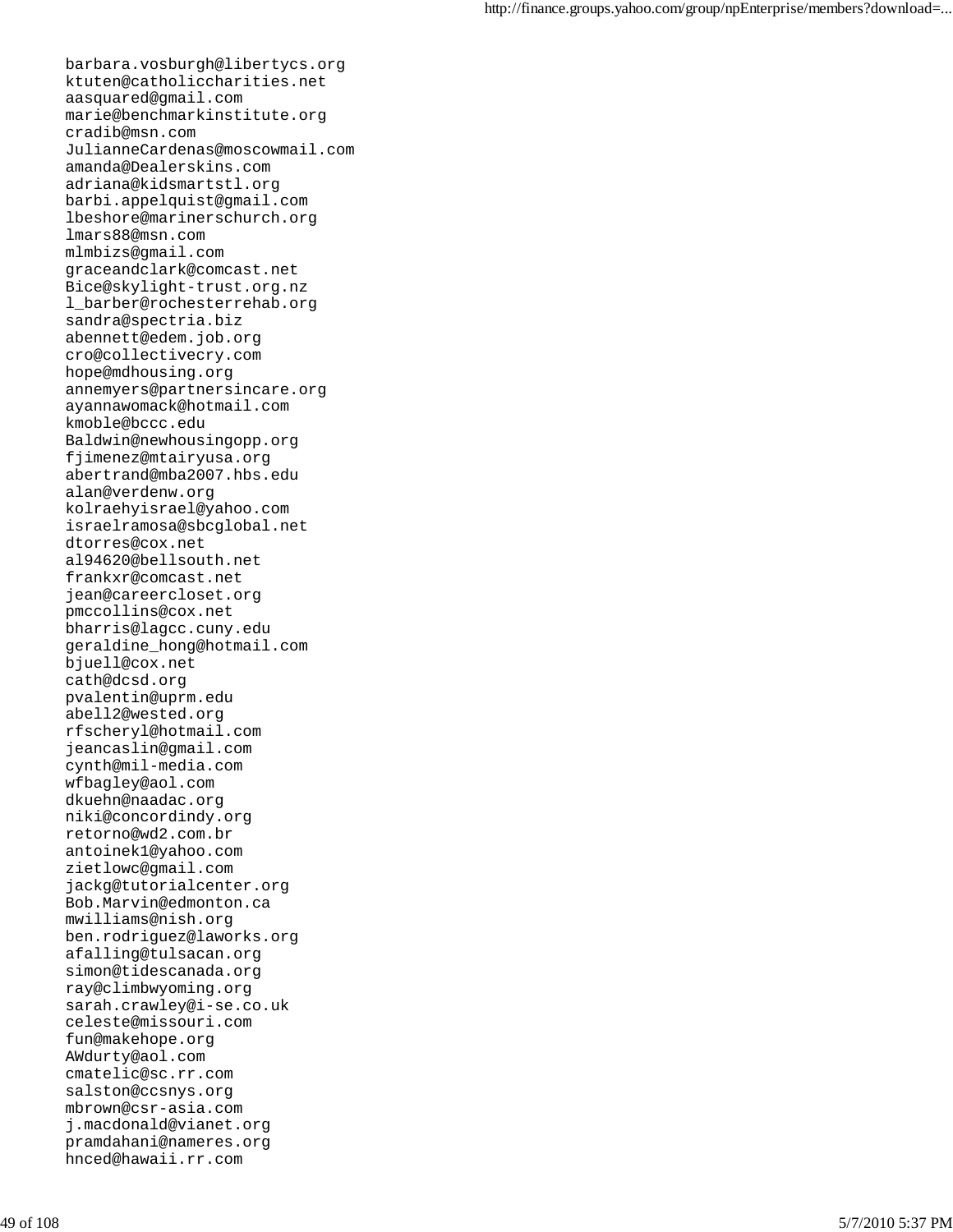barbara.vosburgh@libertycs.org
ktuten@catholiccharities.net
aasquared@gmail.com
marie@benchmarkinstitute.org
cradib@msn.com
JulianneCardenas@moscowmail.com
amanda@Dealerskins.com
adriana@kidsmartstl.org
barbi.appelquist@gmail.com
lbeshore@marinerschurch.org
lmars88@msn.com
mlmbizs@gmail.com
graceandclark@comcast.net
Bice@skylight-trust.org.nz
l_barber@rochesterrehab.org
sandra@spectria.biz
abennett@edem.job.org
cro@collectivecry.com
hope@mdhousing.org
annemyers@partnersincare.org
ayannawomack@hotmail.com
kmoble@bccc.edu
Baldwin@newhousingopp.org
fjimenez@mtairyusa.org
abertrand@mba2007.hbs.edu
alan@verdenw.org
kolraehyisrael@yahoo.com
israelramosa@sbcglobal.net
dtorres@cox.net
al94620@bellsouth.net
frankxr@comcast.net
jean@careercloset.org
pmccollins@cox.net
bharris@lagcc.cuny.edu
geraldine_hong@hotmail.com
bjuell@cox.net
cath@dcsd.org
pvalentin@uprm.edu
abell2@wested.org
rfscheryl@hotmail.com
jeancaslin@gmail.com
cynth@mil-media.com
wfbagley@aol.com
dkuehn@naadac.org
niki@concordindy.org
retorno@wd2.com.br
antoinek1@yahoo.com
zietlowc@gmail.com
jackg@tutorialcenter.org
Bob.Marvin@edmonton.ca
mwilliams@nish.org
ben.rodriguez@laworks.org
afalling@tulsacan.org
simon@tidescanada.org
ray@climbwyoming.org
sarah.crawley@i-se.co.uk
celeste@missouri.com
fun@makehope.org
AWdurty@aol.com
cmatelic@sc.rr.com
salston@ccsnys.org
mbrown@csr-asia.com
j.macdonald@vianet.org
pramdahani@nameres.org
hnced@hawaii.rr.com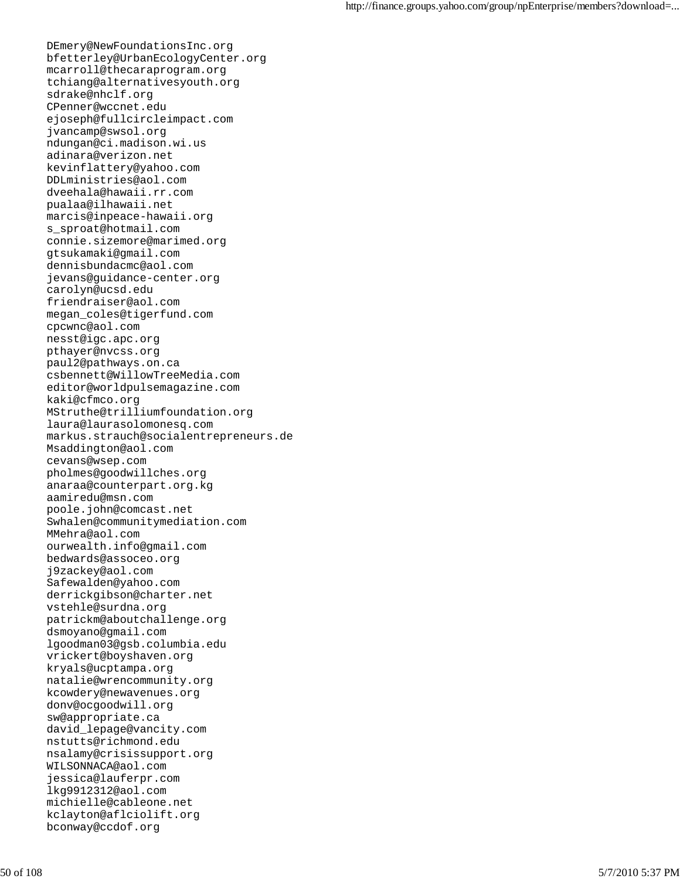DEmery@NewFoundationsInc.org
bfetterley@UrbanEcologyCenter.org
mcarroll@thecaraprogram.org
tchiang@alternativesyouth.org
sdrake@nhclf.org
CPenner@wccnet.edu
ejoseph@fullcircleimpact.com
jvancamp@swsol.org
ndungan@ci.madison.wi.us
adinara@verizon.net
kevinflattery@yahoo.com
DDLministries@aol.com
dveehala@hawaii.rr.com
pualaa@ilhawaii.net
marcis@inpeace-hawaii.org
s_sproat@hotmail.com
connie.sizemore@marimed.org
gtsukamaki@gmail.com
dennisbundacmc@aol.com
jevans@guidance-center.org
carolyn@ucsd.edu
friendraiser@aol.com
megan_coles@tigerfund.com
cpcwnc@aol.com
nesst@igc.apc.org
pthayer@nvcss.org
paul2@pathways.on.ca
csbennett@WillowTreeMedia.com
editor@worldpulsemagazine.com
kaki@cfmco.org
MStruthe@trilliumfoundation.org
laura@laurasolomonesq.com
markus.strauch@socialentrepreneurs.de
Msaddington@aol.com
cevans@wsep.com
pholmes@goodwillches.org
anaraa@counterpart.org.kg
aamiredu@msn.com
poole.john@comcast.net
Swhalen@communitymediation.com
MMehra@aol.com
ourwealth.info@gmail.com
bedwards@assoceo.org
j9zackey@aol.com
Safewalden@yahoo.com
derrickgibson@charter.net
vstehle@surdna.org
patrickm@aboutchallenge.org
dsmoyano@gmail.com
lgoodman03@gsb.columbia.edu
vrickert@boyshaven.org
kryals@ucptampa.org
natalie@wrencommunity.org
kcowdery@newavenues.org
donv@ocgoodwill.org
sw@appropriate.ca
david_lepage@vancity.com
nstutts@richmond.edu
nsalamy@crisissupport.org
WILSONNACA@aol.com
jessica@lauferpr.com
lkg9912312@aol.com
michielle@cableone.net
kclayton@aflciolift.org
bconway@ccdof.org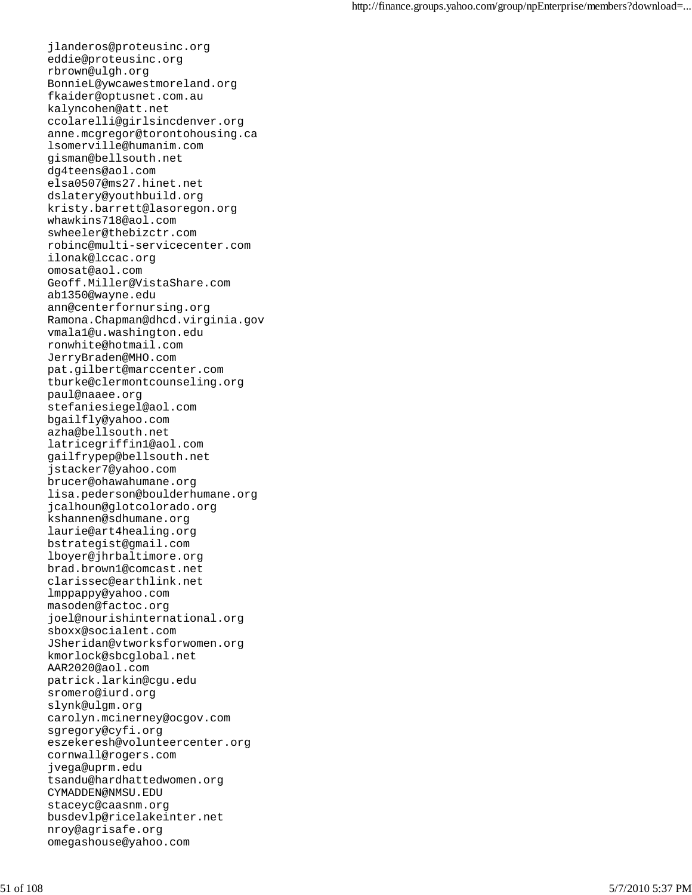jlanderos@proteusinc.org
eddie@proteusinc.org
rbrown@ulgh.org
BonnieL@ywcawestmoreland.org
fkaider@optusnet.com.au
kalyncohen@att.net
ccolarelli@girlsincdenver.org
anne.mcgregor@torontohousing.ca
lsomerville@humanim.com
gisman@bellsouth.net
dg4teens@aol.com
elsa0507@ms27.hinet.net
dslatery@youthbuild.org
kristy.barrett@lasoregon.org
whawkins718@aol.com
swheeler@thebizctr.com
robinc@multi-servicecenter.com
ilonak@lccac.org
omosat@aol.com
Geoff.Miller@VistaShare.com
ab1350@wayne.edu
ann@centerfornursing.org
Ramona.Chapman@dhcd.virginia.gov
vmala1@u.washington.edu
ronwhite@hotmail.com
JerryBraden@MHO.com
pat.gilbert@marccenter.com
tburke@clermontcounseling.org
paul@naaee.org
stefaniesiegel@aol.com
bgailfly@yahoo.com
azha@bellsouth.net
latricegriffin1@aol.com
gailfrypep@bellsouth.net
jstacker7@yahoo.com
brucer@ohawahumane.org
lisa.pederson@boulderhumane.org
jcalhoun@glotcolorado.org
kshannen@sdhumane.org
laurie@art4healing.org
bstrategist@gmail.com
lboyer@jhrbaltimore.org
brad.brown1@comcast.net
clarissec@earthlink.net
lmppappy@yahoo.com
masoden@factoc.org
joel@nourishinternational.org
sboxx@socialent.com
JSheridan@vtworksforwomen.org
kmorlock@sbcglobal.net
AAR2020@aol.com
patrick.larkin@cgu.edu
sromero@iurd.org
slynk@ulgm.org
carolyn.mcinerney@ocgov.com
sgregory@cyfi.org
eszekeresh@volunteercenter.org
cornwall@rogers.com
jvega@uprm.edu
tsandu@hardhattedwomen.org
CYMADDEN@NMSU.EDU
staceyc@caasnm.org
busdevlp@ricelakeinter.net
nroy@agrisafe.org
omegashouse@yahoo.com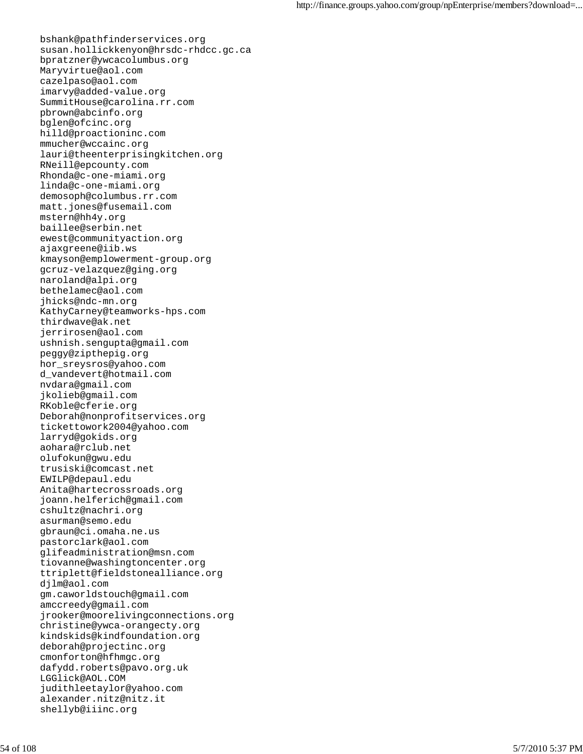bshank@pathfinderservices.org
susan.hollickkenyon@hrsdc-rhdcc.gc.ca
bpratzner@ywcacolumbus.org
Maryvirtue@aol.com
cazelpaso@aol.com
imarvy@added-value.org
SummitHouse@carolina.rr.com
pbrown@abcinfo.org
bglen@ofcinc.org
hilld@proactioninc.com
mmucher@wccainc.org
lauri@theenterprisingkitchen.org
RNeill@epcounty.com
Rhonda@c-one-miami.org
linda@c-one-miami.org
demosoph@columbus.rr.com
matt.jones@fusemail.com
mstern@hh4y.org
baillee@serbin.net
ewest@communityaction.org
ajaxgreene@iib.ws
kmayson@emplowerment-group.org
gcruz-velazquez@ging.org
naroland@alpi.org
bethelamec@aol.com
jhicks@ndc-mn.org
KathyCarney@teamworks-hps.com
thirdwave@ak.net
jerrirosen@aol.com
ushnish.sengupta@gmail.com
peggy@zipthepig.org
hor_sreysros@yahoo.com
d_vandevert@hotmail.com
nvdara@gmail.com
jkolieb@gmail.com
RKoble@cferie.org
Deborah@nonprofitservices.org
tickettowork2004@yahoo.com
larryd@gokids.org
aohara@rclub.net
olufokun@gwu.edu
trusiski@comcast.net
EWILP@depaul.edu
Anita@hartecrossroads.org
joann.helferich@gmail.com
cshultz@nachri.org
asurman@semo.edu
gbraun@ci.omaha.ne.us
pastorclark@aol.com
glifeadministration@msn.com
tiovanne@washingtoncenter.org
ttriplett@fieldstonealliance.org
djlm@aol.com
gm.caworldstouch@gmail.com
amccreedy@gmail.com
jrooker@moorelivingconnections.org
christine@ywca-orangecty.org
kindskids@kindfoundation.org
deborah@projectinc.org
cmonforton@hfhmgc.org
dafydd.roberts@pavo.org.uk
LGGlick@AOL.COM
judithleetaylor@yahoo.com
alexander.nitz@nitz.it
shellyb@iiinc.org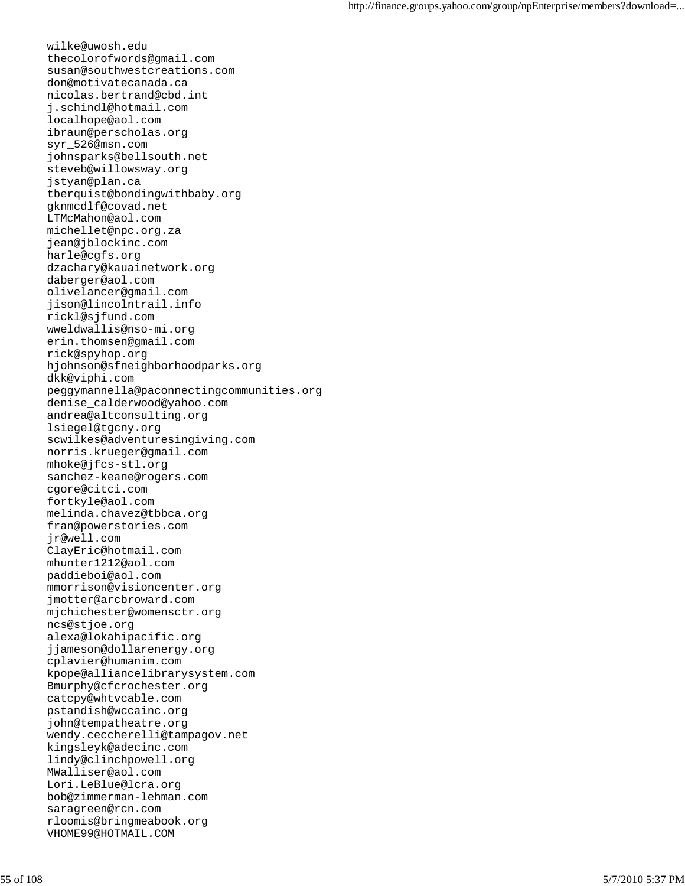wilke@uwosh.edu
thecolorofwords@gmail.com
susan@southwestcreations.com
don@motivatecanada.ca
nicolas.bertrand@cbd.int
j.schindl@hotmail.com
localhope@aol.com
ibraun@perscholas.org
syr_526@msn.com
johnsparks@bellsouth.net
steveb@willowsway.org
jstyan@plan.ca
tberquist@bondingwithbaby.org
gknmcdlf@covad.net
LTMcMahon@aol.com
michellet@npc.org.za
jean@jblockinc.com
harle@cgfs.org
dzachary@kauainetwork.org
daberger@aol.com
olivelancer@gmail.com
jison@lincolntrail.info
rickl@sjfund.com
wweldwallis@nso-mi.org
erin.thomsen@gmail.com
rick@spyhop.org
hjohnson@sfneighborhoodparks.org
dkk@viphi.com
peggymannella@paconnectingcommunities.org
denise_calderwood@yahoo.com
andrea@altconsulting.org
lsiegel@tgcny.org
scwilkes@adventuresingiving.com
norris.krueger@gmail.com
mhoke@jfcs-stl.org
sanchez-keane@rogers.com
cgore@citci.com
fortkyle@aol.com
melinda.chavez@tbbca.org
fran@powerstories.com
jr@well.com
ClayEric@hotmail.com
mhunter1212@aol.com
paddieboi@aol.com
mmorrison@visioncenter.org
jmotter@arcbroward.com
mjchichester@womensctr.org
ncs@stjoe.org
alexa@lokahipacific.org
jjameson@dollarenergy.org
cplavier@humanim.com
kpope@alliancelibrarysystem.com
Bmurphy@cfcrochester.org
catcpy@whtvcable.com
pstandish@wccainc.org
john@tempatheatre.org
wendy.ceccherelli@tampagov.net
kingsleyk@adecinc.com
lindy@clinchpowell.org
MWalliser@aol.com
Lori.LeBlue@lcra.org
bob@zimmerman-lehman.com
saragreen@rcn.com
rloomis@bringmeabook.org
VHOME99@HOTMAIL.COM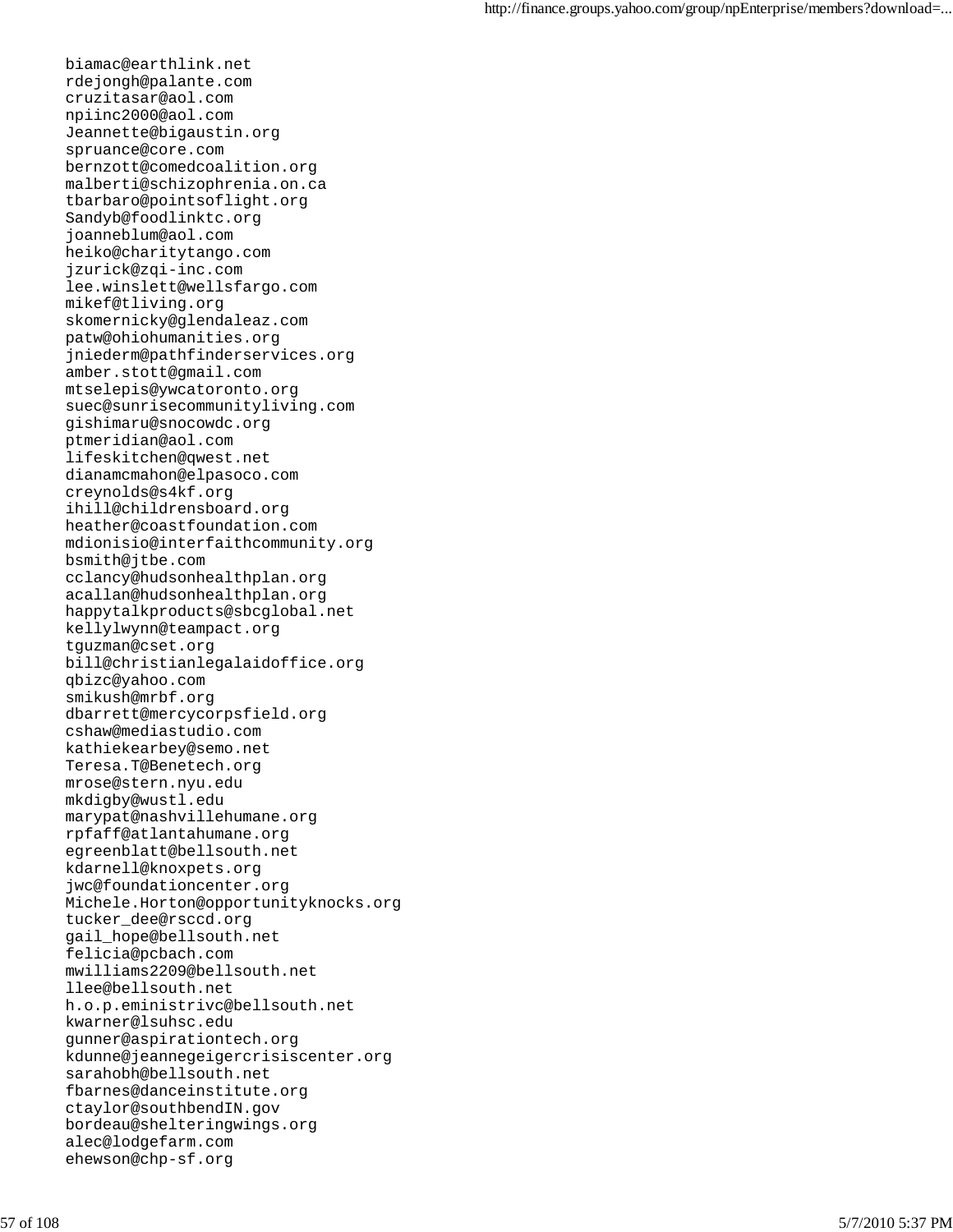biamac@earthlink.net
rdejongh@palante.com
cruzitasar@aol.com
npiinc2000@aol.com
Jeannette@bigaustin.org
spruance@core.com
bernzott@comedcoalition.org
malberti@schizophrenia.on.ca
tbarbaro@pointsoflight.org
Sandyb@foodlinktc.org
joanneblum@aol.com
heiko@charitytango.com
jzurick@zqi-inc.com
lee.winslett@wellsfargo.com
mikef@tliving.org
skomernicky@glendaleaz.com
patw@ohiohumanities.org
jniederm@pathfinderservices.org
amber.stott@gmail.com
mtselepis@ywcatoronto.org
suec@sunrisecommunityliving.com
gishimaru@snocowdc.org
ptmeridian@aol.com
lifeskitchen@qwest.net
dianamcmahon@elpasoco.com
creynolds@s4kf.org
ihill@childrensboard.org
heather@coastfoundation.com
mdionisio@interfaithcommunity.org
bsmith@jtbe.com
cclancy@hudsonhealthplan.org
acallan@hudsonhealthplan.org
happytalkproducts@sbcglobal.net
kellylwynn@teampact.org
tguzman@cset.org
bill@christianlegalaidoffice.org
qbizc@yahoo.com
smikush@mrbf.org
dbarrett@mercycorpsfield.org
cshaw@mediastudio.com
kathiekearbey@semo.net
Teresa.T@Benetech.org
mrose@stern.nyu.edu
mkdigby@wustl.edu
marypat@nashvillehumane.org
rpfaff@atlantahumane.org
egreenblatt@bellsouth.net
kdarnell@knoxpets.org
jwc@foundationcenter.org
Michele.Horton@opportunityknocks.org
tucker_dee@rsccd.org
gail_hope@bellsouth.net
felicia@pcbach.com
mwilliams2209@bellsouth.net
llee@bellsouth.net
h.o.p.eministrivc@bellsouth.net
kwarner@lsuhsc.edu
gunner@aspirationtech.org
kdunne@jeannegeigercrisiscenter.org
sarahobh@bellsouth.net
fbarnes@danceinstitute.org
ctaylor@southbendIN.gov
bordeau@shelteringwings.org
alec@lodgefarm.com
ehewson@chp-sf.org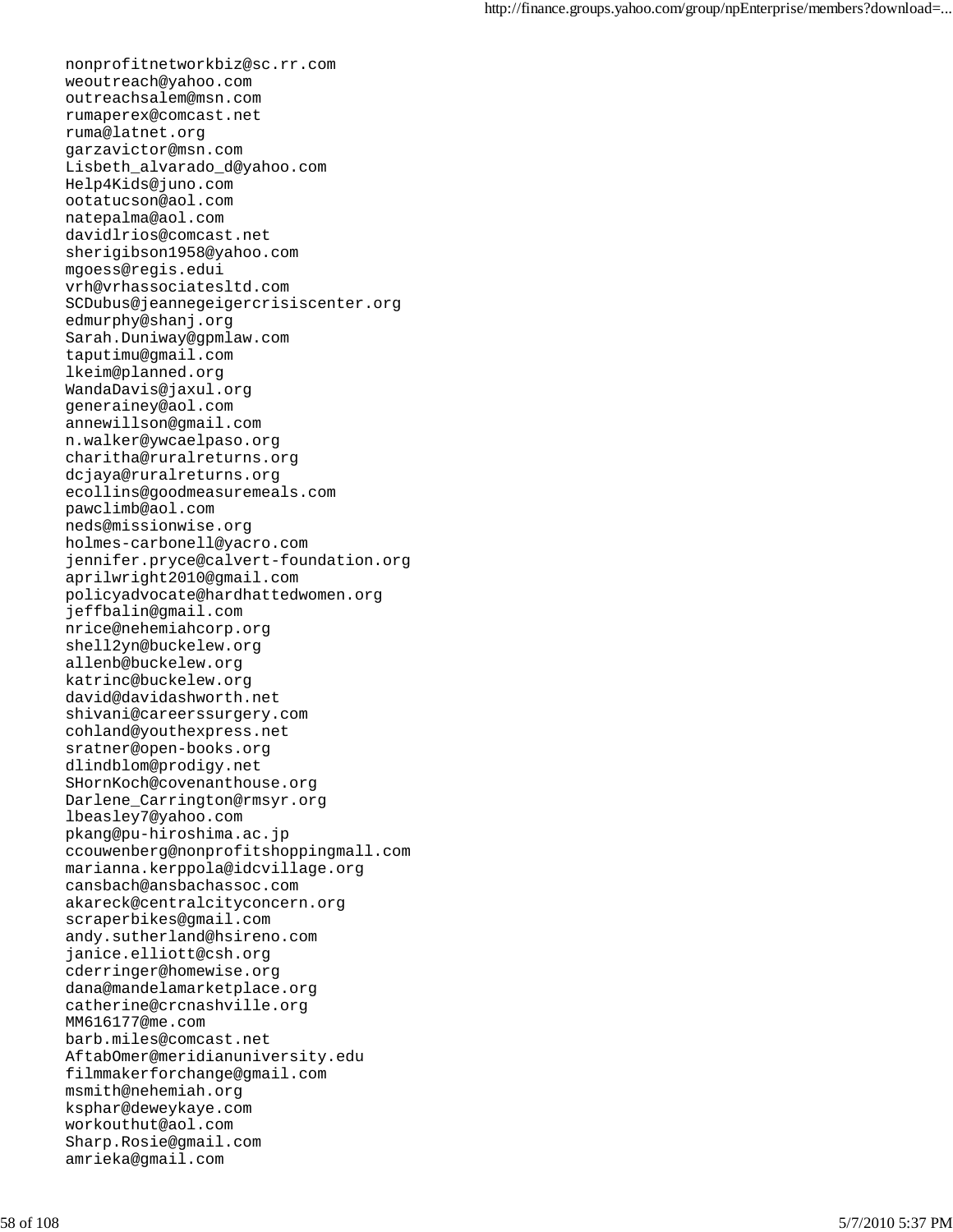nonprofitnetworkbiz@sc.rr.com
weoutreach@yahoo.com
outreachsalem@msn.com
rumaperex@comcast.net
ruma@latnet.org
garzavictor@msn.com
Lisbeth_alvarado_d@yahoo.com
Help4Kids@juno.com
ootatucson@aol.com
natepalma@aol.com
davidlrios@comcast.net
sherigibson1958@yahoo.com
mgoess@regis.edui
vrh@vrhassociatesltd.com
SCDubus@jeannegeigercrisiscenter.org
edmurphy@shanj.org
Sarah.Duniway@gpmlaw.com
taputimu@gmail.com
lkeim@planned.org
WandaDavis@jaxul.org
generainey@aol.com
annewillson@gmail.com
n.walker@ywcaelpaso.org
charitha@ruralreturns.org
dcjaya@ruralreturns.org
ecollins@goodmeasuremeals.com
pawclimb@aol.com
neds@missionwise.org
holmes-carbonell@yacro.com
jennifer.pryce@calvert-foundation.org
aprilwright2010@gmail.com
policyadvocate@hardhattedwomen.org
jeffbalin@gmail.com
nrice@nehemiahcorp.org
shell2yn@buckelew.org
allenb@buckelew.org
katrinc@buckelew.org
david@davidashworth.net
shivani@careerssurgery.com
cohland@youthexpress.net
sratner@open-books.org
dlindblom@prodigy.net
SHornKoch@covenanthouse.org
Darlene_Carrington@rmsyr.org
lbeasley7@yahoo.com
pkang@pu-hiroshima.ac.jp
ccouwenberg@nonprofitshoppingmall.com
marianna.kerppola@idcvillage.org
cansbach@ansbachassoc.com
akareck@centralcityconcern.org
scraperbikes@gmail.com
andy.sutherland@hsireno.com
janice.elliott@csh.org
cderringer@homewise.org
dana@mandelamarketplace.org
catherine@crcnashville.org
MM616177@me.com
barb.miles@comcast.net
AftabOmer@meridianuniversity.edu
filmmakerforchange@gmail.com
msmith@nehemiah.org
ksphar@deweykaye.com
workouthut@aol.com
Sharp.Rosie@gmail.com
amrieka@gmail.com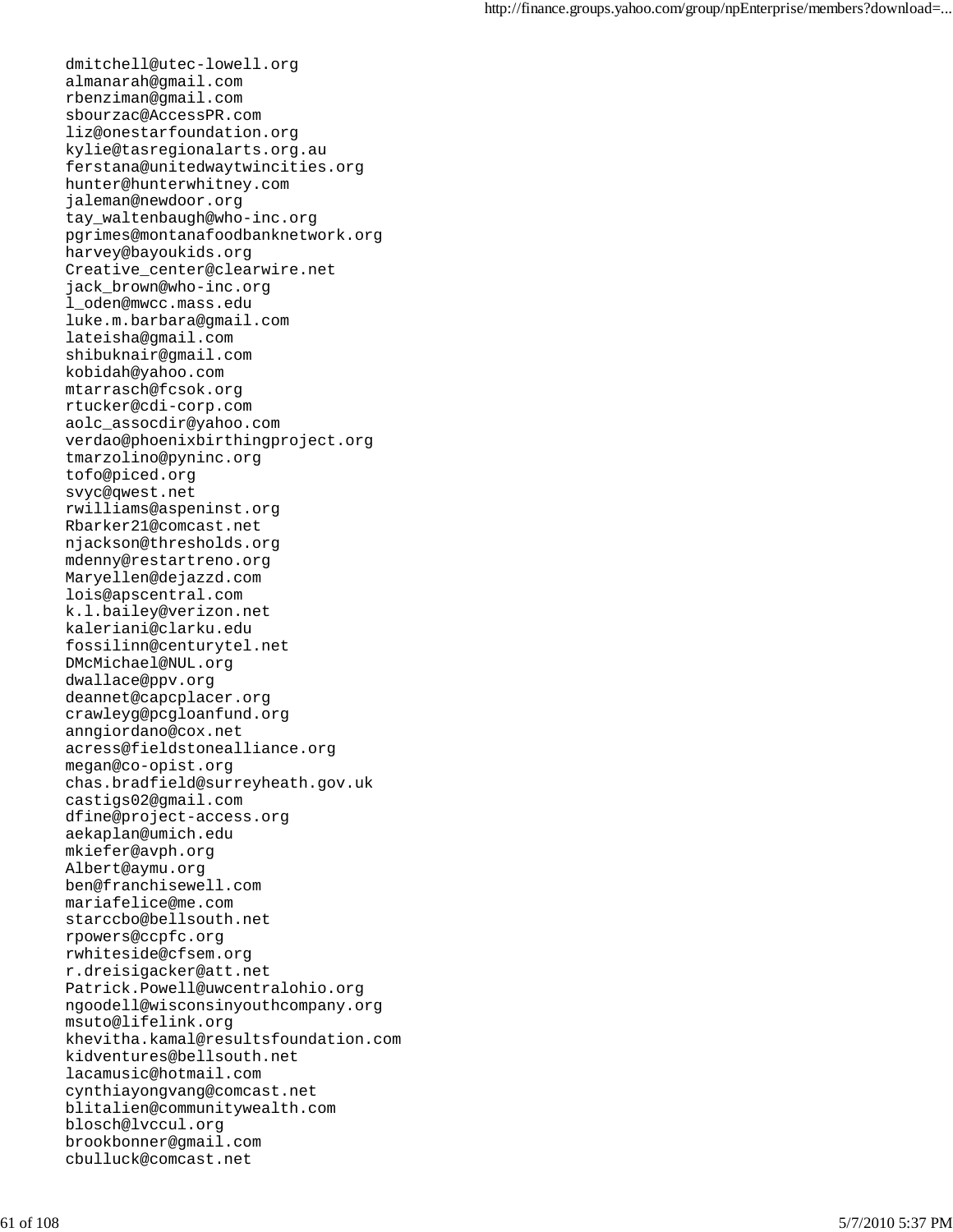dmitchell@utec-lowell.org
almanarah@gmail.com
rbenziman@gmail.com
sbourzac@AccessPR.com
liz@onestarfoundation.org
kylie@tasregionalarts.org.au
ferstana@unitedwaytwincities.org
hunter@hunterwhitney.com
jaleman@newdoor.org
tay_waltenbaugh@who-inc.org
pgrimes@montanafoodbanknetwork.org
harvey@bayoukids.org
Creative_center@clearwire.net
jack_brown@who-inc.org
l_oden@mwcc.mass.edu
luke.m.barbara@gmail.com
lateisha@gmail.com
shibuknair@gmail.com
kobidah@yahoo.com
mtarrasch@fcsok.org
rtucker@cdi-corp.com
aolc_assocdir@yahoo.com
verdao@phoenixbirthingproject.org
tmarzolino@pyninc.org
tofo@piced.org
svyc@qwest.net
rwilliams@aspeninst.org
Rbarker21@comcast.net
njackson@thresholds.org
mdenny@restartreno.org
Maryellen@dejazzd.com
lois@apscentral.com
k.l.bailey@verizon.net
kaleriani@clarku.edu
fossilinn@centurytel.net
DMcMichael@NUL.org
dwallace@ppv.org
deannet@capcplacer.org
crawleyg@pcgloanfund.org
anngiordano@cox.net
acress@fieldstonealliance.org
megan@co-opist.org
chas.bradfield@surreyheath.gov.uk
castigs02@gmail.com
dfine@project-access.org
aekaplan@umich.edu
mkiefer@avph.org
Albert@aymu.org
ben@franchisewell.com
mariafelice@me.com
starccbo@bellsouth.net
rpowers@ccpfc.org
rwhiteside@cfsem.org
r.dreisigacker@att.net
Patrick.Powell@uwcentralohio.org
ngoodell@wisconsinyouthcompany.org
msuto@lifelink.org
khevitha.kamal@resultsfoundation.com
kidventures@bellsouth.net
lacamusic@hotmail.com
cynthiayongvang@comcast.net
blitalien@communitywealth.com
blosch@lvccul.org
brookbonner@gmail.com
cbulluck@comcast.net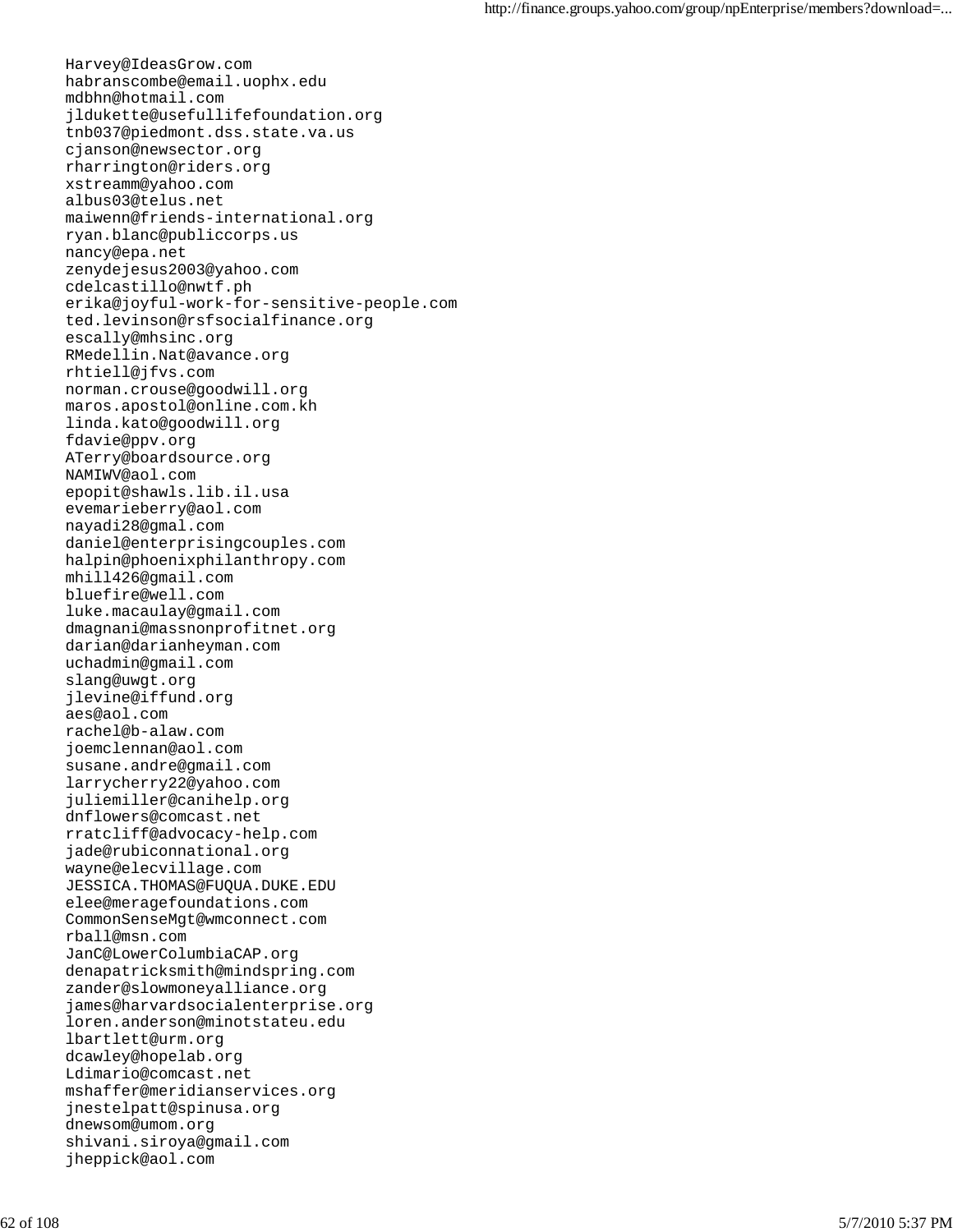Harvey@IdeasGrow.com
habranscombe@email.uophx.edu
mdbhn@hotmail.com
jldukette@usefullifefoundation.org
tnb037@piedmont.dss.state.va.us
cjanson@newsector.org
rharrington@riders.org
xstreamm@yahoo.com
albus03@telus.net
maiwenn@friends-international.org
ryan.blanc@publiccorps.us
nancy@epa.net
zenydejesus2003@yahoo.com
cdelcastillo@nwtf.ph
erika@joyful-work-for-sensitive-people.com
ted.levinson@rsfsocialfinance.org
escally@mhsinc.org
RMedellin.Nat@avance.org
rhtiell@jfvs.com
norman.crouse@goodwill.org
maros.apostol@online.com.kh
linda.kato@goodwill.org
fdavie@ppv.org
ATerry@boardsource.org
NAMIWV@aol.com
epopit@shawls.lib.il.usa
evemarieberry@aol.com
nayadi28@gmal.com
daniel@enterprisingcouples.com
halpin@phoenixphilanthropy.com
mhill426@gmail.com
bluefire@well.com
luke.macaulay@gmail.com
dmagnani@massnonprofitnet.org
darian@darianheyman.com
uchadmin@gmail.com
slang@uwgt.org
jlevine@iffund.org
aes@aol.com
rachel@b-alaw.com
joemclennan@aol.com
susane.andre@gmail.com
larrycherry22@yahoo.com
juliemiller@canihelp.org
dnflowers@comcast.net
rratcliff@advocacy-help.com
jade@rubiconnational.org
wayne@elecvillage.com
JESSICA.THOMAS@FUQUA.DUKE.EDU
elee@meragefoundations.com
CommonSenseMgt@wmconnect.com
rball@msn.com
JanC@LowerColumbiaCAP.org
denapatricksmith@mindspring.com
zander@slowmoneyalliance.org
james@harvardsocialenterprise.org
loren.anderson@minotstateu.edu
lbartlett@urm.org
dcawley@hopelab.org
Ldimario@comcast.net
mshaffer@meridianservices.org
jnestelpatt@spinusa.org
dnewsom@umom.org
shivani.siroya@gmail.com
jheppick@aol.com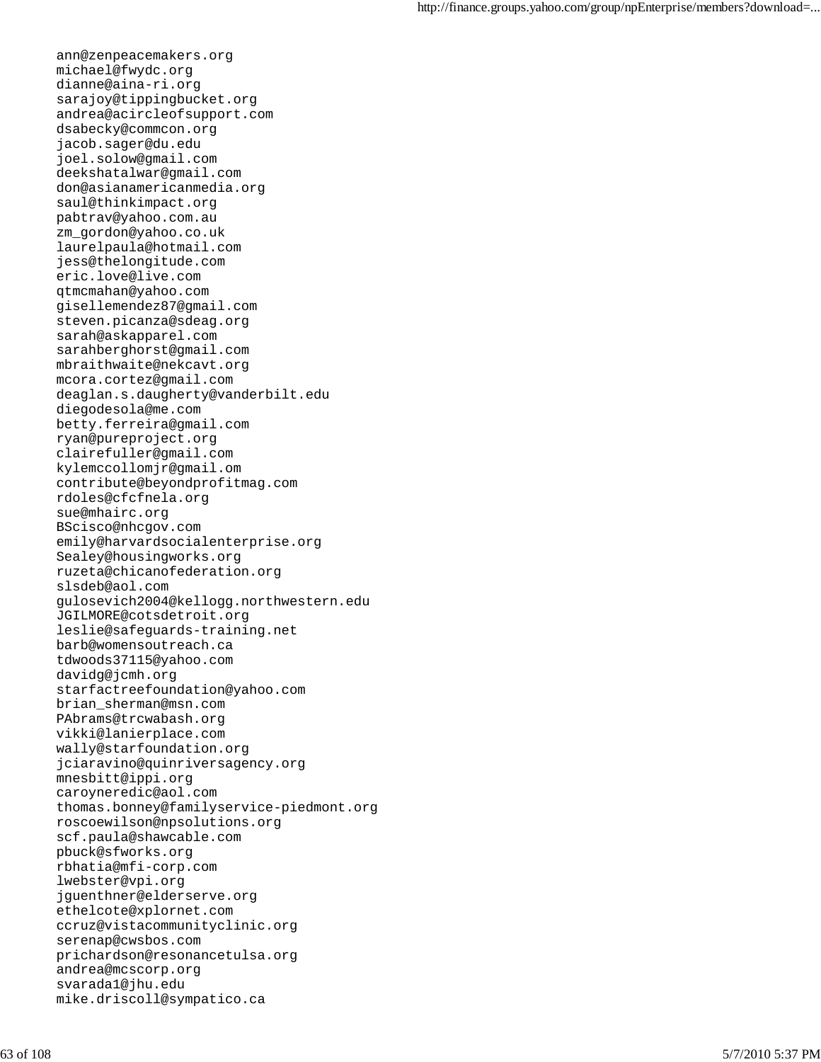ann@zenpeacemakers.org
michael@fwydc.org
dianne@aina-ri.org
sarajoy@tippingbucket.org
andrea@acircleofsupport.com
dsabecky@commcon.org
jacob.sager@du.edu
joel.solow@gmail.com
deekshatalwar@gmail.com
don@asianamericanmedia.org
saul@thinkimpact.org
pabtrav@yahoo.com.au
zm_gordon@yahoo.co.uk
laurelpaula@hotmail.com
jess@thelongitude.com
eric.love@live.com
qtmcmahan@yahoo.com
gisellemendez87@gmail.com
steven.picanza@sdeag.org
sarah@askapparel.com
sarahberghorst@gmail.com
mbraithwaite@nekcavt.org
mcora.cortez@gmail.com
deaglan.s.daugherty@vanderbilt.edu
diegodesola@me.com
betty.ferreira@gmail.com
ryan@pureproject.org
clairefuller@gmail.com
kylemccollomjr@gmail.om
contribute@beyondprofitmag.com
rdoles@cfcfnela.org
sue@mhairc.org
BScisco@nhcgov.com
emily@harvardsocialenterprise.org
Sealey@housingworks.org
ruzeta@chicanofederation.org
slsdeb@aol.com
gulosevich2004@kellogg.northwestern.edu
JGILMORE@cotsdetroit.org
leslie@safeguards-training.net
barb@womensoutreach.ca
tdwoods37115@yahoo.com
davidg@jcmh.org
starfactreefoundation@yahoo.com
brian_sherman@msn.com
PAbrams@trcwabash.org
vikki@lanierplace.com
wally@starfoundation.org
jciaravino@quinriversagency.org
mnesbitt@ippi.org
caroyneredic@aol.com
thomas.bonney@familyservice-piedmont.org
roscoewilson@npsolutions.org
scf.paula@shawcable.com
pbuck@sfworks.org
rbhatia@mfi-corp.com
lwebster@vpi.org
jguenthner@elderserve.org
ethelcote@xplornet.com
ccruz@vistacommunityclinic.org
serenap@cwsbos.com
prichardson@resonancetulsa.org
andrea@mcscorp.org
svarada1@jhu.edu
mike.driscoll@sympatico.ca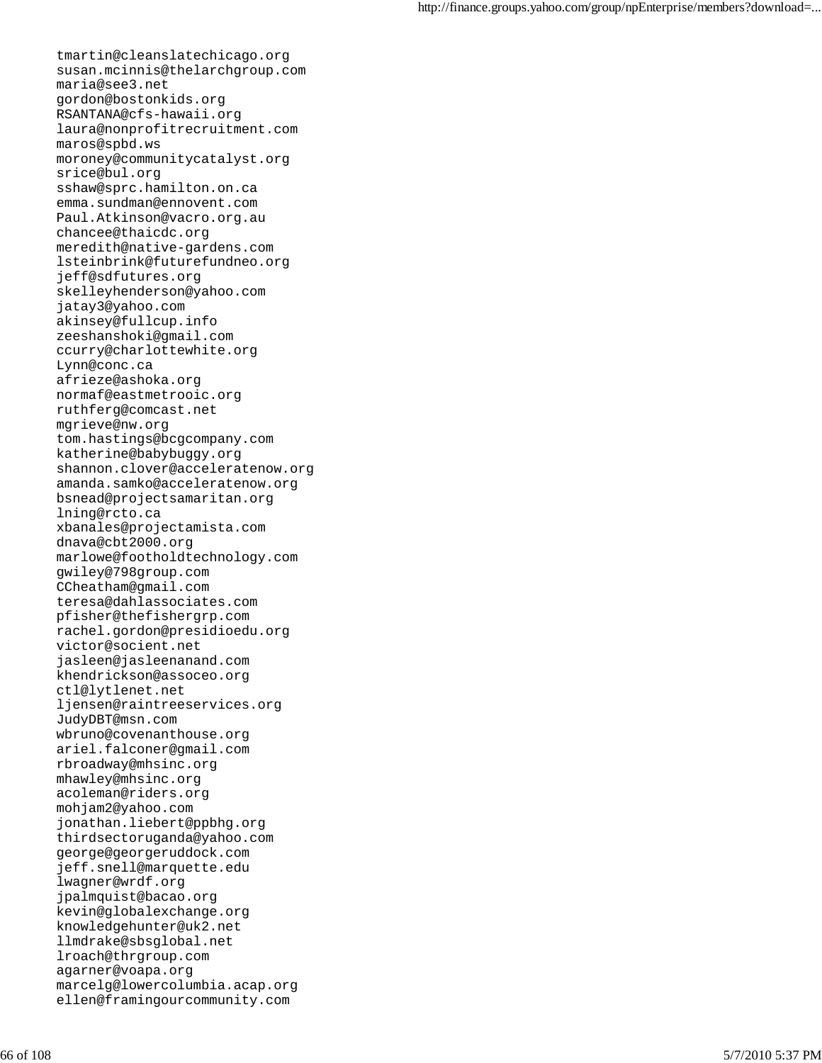tmartin@cleanslatechicago.org
susan.mcinnis@thelarchgroup.com
maria@see3.net
gordon@bostonkids.org
RSANTANA@cfs-hawaii.org
laura@nonprofitrecruitment.com
maros@spbd.ws
moroney@communitycatalyst.org
srice@bul.org
sshaw@sprc.hamilton.on.ca
emma.sundman@ennovent.com
Paul.Atkinson@vacro.org.au
chancee@thaicdc.org
meredith@native-gardens.com
lsteinbrink@futurefundneo.org
jeff@sdfutures.org
skelleyhenderson@yahoo.com
jatay3@yahoo.com
akinsey@fullcup.info
zeeshanshoki@gmail.com
ccurry@charlottewhite.org
Lynn@conc.ca
afrieze@ashoka.org
normaf@eastmetrooic.org
ruthferg@comcast.net
mgrieve@nw.org
tom.hastings@bcgcompany.com
katherine@babybuggy.org
shannon.clover@acceleratenow.org
amanda.samko@acceleratenow.org
bsnead@projectsamaritan.org
lning@rcto.ca
xbanales@projectamista.com
dnava@cbt2000.org
marlowe@footholdtechnology.com
gwiley@798group.com
CCheatham@gmail.com
teresa@dahlassociates.com
pfisher@thefishergrp.com
rachel.gordon@presidioedu.org
victor@socient.net
jasleen@jasleenanand.com
khendrickson@assoceo.org
ctl@lytlenet.net
ljensen@raintreeservices.org
JudyDBT@msn.com
wbruno@covenanthouse.org
ariel.falconer@gmail.com
rbroadway@mhsinc.org
mhawley@mhsinc.org
acoleman@riders.org
mohjam2@yahoo.com
jonathan.liebert@ppbhg.org
thirdsectoruganda@yahoo.com
george@georgeruddock.com
jeff.snell@marquette.edu
lwagner@wrdf.org
jpalmquist@bacao.org
kevin@globalexchange.org
knowledgehunter@uk2.net
llmdrake@sbsglobal.net
lroach@thrgroup.com
agarner@voapa.org
marcelg@lowercolumbia.acap.org
ellen@framingourcommunity.com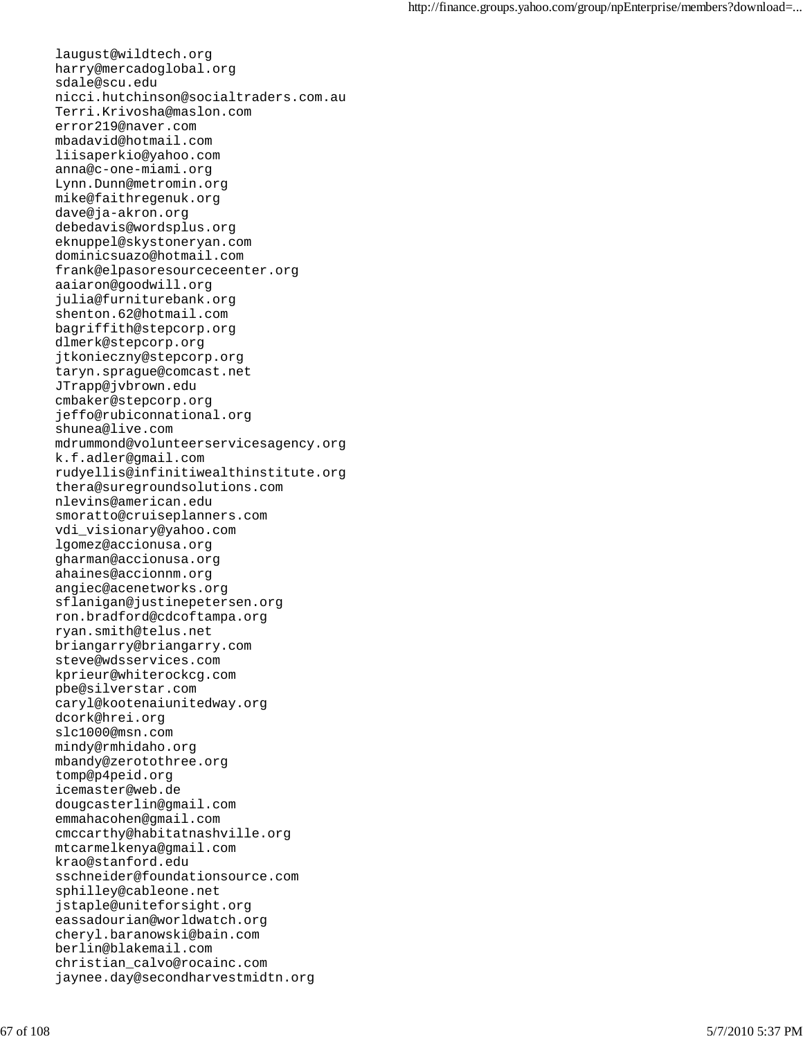laugust@wildtech.org
harry@mercadoglobal.org
sdale@scu.edu
nicci.hutchinson@socialtraders.com.au
Terri.Krivosha@maslon.com
error219@naver.com
mbadavid@hotmail.com
liisaperkio@yahoo.com
anna@c-one-miami.org
Lynn.Dunn@metromin.org
mike@faithregenuk.org
dave@ja-akron.org
debedavis@wordsplus.org
eknuppel@skystoneryan.com
dominicsuazo@hotmail.com
frank@elpasoresourceceenter.org
aaiaron@goodwill.org
julia@furniturebank.org
shenton.62@hotmail.com
bagriffith@stepcorp.org
dlmerk@stepcorp.org
jtkonieczny@stepcorp.org
taryn.sprague@comcast.net
JTrapp@jvbrown.edu
cmbaker@stepcorp.org
jeffo@rubiconnational.org
shunea@live.com
mdrummond@volunteerservicesagency.org
k.f.adler@gmail.com
rudyellis@infinitiwealthinstitute.org
thera@suregroundsolutions.com
nlevins@american.edu
smoratto@cruiseplanners.com
vdi_visionary@yahoo.com
lgomez@accionusa.org
gharman@accionusa.org
ahaines@accionnm.org
angiec@acenetworks.org
sflanigan@justinepetersen.org
ron.bradford@cdcoftampa.org
ryan.smith@telus.net
briangarry@briangarry.com
steve@wdsservices.com
kprieur@whiterockcg.com
pbe@silverstar.com
caryl@kootenaiunitedway.org
dcork@hrei.org
slc1000@msn.com
mindy@rmhidaho.org
mbandy@zerotothree.org
tomp@p4peid.org
icemaster@web.de
dougcasterlin@gmail.com
emmahacohen@gmail.com
cmccarthy@habitatnashville.org
mtcarmelkenya@gmail.com
krao@stanford.edu
sschneider@foundationsource.com
sphilley@cableone.net
jstaple@uniteforsight.org
eassadourian@worldwatch.org
cheryl.baranowski@bain.com
berlin@blakemail.com
christian_calvo@rocainc.com
jaynee.day@secondharvestmidtn.org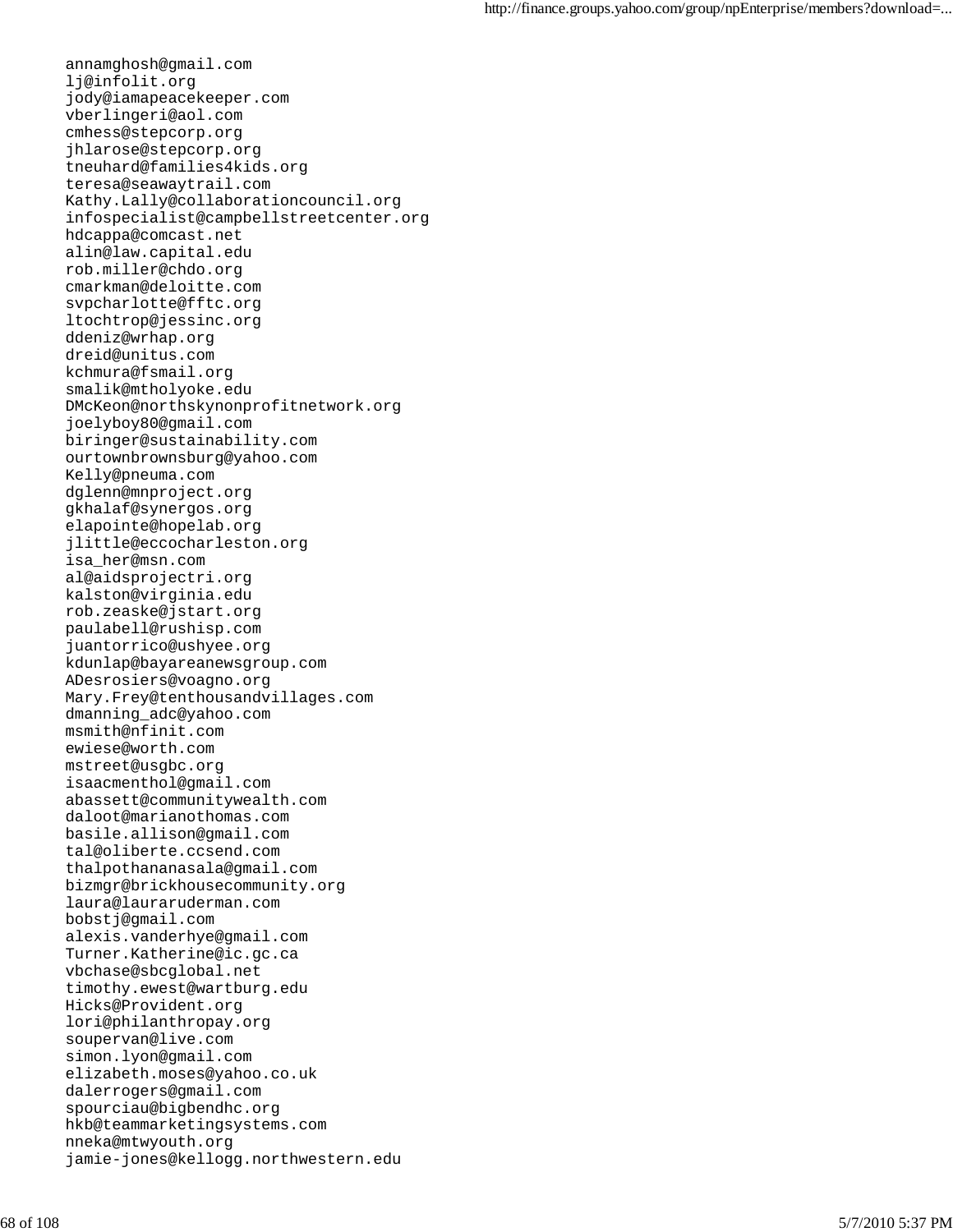annamghosh@gmail.com
lj@infolit.org
jody@iamapeacekeeper.com
vberlingeri@aol.com
cmhess@stepcorp.org
jhlarose@stepcorp.org
tneuhard@families4kids.org
teresa@seawaytrail.com
Kathy.Lally@collaborationcouncil.org
infospecialist@campbellstreetcenter.org
hdcappa@comcast.net
alin@law.capital.edu
rob.miller@chdo.org
cmarkman@deloitte.com
svpcharlotte@fftc.org
ltochtrop@jessinc.org
ddeniz@wrhap.org
dreid@unitus.com
kchmura@fsmail.org
smalik@mtholyoke.edu
DMcKeon@northskynonprofitnetwork.org
joelyboy80@gmail.com
biringer@sustainability.com
ourtownbrownsburg@yahoo.com
Kelly@pneuma.com
dglenn@mnproject.org
gkhalaf@synergos.org
elapointe@hopelab.org
jlittle@eccocharleston.org
isa_her@msn.com
al@aidsprojectri.org
kalston@virginia.edu
rob.zeaske@jstart.org
paulabell@rushisp.com
juantorrico@ushyee.org
kdunlap@bayareanewsgroup.com
ADesrosiers@voagno.org
Mary.Frey@tenthousandvillages.com
dmanning_adc@yahoo.com
msmith@nfinit.com
ewiese@worth.com
mstreet@usgbc.org
isaacmenthol@gmail.com
abassett@communitywealth.com
daloot@marianothomas.com
basile.allison@gmail.com
tal@oliberte.ccsend.com
thalpothananasala@gmail.com
bizmgr@brickhousecommunity.org
laura@lauraruderman.com
bobstj@gmail.com
alexis.vanderhye@gmail.com
Turner.Katherine@ic.gc.ca
vbchase@sbcglobal.net
timothy.ewest@wartburg.edu
Hicks@Provident.org
lori@philanthropay.org
soupervan@live.com
simon.lyon@gmail.com
elizabeth.moses@yahoo.co.uk
dalerrogers@gmail.com
spourciau@bigbendhc.org
hkb@teammarketingsystems.com
nneka@mtwyouth.org
jamie-jones@kellogg.northwestern.edu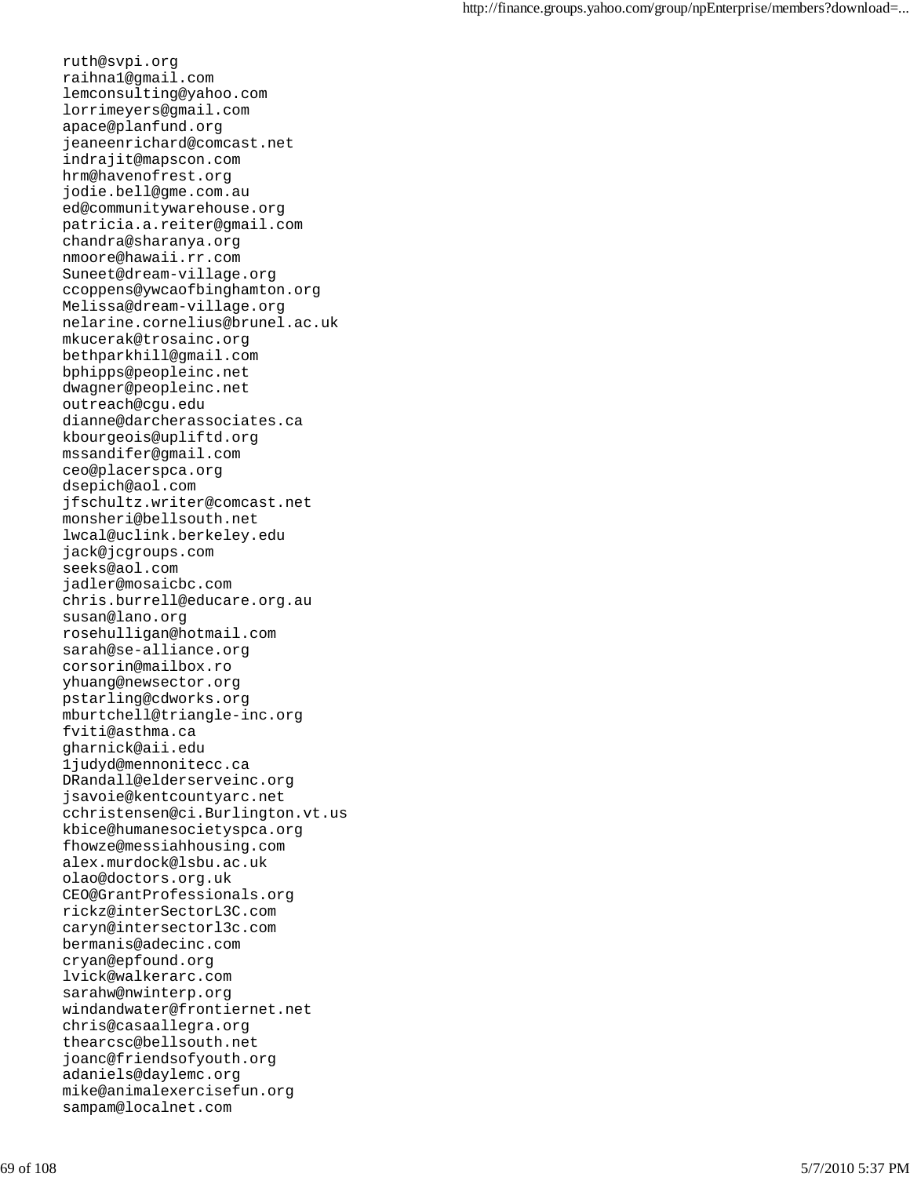ruth@svpi.org
raihna1@gmail.com
lemconsulting@yahoo.com
lorrimeyers@gmail.com
apace@planfund.org
jeaneenrichard@comcast.net
indrajit@mapscon.com
hrm@havenofrest.org
jodie.bell@gme.com.au
ed@communitywarehouse.org
patricia.a.reiter@gmail.com
chandra@sharanya.org
nmoore@hawaii.rr.com
Suneet@dream-village.org
ccoppens@ywcaofbinghamton.org
Melissa@dream-village.org
nelarine.cornelius@brunel.ac.uk
mkucerak@trosainc.org
bethparkhill@gmail.com
bphipps@peopleinc.net
dwagner@peopleinc.net
outreach@cgu.edu
dianne@darcherassociates.ca
kbourgeois@upliftd.org
mssandifer@gmail.com
ceo@placerspca.org
dsepich@aol.com
jfschultz.writer@comcast.net
monsheri@bellsouth.net
lwcal@uclink.berkeley.edu
jack@jcgroups.com
seeks@aol.com
jadler@mosaicbc.com
chris.burrell@educare.org.au
susan@lano.org
rosehulligan@hotmail.com
sarah@se-alliance.org
corsorin@mailbox.ro
yhuang@newsector.org
pstarling@cdworks.org
mburtchell@triangle-inc.org
fviti@asthma.ca
gharnick@aii.edu
1judyd@mennonitecc.ca
DRandall@elderserveinc.org
jsavoie@kentcountyarc.net
cchristensen@ci.Burlington.vt.us
kbice@humanesocietyspca.org
fhowze@messiahhousing.com
alex.murdock@lsbu.ac.uk
olao@doctors.org.uk
CEO@GrantProfessionals.org
rickz@interSectorL3C.com
caryn@intersectorl3c.com
bermanis@adecinc.com
cryan@epfound.org
lvick@walkerarc.com
sarahw@nwinterp.org
windandwater@frontiernet.net
chris@casaallegra.org
thearcsc@bellsouth.net
joanc@friendsofyouth.org
adaniels@daylemc.org
mike@animalexercisefun.org
sampam@localnet.com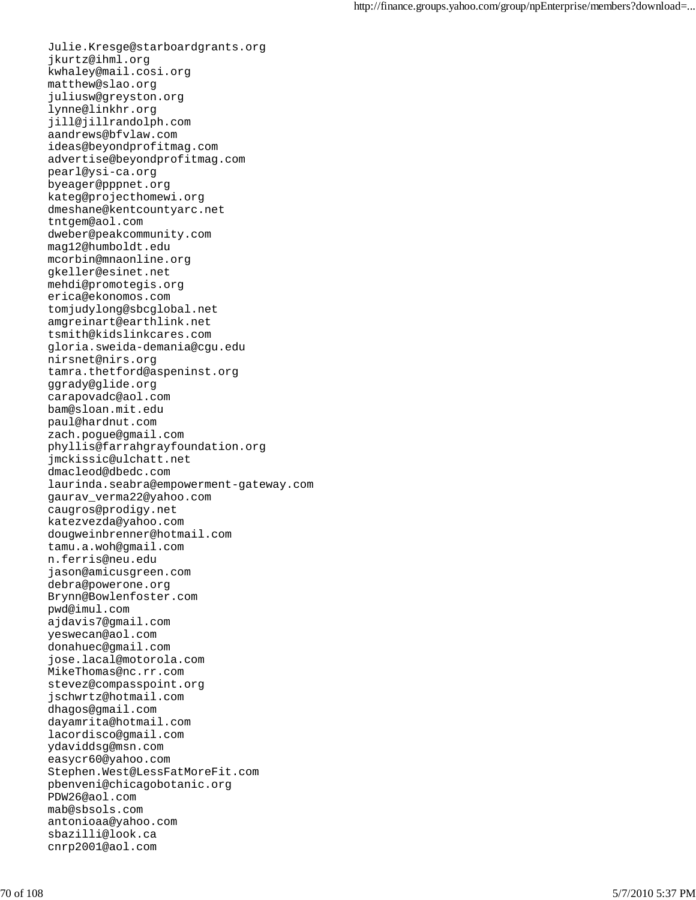Julie.Kresge@starboardgrants.org
jkurtz@ihml.org
kwhaley@mail.cosi.org
matthew@slao.org
juliusw@greyston.org
lynne@linkhr.org
jill@jillrandolph.com
aandrews@bfvlaw.com
ideas@beyondprofitmag.com
advertise@beyondprofitmag.com
pearl@ysi-ca.org
byeager@pppnet.org
kateg@projecthomewi.org
dmeshane@kentcountyarc.net
tntgem@aol.com
dweber@peakcommunity.com
mag12@humboldt.edu
mcorbin@mnaonline.org
gkeller@esinet.net
mehdi@promotegis.org
erica@ekonomos.com
tomjudylong@sbcglobal.net
amgreinart@earthlink.net
tsmith@kidslinkcares.com
gloria.sweida-demania@cgu.edu
nirsnet@nirs.org
tamra.thetford@aspeninst.org
ggrady@glide.org
carapovadc@aol.com
bam@sloan.mit.edu
paul@hardnut.com
zach.pogue@gmail.com
phyllis@farrahgrayfoundation.org
jmckissic@ulchatt.net
dmacleod@dbedc.com
laurinda.seabra@empowerment-gateway.com
gaurav_verma22@yahoo.com
caugros@prodigy.net
katezvezda@yahoo.com
dougweinbrenner@hotmail.com
tamu.a.woh@gmail.com
n.ferris@neu.edu
jason@amicusgreen.com
debra@powerone.org
Brynn@Bowlenfoster.com
pwd@imul.com
ajdavis7@gmail.com
yeswecan@aol.com
donahuec@gmail.com
jose.lacal@motorola.com
MikeThomas@nc.rr.com
stevez@compasspoint.org
jschwrtz@hotmail.com
dhagos@gmail.com
dayamrita@hotmail.com
lacordisco@gmail.com
ydaviddsg@msn.com
easycr60@yahoo.com
Stephen.West@LessFatMoreFit.com
pbenveni@chicagobotanic.org
PDW26@aol.com
mab@sbsols.com
antonioaa@yahoo.com
sbazilli@look.ca
cnrp2001@aol.com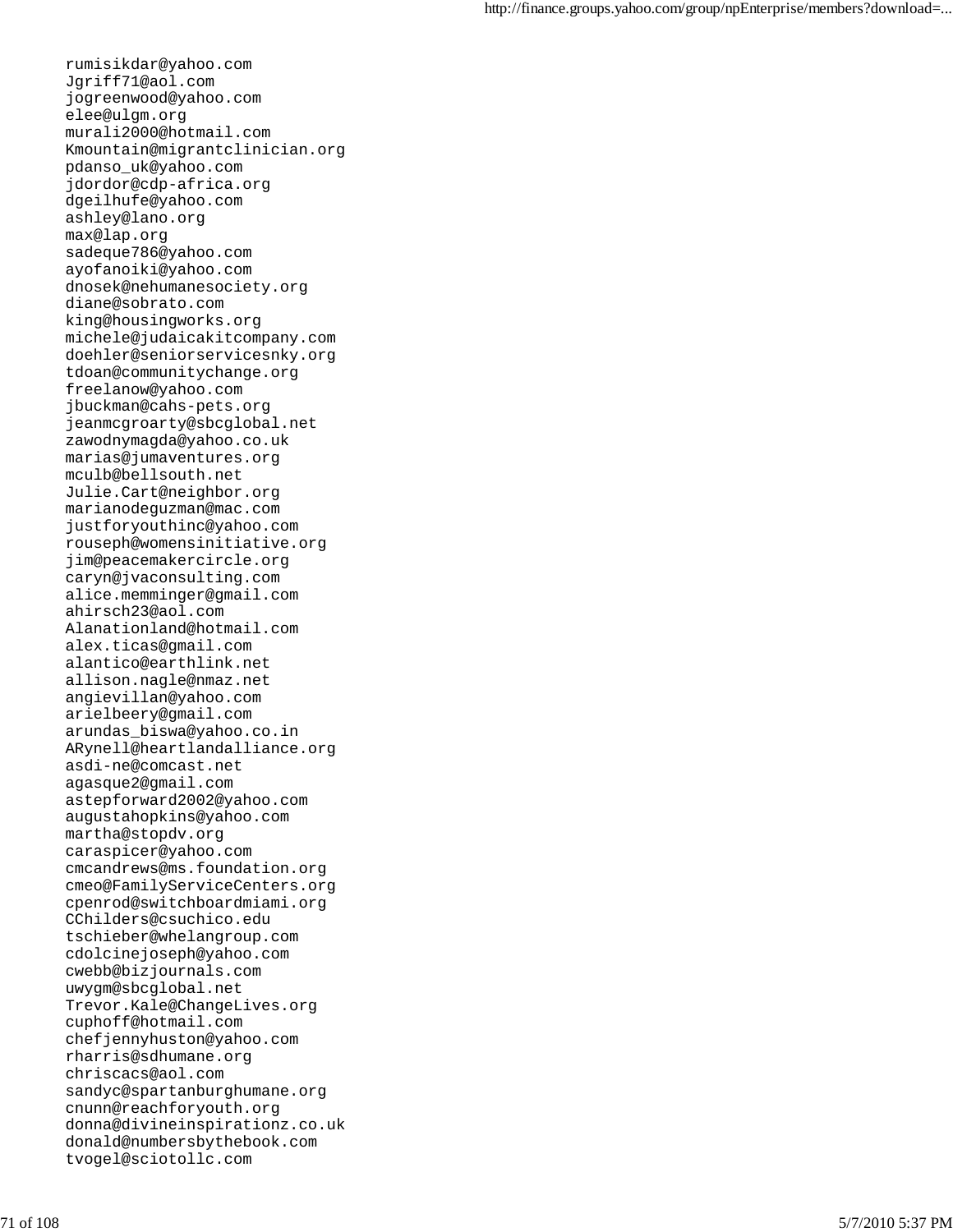rumisikdar@yahoo.com
Jgriff71@aol.com
jogreenwood@yahoo.com
elee@ulgm.org
murali2000@hotmail.com
Kmountain@migrantclinician.org
pdanso_uk@yahoo.com
jdordor@cdp-africa.org
dgeilhufe@yahoo.com
ashley@lano.org
max@lap.org
sadeque786@yahoo.com
ayofanoiki@yahoo.com
dnosek@nehumanesociety.org
diane@sobrato.com
king@housingworks.org
michele@judaicakitcompany.com
doehler@seniorservicesnky.org
tdoan@communitychange.org
freelanow@yahoo.com
jbuckman@cahs-pets.org
jeanmcgroarty@sbcglobal.net
zawodnymagda@yahoo.co.uk
marias@jumaventures.org
mculb@bellsouth.net
Julie.Cart@neighbor.org
marianodeguzman@mac.com
justforyouthinc@yahoo.com
rouseph@womensinitiative.org
jim@peacemakercircle.org
caryn@jvaconsulting.com
alice.memminger@gmail.com
ahirsch23@aol.com
Alanationland@hotmail.com
alex.ticas@gmail.com
alantico@earthlink.net
allison.nagle@nmaz.net
angievillan@yahoo.com
arielbeery@gmail.com
arundas_biswa@yahoo.co.in
ARynell@heartlandalliance.org
asdi-ne@comcast.net
agasque2@gmail.com
astepforward2002@yahoo.com
augustahopkins@yahoo.com
martha@stopdv.org
caraspicer@yahoo.com
cmcandrews@ms.foundation.org
cmeo@FamilyServiceCenters.org
cpenrod@switchboardmiami.org
CChilders@csuchico.edu
tschieber@whelangroup.com
cdolcinejoseph@yahoo.com
cwebb@bizjournals.com
uwygm@sbcglobal.net
Trevor.Kale@ChangeLives.org
cuphoff@hotmail.com
chefjennyhuston@yahoo.com
rharris@sdhumane.org
chriscacs@aol.com
sandyc@spartanburghumane.org
cnunn@reachforyouth.org
donna@divineinspirationz.co.uk
donald@numbersbythebook.com
tvogel@sciotollc.com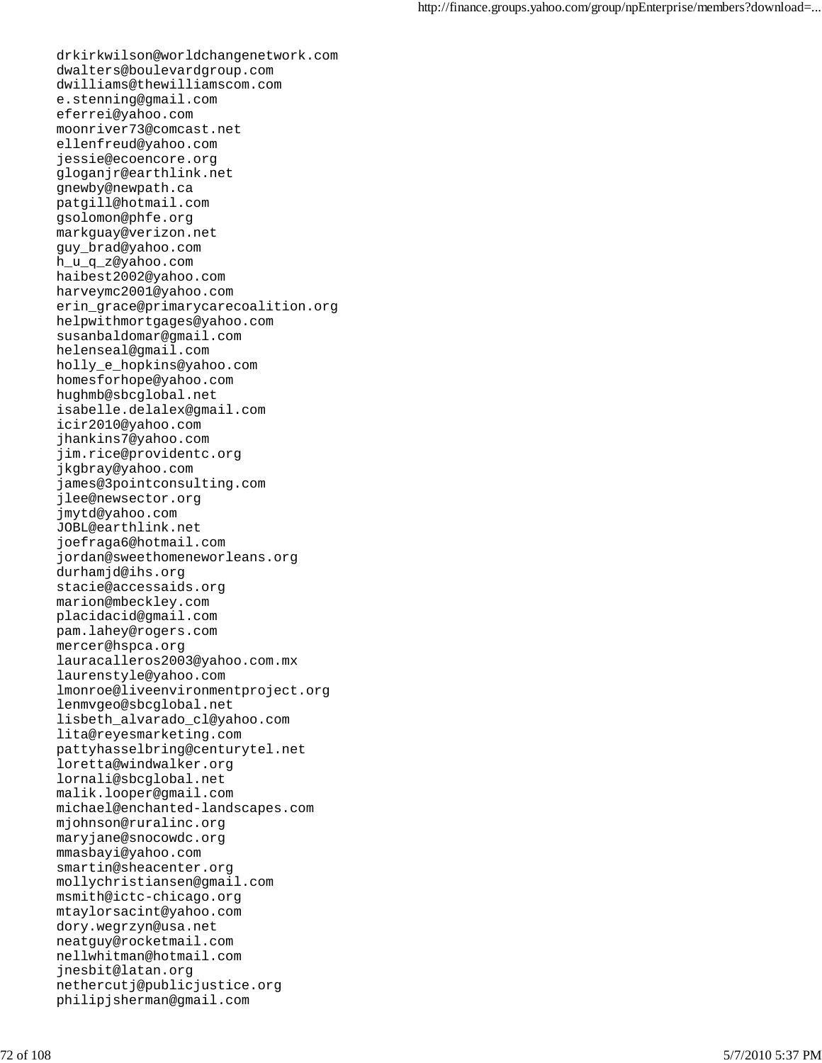drkirkwilson@worldchangenetwork.com
dwalters@boulevardgroup.com
dwilliams@thewilliamscom.com
e.stenning@gmail.com
eferrei@yahoo.com
moonriver73@comcast.net
ellenfreud@yahoo.com
jessie@ecoencore.org
gloganjr@earthlink.net
gnewby@newpath.ca
patgill@hotmail.com
gsolomon@phfe.org
markguay@verizon.net
guy_brad@yahoo.com
h_u_q_z@yahoo.com
haibest2002@yahoo.com
harveymc2001@yahoo.com
erin_grace@primarycarecoalition.org
helpwithmortgages@yahoo.com
susanbaldomar@gmail.com
helenseal@gmail.com
holly_e_hopkins@yahoo.com
homesforhope@yahoo.com
hughmb@sbcglobal.net
isabelle.delalex@gmail.com
icir2010@yahoo.com
jhankins7@yahoo.com
jim.rice@providentc.org
jkgbray@yahoo.com
james@3pointconsulting.com
jlee@newsector.org
jmytd@yahoo.com
JOBL@earthlink.net
joefraga6@hotmail.com
jordan@sweethomeneworleans.org
durhamjd@ihs.org
stacie@accessaids.org
marion@mbeckley.com
placidacid@gmail.com
pam.lahey@rogers.com
mercer@hspca.org
lauracalleros2003@yahoo.com.mx
laurenstyle@yahoo.com
lmonroe@liveenvironmentproject.org
lenmvgeo@sbcglobal.net
lisbeth_alvarado_cl@yahoo.com
lita@reyesmarketing.com
pattyhasselbring@centurytel.net
loretta@windwalker.org
lornali@sbcglobal.net
malik.looper@gmail.com
michael@enchanted-landscapes.com
mjohnson@ruralinc.org
maryjane@snocowdc.org
mmasbayi@yahoo.com
smartin@sheacenter.org
mollychristiansen@gmail.com
msmith@ictc-chicago.org
mtaylorsacint@yahoo.com
dory.wegrzyn@usa.net
neatguy@rocketmail.com
nellwhitman@hotmail.com
jnesbit@latan.org
nethercutj@publicjustice.org
philipjsherman@gmail.com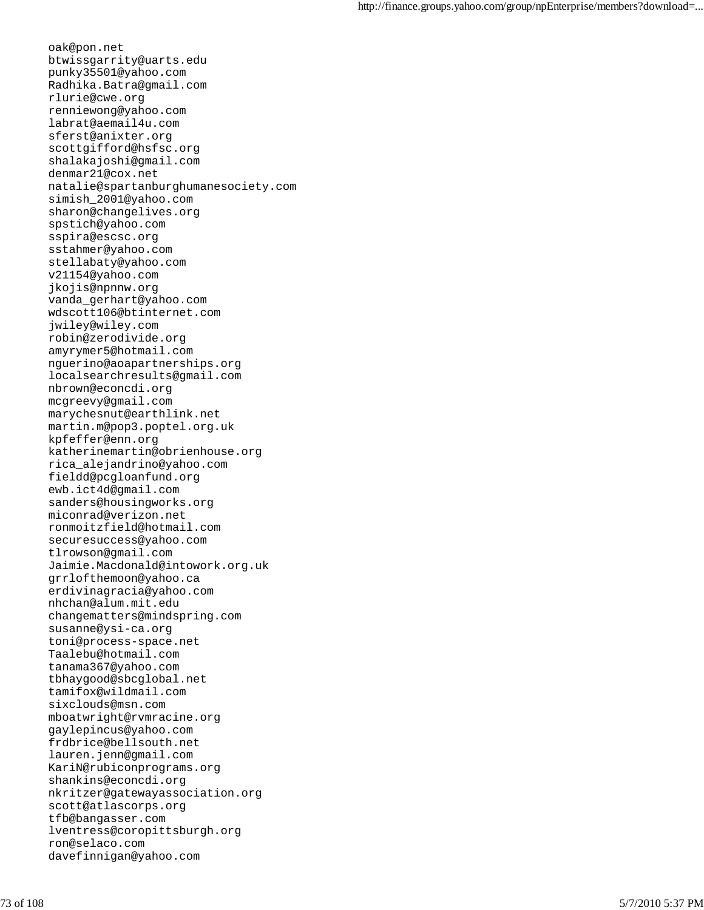oak@pon.net
btwissgarrity@uarts.edu
punky35501@yahoo.com
Radhika.Batra@gmail.com
rlurie@cwe.org
renniewong@yahoo.com
labrat@aemail4u.com
sferst@anixter.org
scottgifford@hsfsc.org
shalakajoshi@gmail.com
denmar21@cox.net
natalie@spartanburghumanesociety.com
simish_2001@yahoo.com
sharon@changelives.org
spstich@yahoo.com
sspira@escsc.org
sstahmer@yahoo.com
stellabaty@yahoo.com
v21154@yahoo.com
jkojis@npnnw.org
vanda_gerhart@yahoo.com
wdscott106@btinternet.com
jwiley@wiley.com
robin@zerodivide.org
amyrymer5@hotmail.com
nguerino@aoapartnerships.org
localsearchresults@gmail.com
nbrown@econcdi.org
mcgreevy@gmail.com
marychesnut@earthlink.net
martin.m@pop3.poptel.org.uk
kpfeffer@enn.org
katherinemartin@obrienhouse.org
rica_alejandrino@yahoo.com
fieldd@pcgloanfund.org
ewb.ict4d@gmail.com
sanders@housingworks.org
miconrad@verizon.net
ronmoitzfield@hotmail.com
securesuccess@yahoo.com
tlrowson@gmail.com
Jaimie.Macdonald@intowork.org.uk
grrlofthemoon@yahoo.ca
erdivinagracia@yahoo.com
nhchan@alum.mit.edu
changematters@mindspring.com
susanne@ysi-ca.org
toni@process-space.net
Taalebu@hotmail.com
tanama367@yahoo.com
tbhaygood@sbcglobal.net
tamifox@wildmail.com
sixclouds@msn.com
mboatwright@rvmracine.org
gaylepincus@yahoo.com
frdbrice@bellsouth.net
lauren.jenn@gmail.com
KariN@rubiconprograms.org
shankins@econcdi.org
nkritzer@gatewayassociation.org
scott@atlascorps.org
tfb@bangasser.com
lventress@coropittsburgh.org
ron@selaco.com
davefinnigan@yahoo.com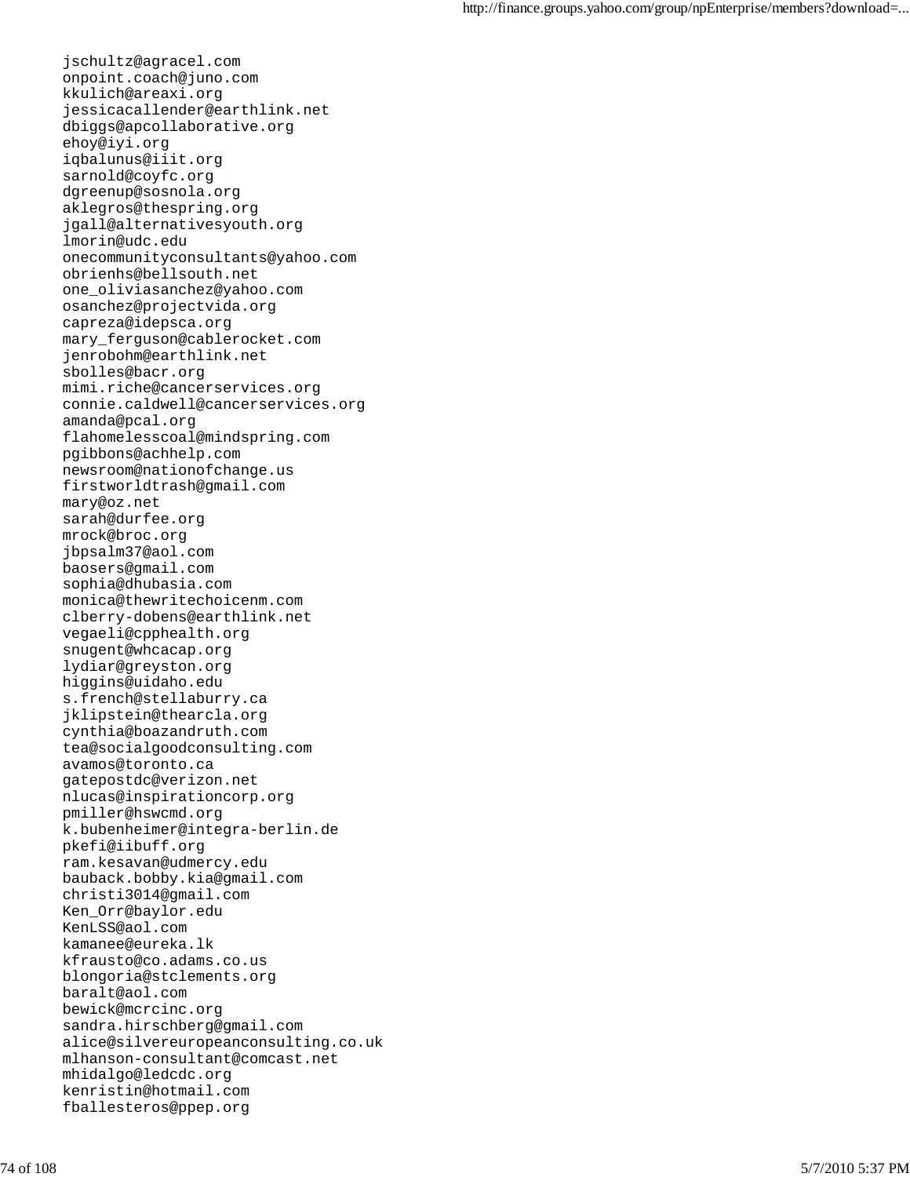jschultz@agracel.com
onpoint.coach@juno.com
kkulich@areaxi.org
jessicacallender@earthlink.net
dbiggs@apcollaborative.org
ehoy@iyi.org
iqbalunus@iiit.org
sarnold@coyfc.org
dgreenup@sosnola.org
aklegros@thespring.org
jgall@alternativesyouth.org
lmorin@udc.edu
onecommunityconsultants@yahoo.com
obrienhs@bellsouth.net
one_oliviasanchez@yahoo.com
osanchez@projectvida.org
capreza@idepsca.org
mary_ferguson@cablerocket.com
jenrobohm@earthlink.net
sbolles@bacr.org
mimi.riche@cancerservices.org
connie.caldwell@cancerservices.org
amanda@pcal.org
flahomelesscoal@mindspring.com
pgibbons@achhelp.com
newsroom@nationofchange.us
firstworldtrash@gmail.com
mary@oz.net
sarah@durfee.org
mrock@broc.org
jbpsalm37@aol.com
baosers@gmail.com
sophia@dhubasia.com
monica@thewritechoicenm.com
clberry-dobens@earthlink.net
vegaeli@cpphealth.org
snugent@whcacap.org
lydiar@greyston.org
higgins@uidaho.edu
s.french@stellaburry.ca
jklipstein@thearcla.org
cynthia@boazandruth.com
tea@socialgoodconsulting.com
avamos@toronto.ca
gatepostdc@verizon.net
nlucas@inspirationcorp.org
pmiller@hswcmd.org
k.bubenheimer@integra-berlin.de
pkefi@iibuff.org
ram.kesavan@udmercy.edu
bauback.bobby.kia@gmail.com
christi3014@gmail.com
Ken_Orr@baylor.edu
KenLSS@aol.com
kamanee@eureka.lk
kfrausto@co.adams.co.us
blongoria@stclements.org
baralt@aol.com
bewick@mcrcinc.org
sandra.hirschberg@gmail.com
alice@silvereuropeanconsulting.co.uk
mlhanson-consultant@comcast.net
mhidalgo@ledcdc.org
kenristin@hotmail.com
fballesteros@ppep.org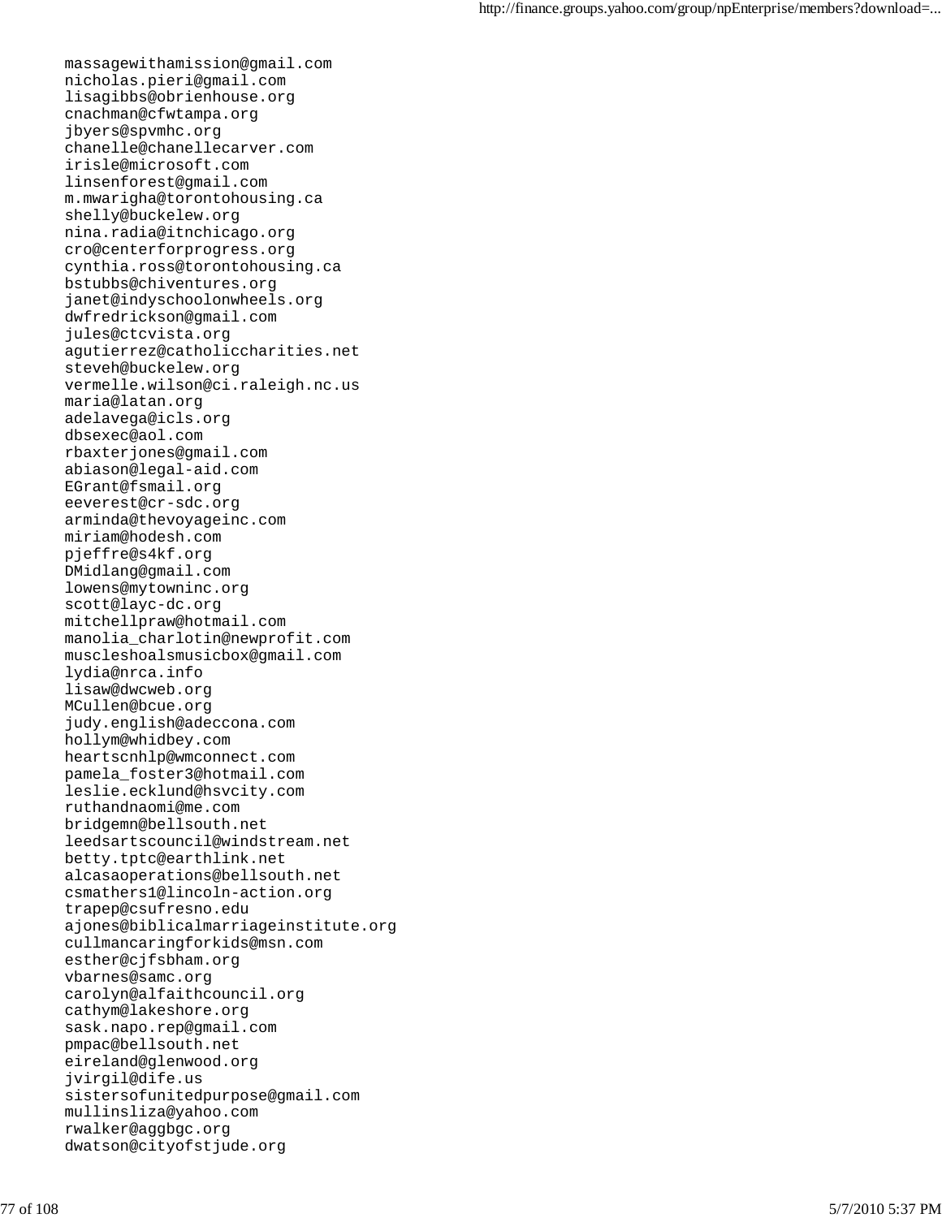massagewithamission@gmail.com
nicholas.pieri@gmail.com
lisagibbs@obrienhouse.org
cnachman@cfwtampa.org
jbyers@spvmhc.org
chanelle@chanellecarver.com
irisle@microsoft.com
linsenforest@gmail.com
m.mwarigha@torontohousing.ca
shelly@buckelew.org
nina.radia@itnchicago.org
cro@centerforprogress.org
cynthia.ross@torontohousing.ca
bstubbs@chiventures.org
janet@indyschoolonwheels.org
dwfredrickson@gmail.com
jules@ctcvista.org
agutierrez@catholiccharities.net
steveh@buckelew.org
vermelle.wilson@ci.raleigh.nc.us
maria@latan.org
adelavega@icls.org
dbsexec@aol.com
rbaxterjones@gmail.com
abiason@legal-aid.com
EGrant@fsmail.org
eeverest@cr-sdc.org
arminda@thevoyageinc.com
miriam@hodesh.com
pjeffre@s4kf.org
DMidlang@gmail.com
lowens@mytowninc.org
scott@layc-dc.org
mitchellpraw@hotmail.com
manolia_charlotin@newprofit.com
muscleshoalsmusicbox@gmail.com
lydia@nrca.info
lisaw@dwcweb.org
MCullen@bcue.org
judy.english@adeccona.com
hollym@whidbey.com
heartscnhlp@wmconnect.com
pamela_foster3@hotmail.com
leslie.ecklund@hsvcity.com
ruthandnaomi@me.com
bridgemn@bellsouth.net
leedsartscouncil@windstream.net
betty.tptc@earthlink.net
alcasaoperations@bellsouth.net
csmathers1@lincoln-action.org
trapep@csufresno.edu
ajones@biblicalmarriageinstitute.org
cullmancaringforkids@msn.com
esther@cjfsbham.org
vbarnes@samc.org
carolyn@alfaithcouncil.org
cathym@lakeshore.org
sask.napo.rep@gmail.com
pmpac@bellsouth.net
eireland@glenwood.org
jvirgil@dife.us
sistersofunitedpurpose@gmail.com
mullinsliza@yahoo.com
rwalker@aggbgc.org
dwatson@cityofstjude.org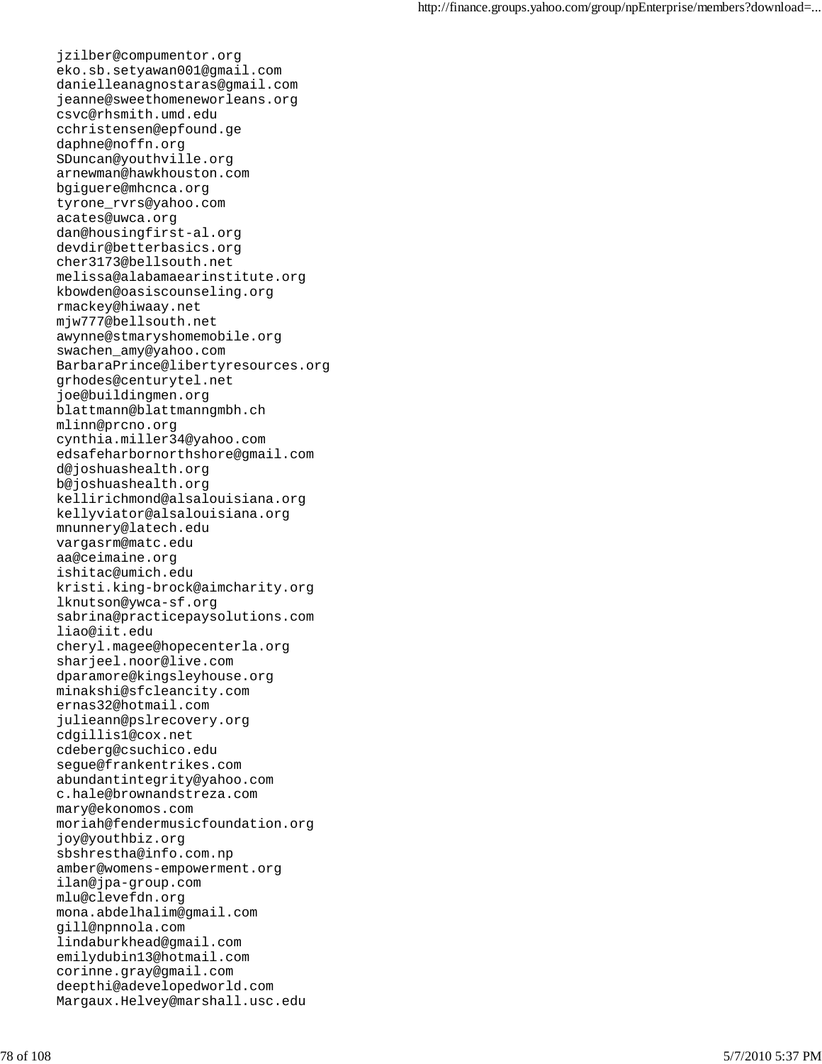```
jzilber@compumentor.org
eko.sb.setyawan001@gmail.com
danielleanagnostaras@gmail.com
jeanne@sweethomeneworleans.org
csvc@rhsmith.umd.edu
cchristensen@epfound.ge
daphne@noffn.org
SDuncan@youthville.org
arnewman@hawkhouston.com
bgiguere@mhcnca.org
tyrone_rvrs@yahoo.com
acates@uwca.org
dan@housingfirst-al.org
devdir@betterbasics.org
cher3173@bellsouth.net
melissa@alabamaearinstitute.org
kbowden@oasiscounseling.org
rmackey@hiwaay.net
mjw777@bellsouth.net
awynne@stmaryshomemobile.org
swachen_amy@yahoo.com
BarbaraPrince@libertyresources.org
grhodes@centurytel.net
joe@buildingmen.org
blattmann@blattmanngmbh.ch
mlinn@prcno.org
cynthia.miller34@yahoo.com
edsafeharbornorthshore@gmail.com
d@joshuashealth.org
b@joshuashealth.org
kellirichmond@alsalouisiana.org
kellyviator@alsalouisiana.org
mnunnery@latech.edu
vargasrm@matc.edu
aa@ceimaine.org
ishitac@umich.edu
kristi.king-brock@aimcharity.org
lknutson@ywca-sf.org
sabrina@practicepaysolutions.com
liao@iit.edu
cheryl.magee@hopecenterla.org
sharjeel.noor@live.com
dparamore@kingsleyhouse.org
minakshi@sfcleancity.com
ernas32@hotmail.com
julieann@pslrecovery.org
cdgillis1@cox.net
cdeberg@csuchico.edu
segue@frankentrikes.com
abundantintegrity@yahoo.com
c.hale@brownandstreza.com
mary@ekonomos.com
moriah@fendermusicfoundation.org
joy@youthbiz.org
sbshrestha@info.com.np
amber@womens-empowerment.org
ilan@jpa-group.com
mlu@clevefdn.org
mona.abdelhalim@gmail.com
gill@npnnola.com
lindaburkhead@gmail.com
emilydubin13@hotmail.com
corinne.gray@gmail.com
deepthi@adevelopedworld.com
Margaux.Helvey@marshall.usc.edu
```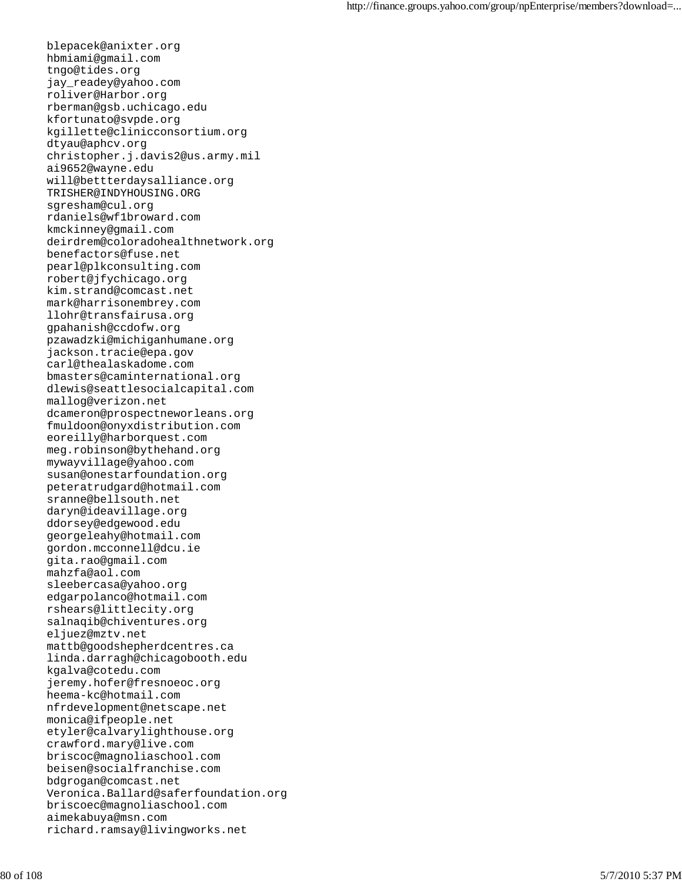blepacek@anixter.org
hbmiami@gmail.com
tngo@tides.org
jay_readey@yahoo.com
roliver@Harbor.org
rberman@gsb.uchicago.edu
kfortunato@svpde.org
kgillette@clinicconsortium.org
dtyau@aphcv.org
christopher.j.davis2@us.army.mil
ai9652@wayne.edu
will@bettterdaysalliance.org
TRISHER@INDYHOUSING.ORG
sgresham@cul.org
rdaniels@wf1broward.com
kmckinney@gmail.com
deirdrem@coloradohealthnetwork.org
benefactors@fuse.net
pearl@plkconsulting.com
robert@jfychicago.org
kim.strand@comcast.net
mark@harrisonembrey.com
llohr@transfairusa.org
gpahanish@ccdofw.org
pzawadzki@michiganhumane.org
jackson.tracie@epa.gov
carl@thealaskadome.com
bmasters@caminternational.org
dlewis@seattlesocialcapital.com
mallog@verizon.net
dcameron@prospectneworleans.org
fmuldoon@onyxdistribution.com
eoreilly@harborquest.com
meg.robinson@bythehand.org
mywayvillage@yahoo.com
susan@onestarfoundation.org
peteratrudgard@hotmail.com
sranne@bellsouth.net
daryn@ideavillage.org
ddorsey@edgewood.edu
georgeleahy@hotmail.com
gordon.mcconnell@dcu.ie
gita.rao@gmail.com
mahzfa@aol.com
sleebercasa@yahoo.org
edgarpolanco@hotmail.com
rshears@littlecity.org
salnaqib@chiventures.org
eljuez@mztv.net
mattb@goodshepherdcentres.ca
linda.darragh@chicagobooth.edu
kgalva@cotedu.com
jeremy.hofer@fresnoeoc.org
heema-kc@hotmail.com
nfrdevelopment@netscape.net
monica@ifpeople.net
etyler@calvarylighthouse.org
crawford.mary@live.com
briscoc@magnoliaschool.com
beisen@socialfranchise.com
bdgrogan@comcast.net
Veronica.Ballard@saferfoundation.org
briscoec@magnoliaschool.com
aimekabuya@msn.com
richard.ramsay@livingworks.net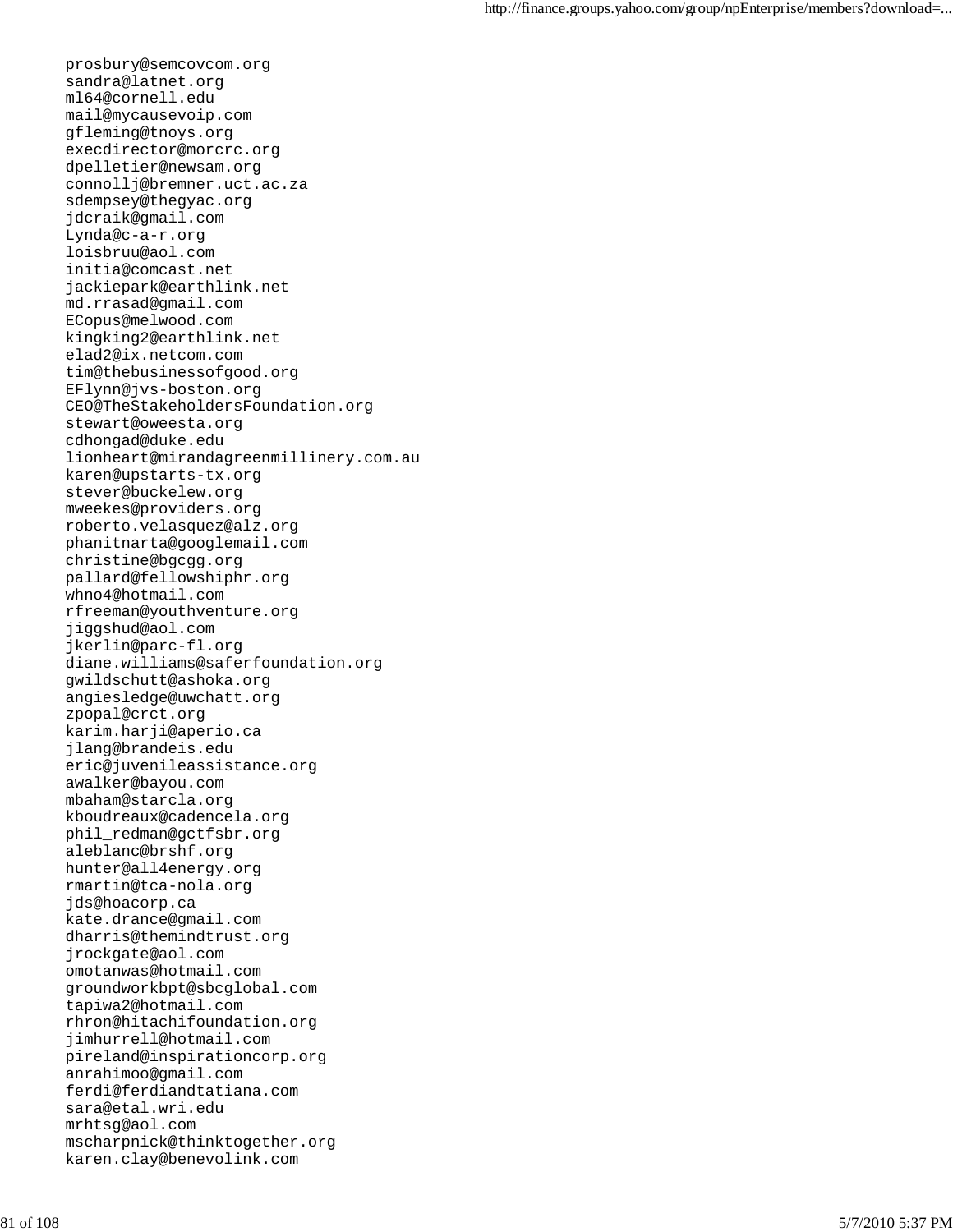prosbury@semcovcom.org
sandra@latnet.org
ml64@cornell.edu
mail@mycausevoip.com
gfleming@tnoys.org
execdirector@morcrc.org
dpelletier@newsam.org
connollj@bremner.uct.ac.za
sdempsey@thegyac.org
jdcraik@gmail.com
Lynda@c-a-r.org
loisbruu@aol.com
initia@comcast.net
jackiepark@earthlink.net
md.rrasad@gmail.com
ECopus@melwood.com
kingking2@earthlink.net
elad2@ix.netcom.com
tim@thebusinessofgood.org
EFlynn@jvs-boston.org
CEO@TheStakeholdersFoundation.org
stewart@oweesta.org
cdhongad@duke.edu
lionheart@mirandagreenmillinery.com.au
karen@upstarts-tx.org
stever@buckelew.org
mweekes@providers.org
roberto.velasquez@alz.org
phanitnarta@googlemail.com
christine@bgcgg.org
pallard@fellowshiphr.org
whno4@hotmail.com
rfreeman@youthventure.org
jiggshud@aol.com
jkerlin@parc-fl.org
diane.williams@saferfoundation.org
gwildschutt@ashoka.org
angiesledge@uwchatt.org
zpopal@crct.org
karim.harji@aperio.ca
jlang@brandeis.edu
eric@juvenileassistance.org
awalker@bayou.com
mbaham@starcla.org
kboudreaux@cadencela.org
phil_redman@gctfsbr.org
aleblanc@brshf.org
hunter@all4energy.org
rmartin@tca-nola.org
jds@hoacorp.ca
kate.drance@gmail.com
dharris@themindtrust.org
jrockgate@aol.com
omotanwas@hotmail.com
groundworkbpt@sbcglobal.com
tapiwa2@hotmail.com
rhron@hitachifoundation.org
jimhurrell@hotmail.com
pireland@inspirationcorp.org
anrahimoo@gmail.com
ferdi@ferdiandtatiana.com
sara@etal.wri.edu
mrhtsg@aol.com
mscharpnick@thinktogether.org
karen.clay@benevolink.com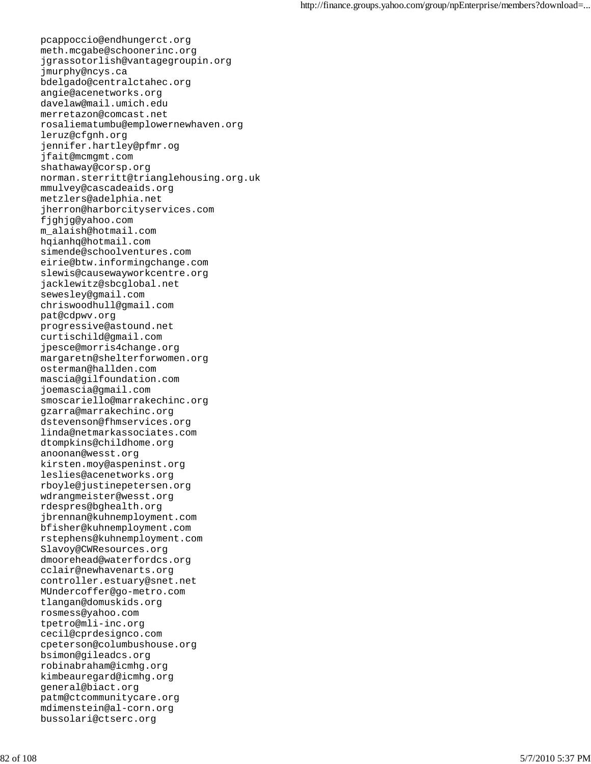pcappoccio@endhungerct.org
meth.mcgabe@schoonerinc.org
jgrassotorlish@vantagegroupin.org
jmurphy@ncys.ca
bdelgado@centralctahec.org
angie@acenetworks.org
davelaw@mail.umich.edu
merretazon@comcast.net
rosaliematumbu@emplowernewhaven.org
leruz@cfgnh.org
jennifer.hartley@pfmr.og
jfait@mcmgmt.com
shathaway@corsp.org
norman.sterritt@trianglehousing.org.uk
mmulvey@cascadeaids.org
metzlers@adelphia.net
jherron@harborcityservices.com
fjghjg@yahoo.com
m_alaish@hotmail.com
hqianhq@hotmail.com
simende@schoolventures.com
eirie@btw.informingchange.com
slewis@causewayworkcentre.org
jacklewitz@sbcglobal.net
sewesley@gmail.com
chriswoodhull@gmail.com
pat@cdpwv.org
progressive@astound.net
curtischild@gmail.com
jpesce@morris4change.org
margaretn@shelterforwomen.org
osterman@hallden.com
mascia@gilfoundation.com
joemascia@gmail.com
smoscariello@marrakechinc.org
gzarra@marrakechinc.org
dstevenson@fhmservices.org
linda@netmarkassociates.com
dtompkins@childhome.org
anoonan@wesst.org
kirsten.moy@aspeninst.org
leslies@acenetworks.org
rboyle@justinepetersen.org
wdrangmeister@wesst.org
rdespres@bghealth.org
jbrennan@kuhnemployment.com
bfisher@kuhnemployment.com
rstephens@kuhnemployment.com
Slavoy@CWResources.org
dmoorehead@waterfordcs.org
cclair@newhavenarts.org
controller.estuary@snet.net
MUndercoffer@go-metro.com
tlangan@domuskids.org
rosmess@yahoo.com
tpetro@mli-inc.org
cecil@cprdesignco.com
cpeterson@columbushouse.org
bsimon@gileadcs.org
robinabraham@icmhg.org
kimbeauregard@icmhg.org
general@biact.org
patm@ctcommunitycare.org
mdimenstein@al-corn.org
bussolari@ctserc.org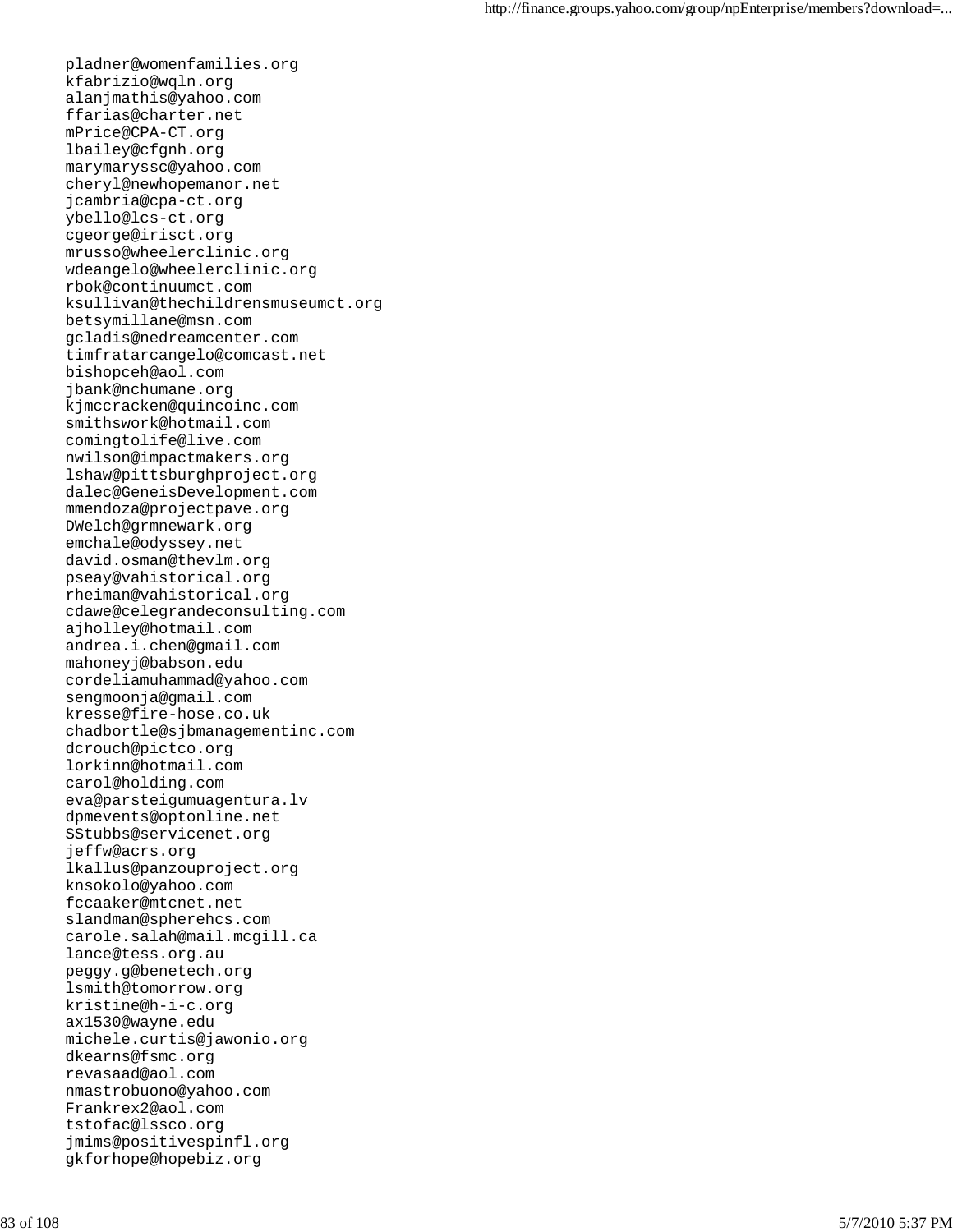pladner@womenfamilies.org
kfabrizio@wqln.org
alanjmathis@yahoo.com
ffarias@charter.net
mPrice@CPA-CT.org
lbailey@cfgnh.org
marymaryssc@yahoo.com
cheryl@newhopemanor.net
jcambria@cpa-ct.org
ybello@lcs-ct.org
cgeorge@irisct.org
mrusso@wheelerclinic.org
wdeangelo@wheelerclinic.org
rbok@continuumct.com
ksullivan@thechildrensmuseumct.org
betsymillane@msn.com
gcladis@nedreamcenter.com
timfratarcangelo@comcast.net
bishopceh@aol.com
jbank@nchumane.org
kjmccracken@quincoinc.com
smithswork@hotmail.com
comingtolife@live.com
nwilson@impactmakers.org
lshaw@pittsburghproject.org
dalec@GeneisDevelopment.com
mmendoza@projectpave.org
DWelch@grmnewark.org
emchale@odyssey.net
david.osman@thevlm.org
pseay@vahistorical.org
rheiman@vahistorical.org
cdawe@celegrandeconsulting.com
ajholley@hotmail.com
andrea.i.chen@gmail.com
mahoneyj@babson.edu
cordeliamuhammad@yahoo.com
sengmoonja@gmail.com
kresse@fire-hose.co.uk
chadbortle@sjbmanagementinc.com
dcrouch@pictco.org
lorkinn@hotmail.com
carol@holding.com
eva@parsteigumuagentura.lv
dpmevents@optonline.net
SStubbs@servicenet.org
jeffw@acrs.org
lkallus@panzouproject.org
knsokolo@yahoo.com
fccaaker@mtcnet.net
slandman@spherehcs.com
carole.salah@mail.mcgill.ca
lance@tess.org.au
peggy.g@benetech.org
lsmith@tomorrow.org
kristine@h-i-c.org
ax1530@wayne.edu
michele.curtis@jawonio.org
dkearns@fsmc.org
revasaad@aol.com
nmastrobuono@yahoo.com
Frankrex2@aol.com
tstofac@lssco.org
jmims@positivespinfl.org
gkforhope@hopebiz.org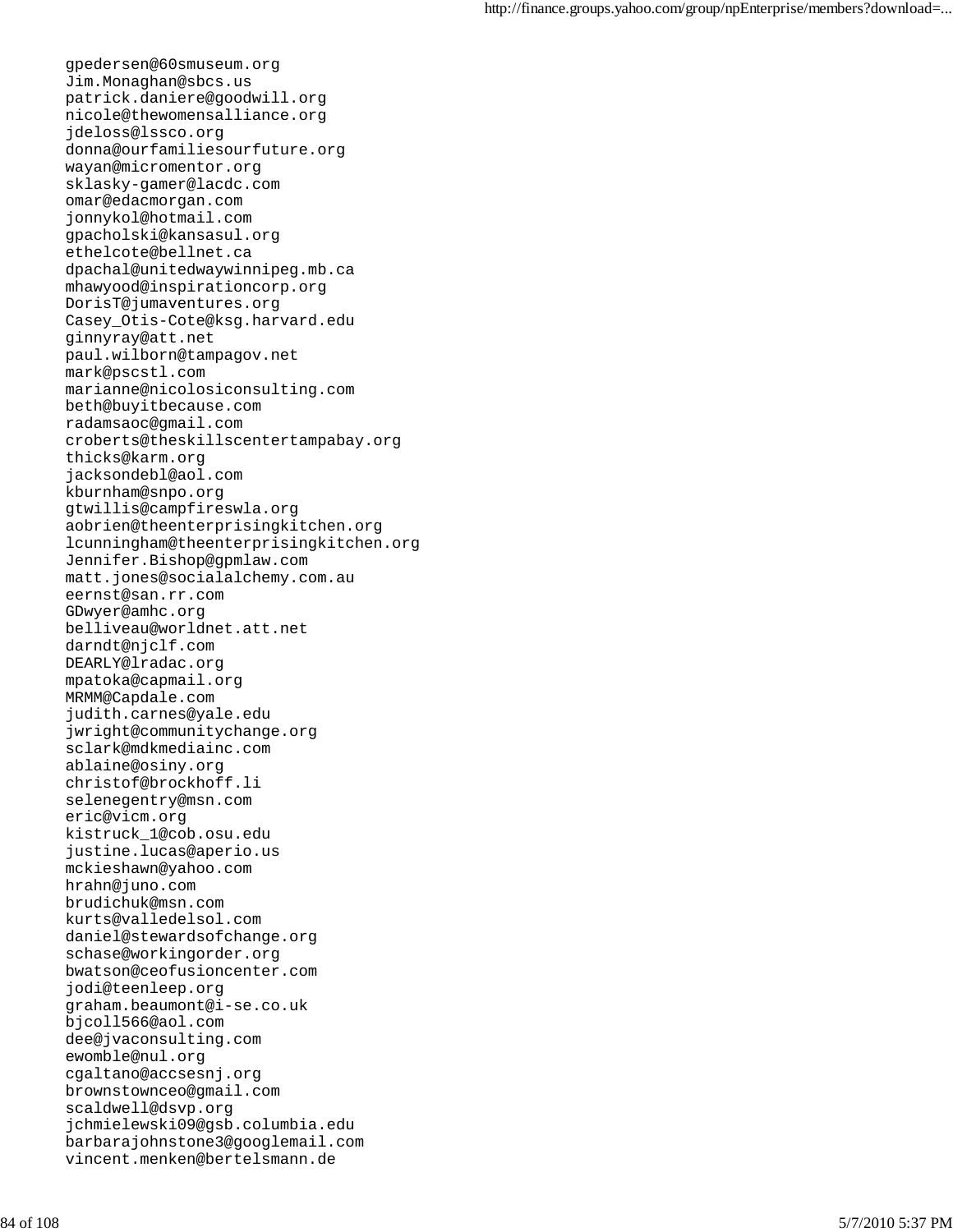gpedersen@60smuseum.org
Jim.Monaghan@sbcs.us
patrick.daniere@goodwill.org
nicole@thewomensalliance.org
jdeloss@lssco.org
donna@ourfamiliesourfuture.org
wayan@micromentor.org
sklasky-gamer@lacdc.com
omar@edacmorgan.com
jonnykol@hotmail.com
gpacholski@kansasul.org
ethelcote@bellnet.ca
dpachal@unitedwaywinnipeg.mb.ca
mhawyood@inspirationcorp.org
DorisT@jumaventures.org
Casey_Otis-Cote@ksg.harvard.edu
ginnyray@att.net
paul.wilborn@tampagov.net
mark@pscstl.com
marianne@nicolosiconsulting.com
beth@buyitbecause.com
radamsaoc@gmail.com
croberts@theskillscentertampabay.org
thicks@karm.org
jacksondebl@aol.com
kburnham@snpo.org
gtwillis@campfireswla.org
aobrien@theenterprisingkitchen.org
lcunningham@theenterprisingkitchen.org
Jennifer.Bishop@gpmlaw.com
matt.jones@socialalchemy.com.au
eernst@san.rr.com
GDwyer@amhc.org
belliveau@worldnet.att.net
darndt@njclf.com
DEARLY@lradac.org
mpatoka@capmail.org
MRMM@Capdale.com
judith.carnes@yale.edu
jwright@communitychange.org
sclark@mdkmediainc.com
ablaine@osiny.org
christof@brockhoff.li
selenegentry@msn.com
eric@vicm.org
kistruck_1@cob.osu.edu
justine.lucas@aperio.us
mckieshawn@yahoo.com
hrahn@juno.com
brudichuk@msn.com
kurts@valledelsol.com
daniel@stewardsofchange.org
schase@workingorder.org
bwatson@ceofusioncenter.com
jodi@teenleep.org
graham.beaumont@i-se.co.uk
bjcoll566@aol.com
dee@jvaconsulting.com
ewomble@nul.org
cgaltano@accsesnj.org
brownstownceo@gmail.com
scaldwell@dsvp.org
jchmielewski09@gsb.columbia.edu
barbarajohnstone3@googlemail.com
vincent.menken@bertelsmann.de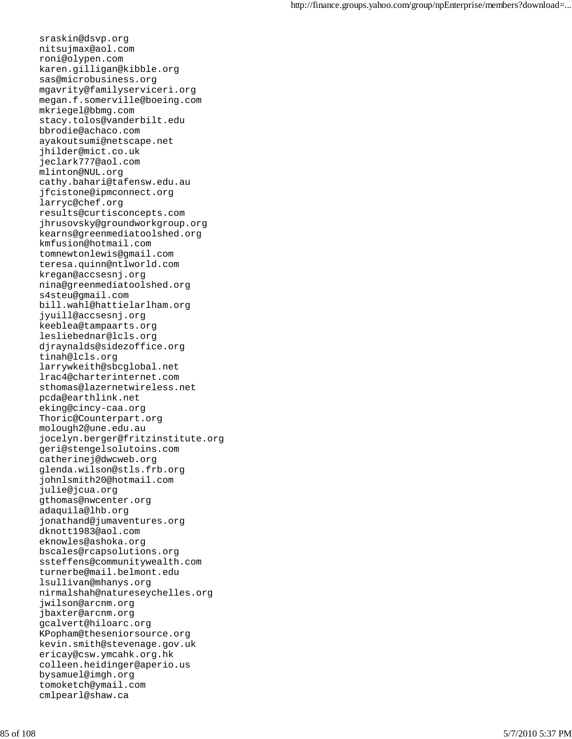sraskin@dsvp.org
nitsujmax@aol.com
roni@olypen.com
karen.gilligan@kibble.org
sas@microbusiness.org
mgavrity@familyserviceri.org
megan.f.somerville@boeing.com
mkriegel@bbmg.com
stacy.tolos@vanderbilt.edu
bbrodie@achaco.com
ayakoutsumi@netscape.net
jhilder@mict.co.uk
jeclark777@aol.com
mlinton@NUL.org
cathy.bahari@tafensw.edu.au
jfcistone@ipmconnect.org
larryc@chef.org
results@curtisconcepts.com
jhrusovsky@groundworkgroup.org
kearns@greenmediatoolshed.org
kmfusion@hotmail.com
tomnewtonlewis@gmail.com
teresa.quinn@ntlworld.com
kregan@accsesnj.org
nina@greenmediatoolshed.org
s4steu@gmail.com
bill.wahl@hattielarlham.org
jyuill@accsesnj.org
keeblea@tampaarts.org
lesliebednar@lcls.org
djraynalds@sidezoffice.org
tinah@lcls.org
larrywkeith@sbcglobal.net
lrac4@charterinternet.com
sthomas@lazernetwireless.net
pcda@earthlink.net
eking@cincy-caa.org
Thoric@Counterpart.org
molough2@une.edu.au
jocelyn.berger@fritzinstitute.org
geri@stengelsolutoins.com
catherinej@dwcweb.org
glenda.wilson@stls.frb.org
johnlsmith20@hotmail.com
julie@jcua.org
gthomas@nwcenter.org
adaquila@lhb.org
jonathand@jumaventures.org
dknott1983@aol.com
eknowles@ashoka.org
bscales@rcapsolutions.org
ssteffens@communitywealth.com
turnerbe@mail.belmont.edu
lsullivan@mhanys.org
nirmalshah@natureseychelles.org
jwilson@arcnm.org
jbaxter@arcnm.org
gcalvert@hiloarc.org
KPopham@theseniorsource.org
kevin.smith@stevenage.gov.uk
ericay@csw.ymcahk.org.hk
colleen.heidinger@aperio.us
bysamuel@imgh.org
tomoketch@ymail.com
cmlpearl@shaw.ca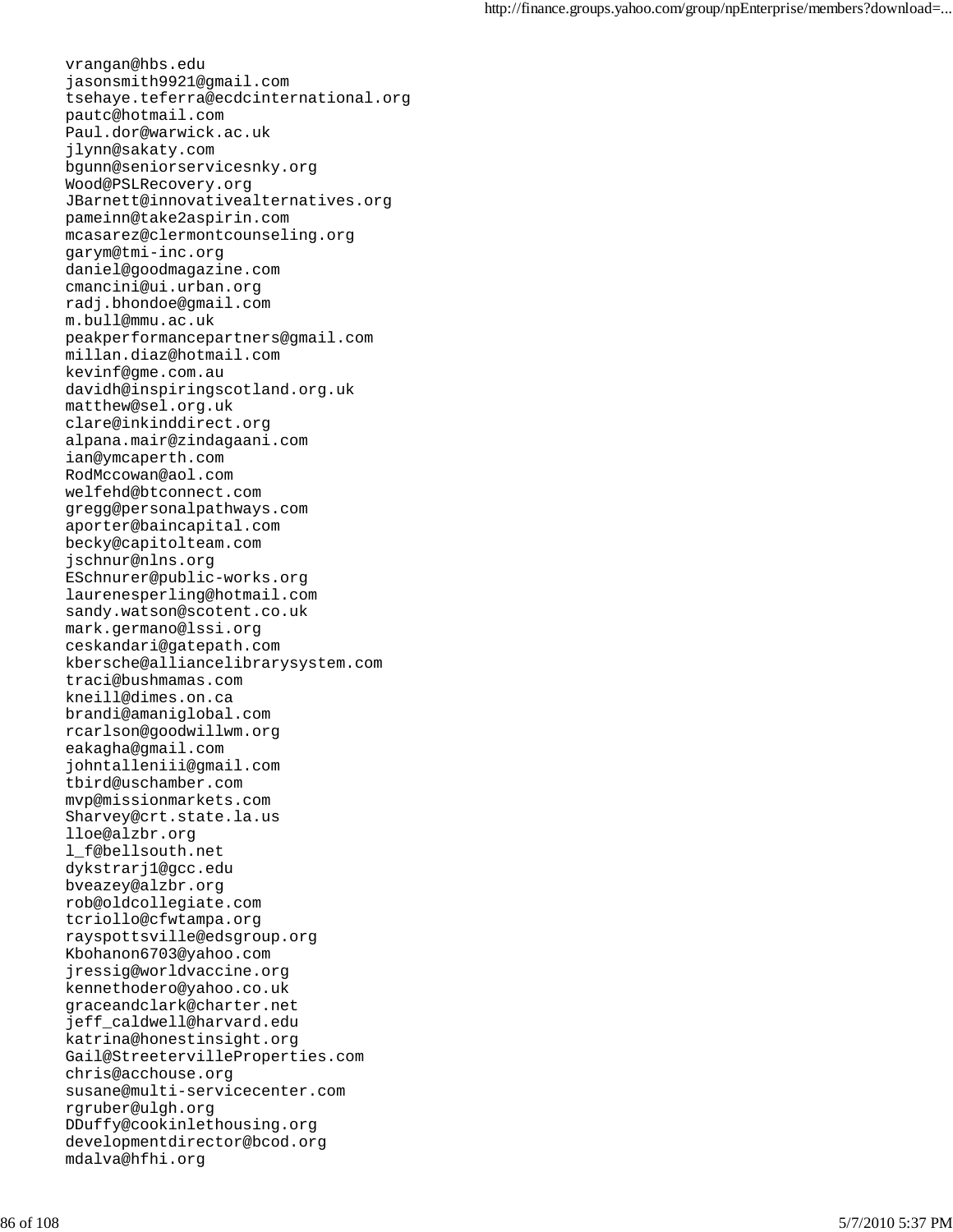vrangan@hbs.edu
jasonsmith9921@gmail.com
tsehaye.teferra@ecdcinternational.org
pautc@hotmail.com
Paul.dor@warwick.ac.uk
jlynn@sakaty.com
bgunn@seniorservicesnky.org
Wood@PSLRecovery.org
JBarnett@innovativealternatives.org
pameinn@take2aspirin.com
mcasarez@clermontcounseling.org
garym@tmi-inc.org
daniel@goodmagazine.com
cmancini@ui.urban.org
radj.bhondoe@gmail.com
m.bull@mmu.ac.uk
peakperformancepartners@gmail.com
millan.diaz@hotmail.com
kevinf@gme.com.au
davidh@inspiringscotland.org.uk
matthew@sel.org.uk
clare@inkinddirect.org
alpana.mair@zindagaani.com
ian@ymcaperth.com
RodMccowan@aol.com
welfehd@btconnect.com
gregg@personalpathways.com
aporter@baincapital.com
becky@capitolteam.com
jschnur@nlns.org
ESchnurer@public-works.org
laurenesperling@hotmail.com
sandy.watson@scotent.co.uk
mark.germano@lssi.org
ceskandari@gatepath.com
kbersche@alliancelibrarysystem.com
traci@bushmamas.com
kneill@dimes.on.ca
brandi@amaniglobal.com
rcarlson@goodwillwm.org
eakagha@gmail.com
johntalleniii@gmail.com
tbird@uschamber.com
mvp@missionmarkets.com
Sharvey@crt.state.la.us
lloe@alzbr.org
l_f@bellsouth.net
dykstrarj1@gcc.edu
bveazey@alzbr.org
rob@oldcollegiate.com
tcriollo@cfwtampa.org
rayspottsville@edsgroup.org
Kbohanon6703@yahoo.com
jressig@worldvaccine.org
kennethodero@yahoo.co.uk
graceandclark@charter.net
jeff_caldwell@harvard.edu
katrina@honestinsight.org
Gail@StreetervilleProperties.com
chris@acchouse.org
susane@multi-servicecenter.com
rgruber@ulgh.org
DDuffy@cookinlethousing.org
developmentdirector@bcod.org
mdalva@hfhi.org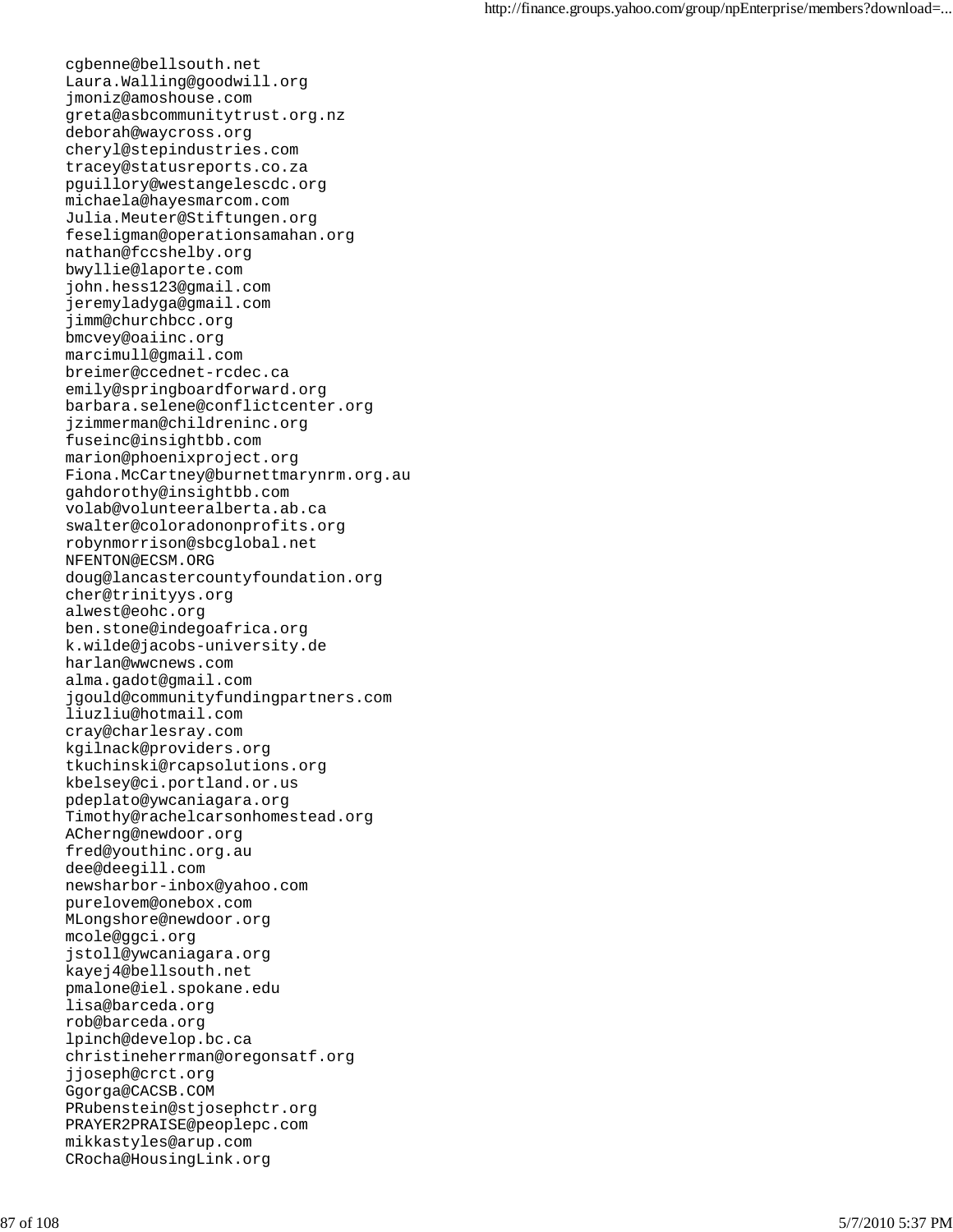cgbenne@bellsouth.net
Laura.Walling@goodwill.org
jmoniz@amoshouse.com
greta@asbcommunitytrust.org.nz
deborah@waycross.org
cheryl@stepindustries.com
tracey@statusreports.co.za
pguillory@westangelescdc.org
michaela@hayesmarcom.com
Julia.Meuter@Stiftungen.org
feseligman@operationsamahan.org
nathan@fccshelby.org
bwyllie@laporte.com
john.hess123@gmail.com
jeremyladyga@gmail.com
jimm@churchbcc.org
bmcvey@oaiinc.org
marcimull@gmail.com
breimer@ccednet-rcdec.ca
emily@springboardforward.org
barbara.selene@conflictcenter.org
jzimmerman@childreninc.org
fuseinc@insightbb.com
marion@phoenixproject.org
Fiona.McCartney@burnettmarynrm.org.au
gahdorothy@insightbb.com
volab@volunteeralberta.ab.ca
swalter@coloradononprofits.org
robynmorrison@sbcglobal.net
NFENTON@ECSM.ORG
doug@lancastercountyfoundation.org
cher@trinityys.org
alwest@eohc.org
ben.stone@indegoafrica.org
k.wilde@jacobs-university.de
harlan@wwcnews.com
alma.gadot@gmail.com
jgould@communityfundingpartners.com
liuzliu@hotmail.com
cray@charlesray.com
kgilnack@providers.org
tkuchinski@rcapsolutions.org
kbelsey@ci.portland.or.us
pdeplato@ywcaniagara.org
Timothy@rachelcarsonhomestead.org
ACherng@newdoor.org
fred@youthinc.org.au
dee@deegill.com
newsharbor-inbox@yahoo.com
purelovem@onebox.com
MLongshore@newdoor.org
mcole@ggci.org
jstoll@ywcaniagara.org
kayej4@bellsouth.net
pmalone@iel.spokane.edu
lisa@barceda.org
rob@barceda.org
lpinch@develop.bc.ca
christineherrman@oregonsatf.org
jjoseph@crct.org
Ggorga@CACSB.COM
PRubenstein@stjosephctr.org
PRAYER2PRAISE@peoplepc.com
mikkastyles@arup.com
CRocha@HousingLink.org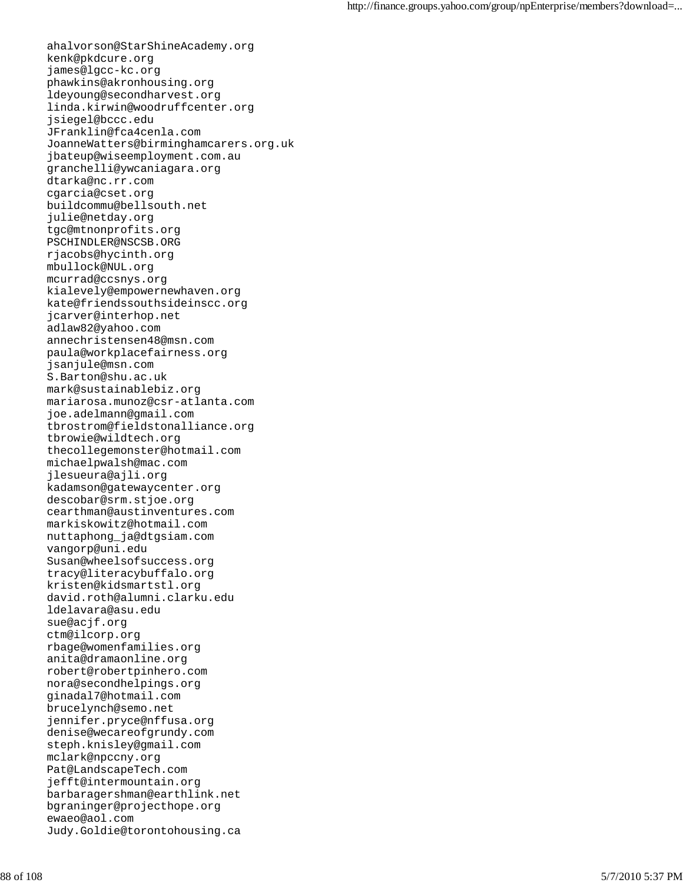ahalvorson@StarShineAcademy.org
kenk@pkdcure.org
james@lgcc-kc.org
phawkins@akronhousing.org
ldeyoung@secondharvest.org
linda.kirwin@woodruffcenter.org
jsiegel@bccc.edu
JFranklin@fca4cenla.com
JoanneWatters@birminghamcarers.org.uk
jbateup@wiseemployment.com.au
granchelli@ywcaniagara.org
dtarka@nc.rr.com
cgarcia@cset.org
buildcommu@bellsouth.net
julie@netday.org
tgc@mtnonprofits.org
PSCHINDLER@NSCSB.ORG
rjacobs@hycinth.org
mbullock@NUL.org
mcurrad@ccsnys.org
kialevely@empowernewhaven.org
kate@friendssouthsideinscc.org
jcarver@interhop.net
adlaw82@yahoo.com
annechristensen48@msn.com
paula@workplacefairness.org
jsanjule@msn.com
S.Barton@shu.ac.uk
mark@sustainablebiz.org
mariarosa.munoz@csr-atlanta.com
joe.adelmann@gmail.com
tbrostrom@fieldstonalliance.org
tbrowie@wildtech.org
thecollegemonster@hotmail.com
michaelpwalsh@mac.com
jlesueura@ajli.org
kadamson@gatewaycenter.org
descobar@srm.stjoe.org
cearthman@austinventures.com
markiskowitz@hotmail.com
nuttaphong_ja@dtgsiam.com
vangorp@uni.edu
Susan@wheelsofsuccess.org
tracy@literacybuffalo.org
kristen@kidsmartstl.org
david.roth@alumni.clarku.edu
ldelavara@asu.edu
sue@acjf.org
ctm@ilcorp.org
rbage@womenfamilies.org
anita@dramaonline.org
robert@robertpinhero.com
nora@secondhelpings.org
ginadal7@hotmail.com
brucelynch@semo.net
jennifer.pryce@nffusa.org
denise@wecareofgrundy.com
steph.knisley@gmail.com
mclark@npccny.org
Pat@LandscapeTech.com
jefft@intermountain.org
barbaragershman@earthlink.net
bgraninger@projecthope.org
ewaeo@aol.com
Judy.Goldie@torontohousing.ca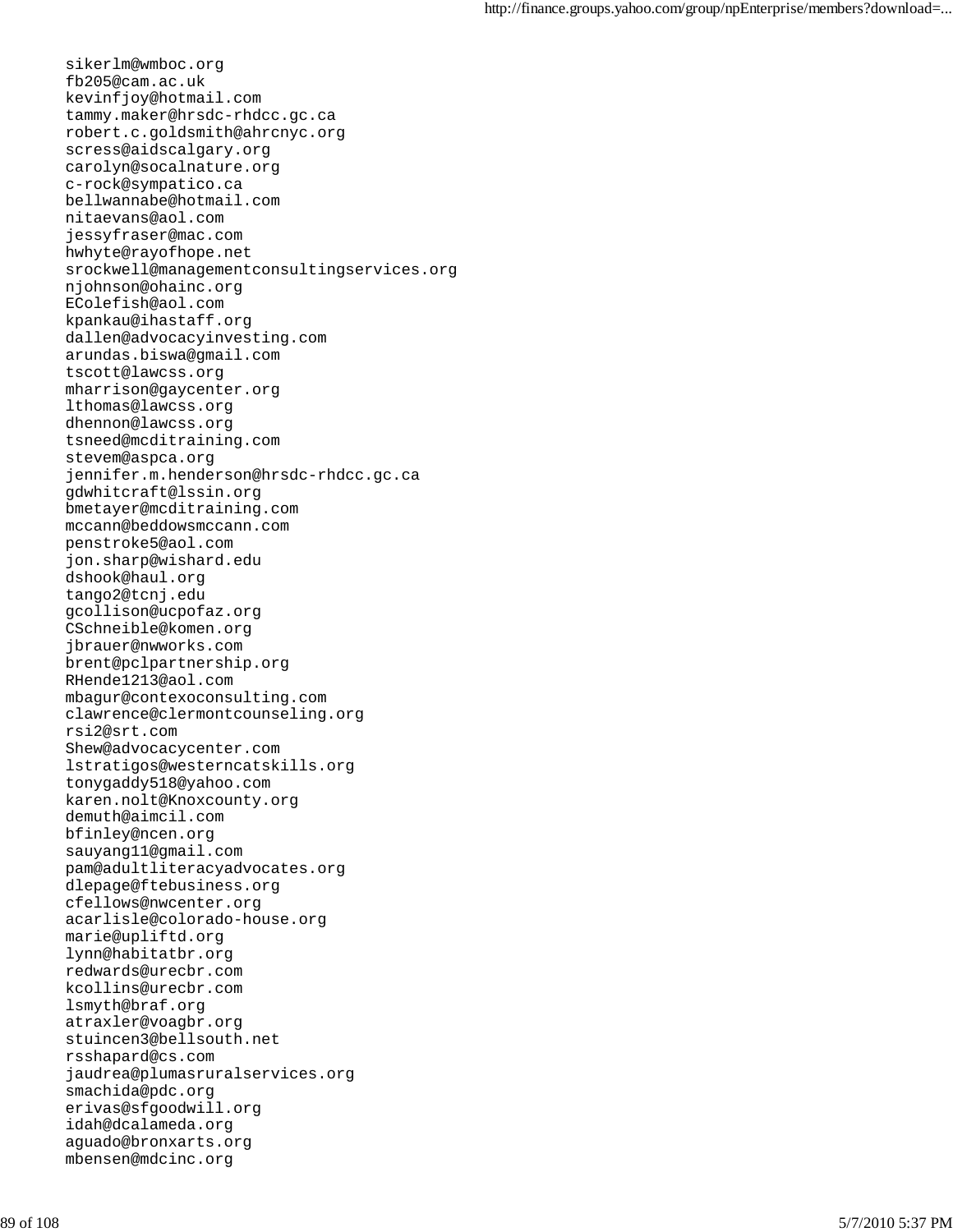sikerlm@wmboc.org
fb205@cam.ac.uk
kevinfjoy@hotmail.com
tammy.maker@hrsdc-rhdcc.gc.ca
robert.c.goldsmith@ahrcnyc.org
scress@aidscalgary.org
carolyn@socalnature.org
c-rock@sympatico.ca
bellwannabe@hotmail.com
nitaevans@aol.com
jessyfraser@mac.com
hwhyte@rayofhope.net
srockwell@managementconsultingservices.org
njohnson@ohainc.org
EColefish@aol.com
kpankau@ihastaff.org
dallen@advocacyinvesting.com
arundas.biswa@gmail.com
tscott@lawcss.org
mharrison@gaycenter.org
lthomas@lawcss.org
dhennon@lawcss.org
tsneed@mcditraining.com
stevem@aspca.org
jennifer.m.henderson@hrsdc-rhdcc.gc.ca
gdwhitcraft@lssin.org
bmetayer@mcditraining.com
mccann@beddowsmccann.com
penstroke5@aol.com
jon.sharp@wishard.edu
dshook@haul.org
tango2@tcnj.edu
gcollison@ucpofaz.org
CSchneible@komen.org
jbrauer@nwworks.com
brent@pclpartnership.org
RHende1213@aol.com
mbagur@contexoconsulting.com
clawrence@clermontcounseling.org
rsi2@srt.com
Shew@advocacycenter.com
lstratigos@westerncatskills.org
tonygaddy518@yahoo.com
karen.nolt@Knoxcounty.org
demuth@aimcil.com
bfinley@ncen.org
sauyang11@gmail.com
pam@adultliteracyadvocates.org
dlepage@ftebusiness.org
cfellows@nwcenter.org
acarlisle@colorado-house.org
marie@upliftd.org
lynn@habitatbr.org
redwards@urecbr.com
kcollins@urecbr.com
lsmyth@braf.org
atraxler@voagbr.org
stuincen3@bellsouth.net
rsshapard@cs.com
jaudrea@plumasruralservices.org
smachida@pdc.org
erivas@sfgoodwill.org
idah@dcalameda.org
aguado@bronxarts.org
mbensen@mdcinc.org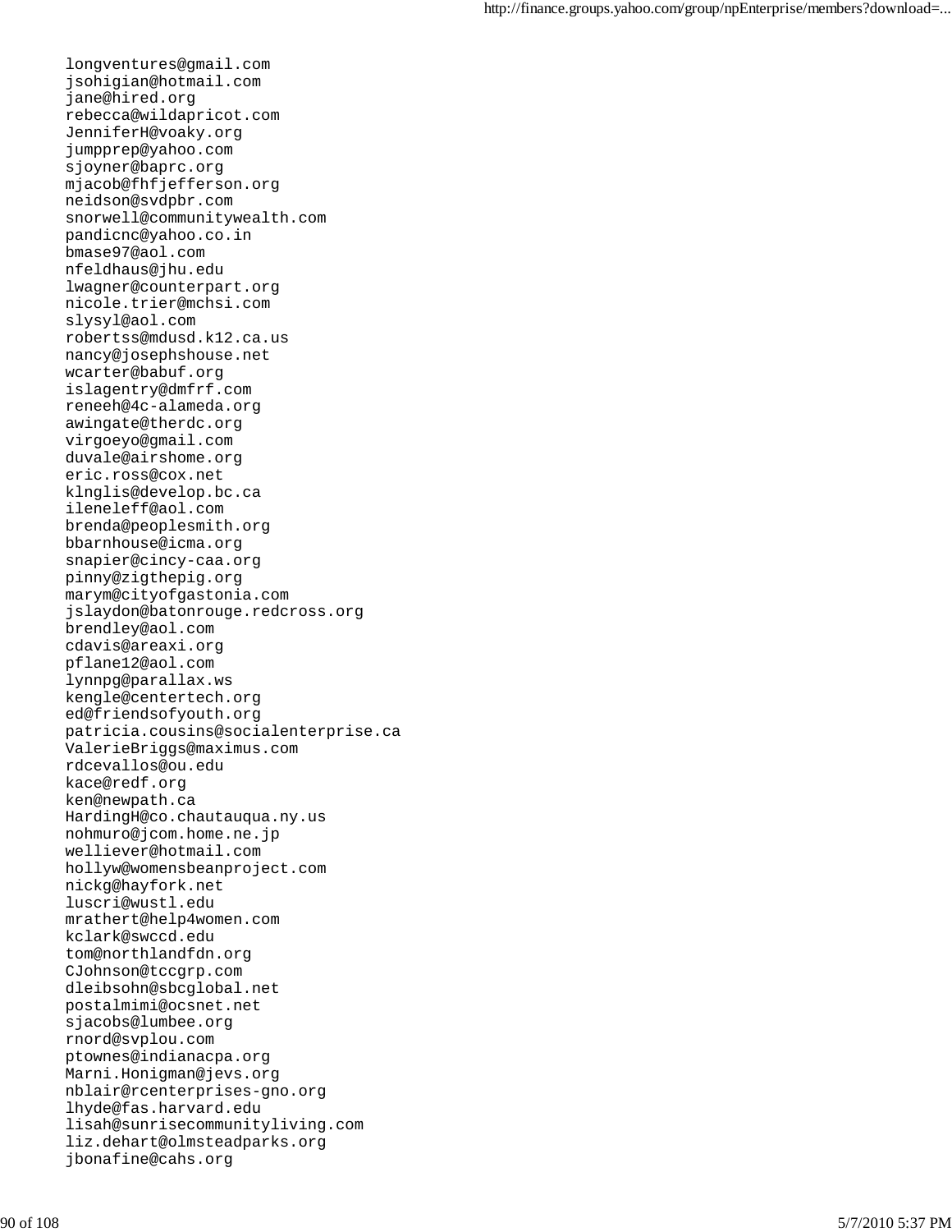longventures@gmail.com
jsohigian@hotmail.com
jane@hired.org
rebecca@wildapricot.com
JenniferH@voaky.org
jumpprep@yahoo.com
sjoyner@baprc.org
mjacob@fhfjefferson.org
neidson@svdpbr.com
snorwell@communitywealth.com
pandicnc@yahoo.co.in
bmase97@aol.com
nfeldhaus@jhu.edu
lwagner@counterpart.org
nicole.trier@mchsi.com
slysyl@aol.com
robertss@mdusd.k12.ca.us
nancy@josephshouse.net
wcarter@babuf.org
islagentry@dmfrf.com
reneeh@4c-alameda.org
awingate@therdc.org
virgoeyo@gmail.com
duvale@airshome.org
eric.ross@cox.net
klnglis@develop.bc.ca
ileneleff@aol.com
brenda@peoplesmith.org
bbarnhouse@icma.org
snapier@cincy-caa.org
pinny@zigthepig.org
marym@cityofgastonia.com
jslaydon@batonrouge.redcross.org
brendley@aol.com
cdavis@areaxi.org
pflane12@aol.com
lynnpg@parallax.ws
kengle@centertech.org
ed@friendsofyouth.org
patricia.cousins@socialenterprise.ca
ValerieBriggs@maximus.com
rdcevallos@ou.edu
kace@redf.org
ken@newpath.ca
HardingH@co.chautauqua.ny.us
nohmuro@jcom.home.ne.jp
wellіever@hotmail.com
hollyw@womensbeanproject.com
nickg@hayfork.net
luscri@wustl.edu
mrathert@help4women.com
kclark@swccd.edu
tom@northlandfdn.org
CJohnson@tccgrp.com
dleibsohn@sbcglobal.net
postalmimi@ocsnet.net
sjacobs@lumbee.org
rnord@svplou.com
ptownes@indianacpa.org
Marni.Honigman@jevs.org
nblair@rcenterprises-gno.org
lhyde@fas.harvard.edu
lisah@sunrisecommunityliving.com
liz.dehart@olmsteadparks.org
jbonafine@cahs.org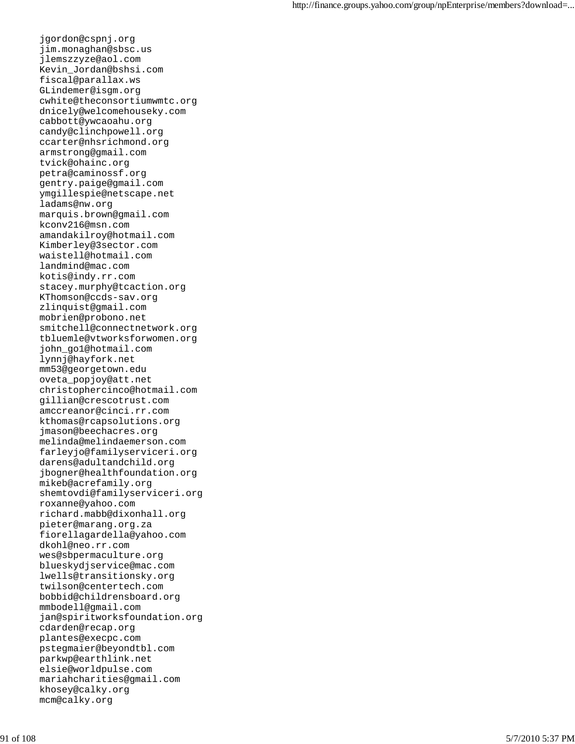jgordon@cspnj.org
jim.monaghan@sbsc.us
jlemszzyze@aol.com
Kevin_Jordan@bshsi.com
fiscal@parallax.ws
GLindemer@isgm.org
cwhite@theconsortiumwmtc.org
dnicely@welcomehouseky.com
cabbott@ywcaoahu.org
candy@clinchpowell.org
ccarter@nhsrichmond.org
armstrong@gmail.com
tvick@ohainc.org
petra@caminossf.org
gentry.paige@gmail.com
ymgillespie@netscape.net
ladams@nw.org
marquis.brown@gmail.com
kconv216@msn.com
amandakilroy@hotmail.com
Kimberley@3sector.com
waistell@hotmail.com
landmind@mac.com
kotis@indy.rr.com
stacey.murphy@tcaction.org
KThomson@ccds-sav.org
zlinquist@gmail.com
mobrien@probono.net
smitchell@connectnetwork.org
tbluemle@vtworksforwomen.org
john_go1@hotmail.com
lynnj@hayfork.net
mm53@georgetown.edu
oveta_popjoy@att.net
christophercinco@hotmail.com
gillian@crescotrust.com
amccreanor@cinci.rr.com
kthomas@rcapsolutions.org
jmason@beechacres.org
melinda@melindaemerson.com
farleyjo@familyserviceri.org
darens@adultandchild.org
jbogner@healthfoundation.org
mikeb@acrefamily.org
shemtovdi@familyserviceri.org
roxanne@yahoo.com
richard.mabb@dixonhall.org
pieter@marang.org.za
fiorellagardella@yahoo.com
dkohl@neo.rr.com
wes@sbpermaculture.org
blueskydjservice@mac.com
lwells@transitionsky.org
twilson@centertech.com
bobbid@childrensboard.org
mmbodell@gmail.com
jan@spiritworksfoundation.org
cdarden@recap.org
plantes@execpc.com
pstegmaier@beyondtbl.com
parkwp@earthlink.net
elsie@worldpulse.com
mariahcharities@gmail.com
khosey@calky.org
mcm@calky.org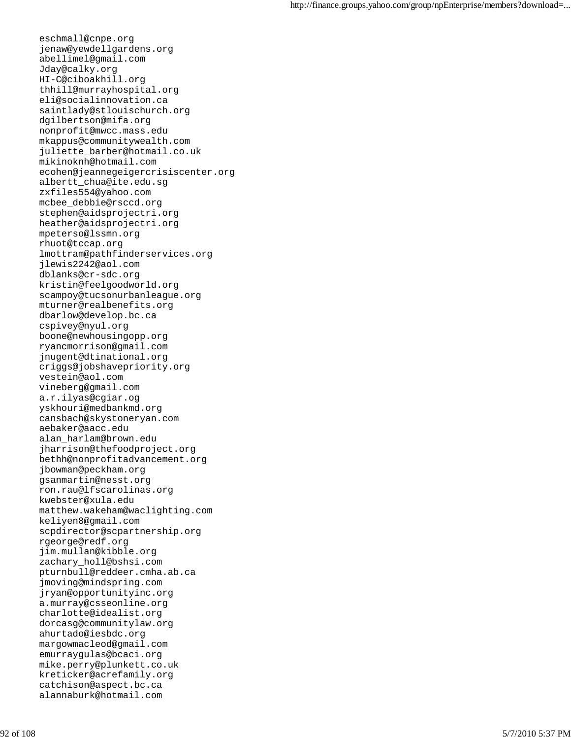eschmall@cnpe.org
jenaw@yewdellgardens.org
abellimel@gmail.com
Jday@calky.org
HI-C@ciboakhill.org
thhill@murrayhospital.org
eli@socialinnovation.ca
saintlady@stlouischurch.org
dgilbertson@mifa.org
nonprofit@mwcc.mass.edu
mkappus@communitywealth.com
juliette_barber@hotmail.co.uk
mikinoknh@hotmail.com
ecohen@jeannegeigercrisiscenter.org
albertt_chua@ite.edu.sg
zxfiles554@yahoo.com
mcbee_debbie@rsccd.org
stephen@aidsprojectri.org
heather@aidsprojectri.org
mpeterso@lssmn.org
rhuot@tccap.org
lmottram@pathfinderservices.org
jlewis2242@aol.com
dblanks@cr-sdc.org
kristin@feelgoodworld.org
scampoy@tucsonurbanleague.org
mturner@realbenefits.org
dbarlow@develop.bc.ca
cspivey@nyul.org
boone@newhousingopp.org
ryancmorrison@gmail.com
jnugent@dtinational.org
criggs@jobshavepriority.org
vestein@aol.com
vineberg@gmail.com
a.r.ilyas@cgiar.og
yskhouri@medbankmd.org
cansbach@skystoneryan.com
aebaker@aacc.edu
alan_harlam@brown.edu
jharrison@thefoodproject.org
bethh@nonprofitadvancement.org
jbowman@peckham.org
gsanmartin@nesst.org
ron.rau@lfscarolinas.org
kwebster@xula.edu
matthew.wakeham@waclighting.com
keliyen8@gmail.com
scpdirector@scpartnership.org
rgeorge@redf.org
jim.mullan@kibble.org
zachary_holl@bshsi.com
pturnbull@reddeer.cmha.ab.ca
jmoving@mindspring.com
jryan@opportunityinc.org
a.murray@csseonline.org
charlotte@idealist.org
dorcasg@communitylaw.org
ahurtado@iesbdc.org
margowmacleod@gmail.com
emurraygulas@bcaci.org
mike.perry@plunkett.co.uk
kreticker@acrefamily.org
catchison@aspect.bc.ca
alannaburk@hotmail.com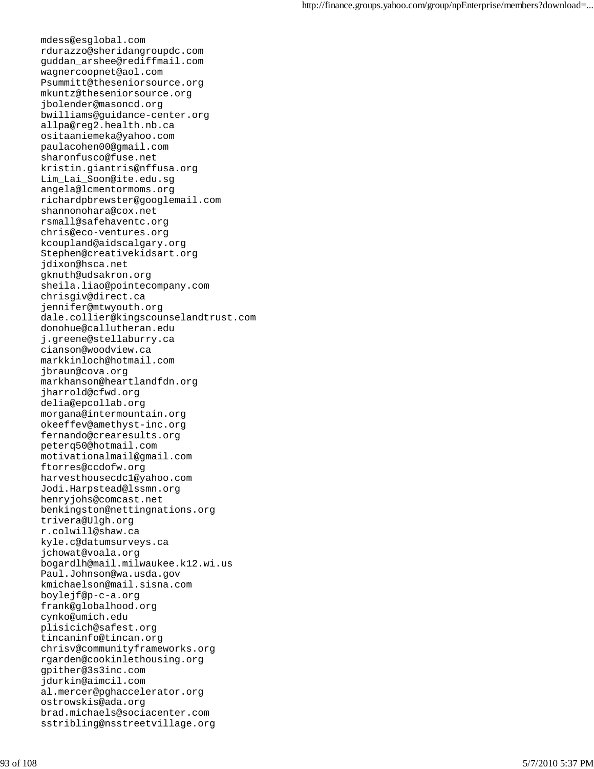```
mdess@esglobal.com
rdurazzo@sheridangroupdc.com
guddan_arshee@rediffmail.com
wagnercoopnet@aol.com
Psummitt@theseniorsource.org
mkuntz@theseniorsource.org
jbolender@masoncd.org
bwilliams@guidance-center.org
allpa@reg2.health.nb.ca
ositaaniemeka@yahoo.com
paulacohen00@gmail.com
sharonfusco@fuse.net
kristin.giantris@nffusa.org
Lim_Lai_Soon@ite.edu.sg
angela@lcmentormoms.org
richardpbrewster@googlemail.com
shannonohara@cox.net
rsmall@safehaventc.org
chris@eco-ventures.org
kcoupland@aidscalgary.org
Stephen@creativekidsart.org
jdixon@hsca.net
gknuth@udsakron.org
sheila.liao@pointecompany.com
chrisgiv@direct.ca
jennifer@mtwyouth.org
dale.collier@kingscounselandtrust.com
donohue@callutheran.edu
j.greene@stellaburry.ca
cianson@woodview.ca
markkinloch@hotmail.com
jbraun@cova.org
markhanson@heartlandfdn.org
jharrold@cfwd.org
delia@epcollab.org
morgana@intermountain.org
okeeffev@amethyst-inc.org
fernando@crearesults.org
peterq50@hotmail.com
motivationalmail@gmail.com
ftorres@ccdofw.org
harvesthousecdc1@yahoo.com
Jodi.Harpstead@lssmn.org
henryjohs@comcast.net
benkingston@nettingnations.org
trivera@Ulgh.org
r.colwill@shaw.ca
kyle.c@datumsurveys.ca
jchowat@voala.org
bogardlh@mail.milwaukee.k12.wi.us
Paul.Johnson@wa.usda.gov
kmichaelson@mail.sisna.com
boylejf@p-c-a.org
frank@globalhood.org
cynko@umich.edu
plisicich@safest.org
tincaninfo@tincan.org
chrisv@communityframeworks.org
rgarden@cookinlethousing.org
gpither@3s3inc.com
jdurkin@aimcil.com
al.mercer@pghaccelerator.org
ostrowskis@ada.org
brad.michaels@sociacenter.com
sstribling@nsstreetvillage.org
```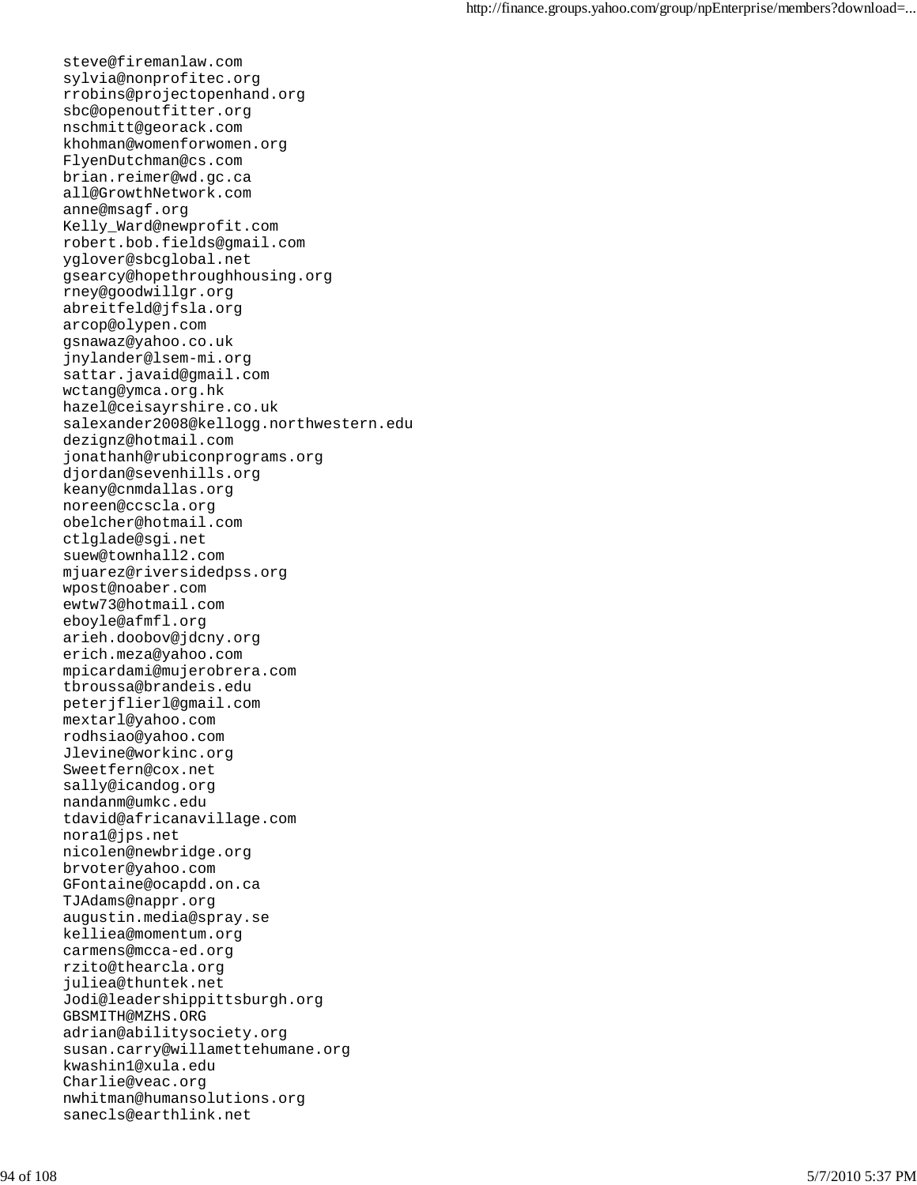steve@firemanlaw.com
sylvia@nonprofitec.org
rrobins@projectopenhand.org
sbc@openoutfitter.org
nschmitt@georack.com
khohman@womenforwomen.org
FlyenDutchman@cs.com
brian.reimer@wd.gc.ca
all@GrowthNetwork.com
anne@msagf.org
Kelly_Ward@newprofit.com
robert.bob.fields@gmail.com
yglover@sbcglobal.net
gsearcy@hopethroughhousing.org
rney@goodwillgr.org
abreitfeld@jfsla.org
arcop@olypen.com
gsnawaz@yahoo.co.uk
jnylander@lsem-mi.org
sattar.javaid@gmail.com
wctang@ymca.org.hk
hazel@ceisayrshire.co.uk
salexander2008@kellogg.northwestern.edu
dezignz@hotmail.com
jonathanh@rubiconprograms.org
djordan@sevenhills.org
keany@cnmdallas.org
noreen@ccscla.org
obelcher@hotmail.com
ctlglade@sgi.net
suew@townhall2.com
mjuarez@riversidedpss.org
wpost@noaber.com
ewtw73@hotmail.com
eboyle@afmfl.org
arieh.doobov@jdcny.org
erich.meza@yahoo.com
mpicardami@mujerobrera.com
tbroussa@brandeis.edu
peterjflierl@gmail.com
mextarl@yahoo.com
rodhsiao@yahoo.com
Jlevine@workinc.org
Sweetfern@cox.net
sally@icandog.org
nandanm@umkc.edu
tdavid@africanavillage.com
nora1@jps.net
nicolen@newbridge.org
brvoter@yahoo.com
GFontaine@ocapdd.on.ca
TJAdams@nappr.org
augustin.media@spray.se
kelliea@momentum.org
carmens@mcca-ed.org
rzito@thearcla.org
juliea@thuntek.net
Jodi@leadershippittsburgh.org
GBSMITH@MZHS.ORG
adrian@abilitysociety.org
susan.carry@willamettehumane.org
kwashin1@xula.edu
Charlie@veac.org
nwhitman@humansolutions.org
sanecls@earthlink.net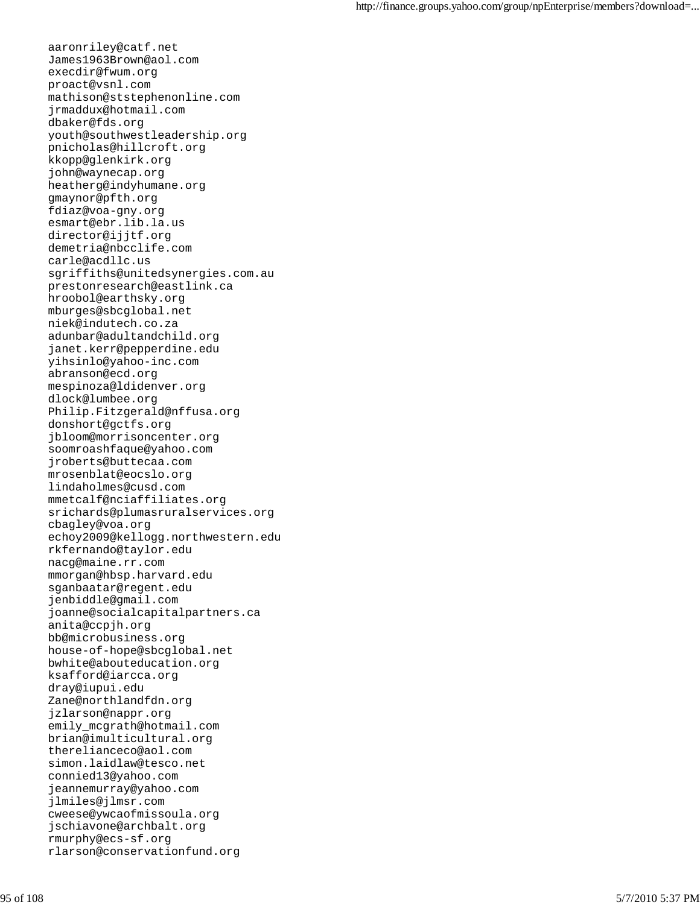aaronriley@catf.net
James1963Brown@aol.com
execdir@fwum.org
proact@vsnl.com
mathison@ststephenonline.com
jrmaddux@hotmail.com
dbaker@fds.org
youth@southwestleadership.org
pnicholas@hillcroft.org
kkopp@glenkirk.org
john@waynecap.org
heatherg@indyhumane.org
gmaynor@pfth.org
fdiaz@voa-gny.org
esmart@ebr.lib.la.us
director@ijjtf.org
demetria@nbcclife.com
carle@acdllc.us
sgriffiths@unitedsynergies.com.au
prestonresearch@eastlink.ca
hroobol@earthsky.org
mburges@sbcglobal.net
niek@indutech.co.za
adunbar@adultandchild.org
janet.kerr@pepperdine.edu
yihsinlo@yahoo-inc.com
abranson@ecd.org
mespinoza@ldidenver.org
dlock@lumbee.org
Philip.Fitzgerald@nffusa.org
donshort@gctfs.org
jbloom@morrisoncenter.org
soomroashfaque@yahoo.com
jroberts@buttecaa.com
mrosenblat@eocslo.org
lindaholmes@cusd.com
mmetcalf@nciaffiliates.org
srichards@plumasruralservices.org
cbagley@voa.org
echoy2009@kellogg.northwestern.edu
rkfernando@taylor.edu
nacg@maine.rr.com
mmorgan@hbsp.harvard.edu
sganbaatar@regent.edu
jenbiddle@gmail.com
joanne@socialcapitalpartners.ca
anita@ccpjh.org
bb@microbusiness.org
house-of-hope@sbcglobal.net
bwhite@abouteducation.org
ksafford@iarcca.org
dray@iupui.edu
Zane@northlandfdn.org
jzlarson@nappr.org
emily_mcgrath@hotmail.com
brian@imulticultural.org
therelianceco@aol.com
simon.laidlaw@tesco.net
connied13@yahoo.com
jeannemurray@yahoo.com
jlmiles@jlmsr.com
cweese@ywcaofmissoula.org
jschiavone@archbalt.org
rmurphy@ecs-sf.org
rlarson@conservationfund.org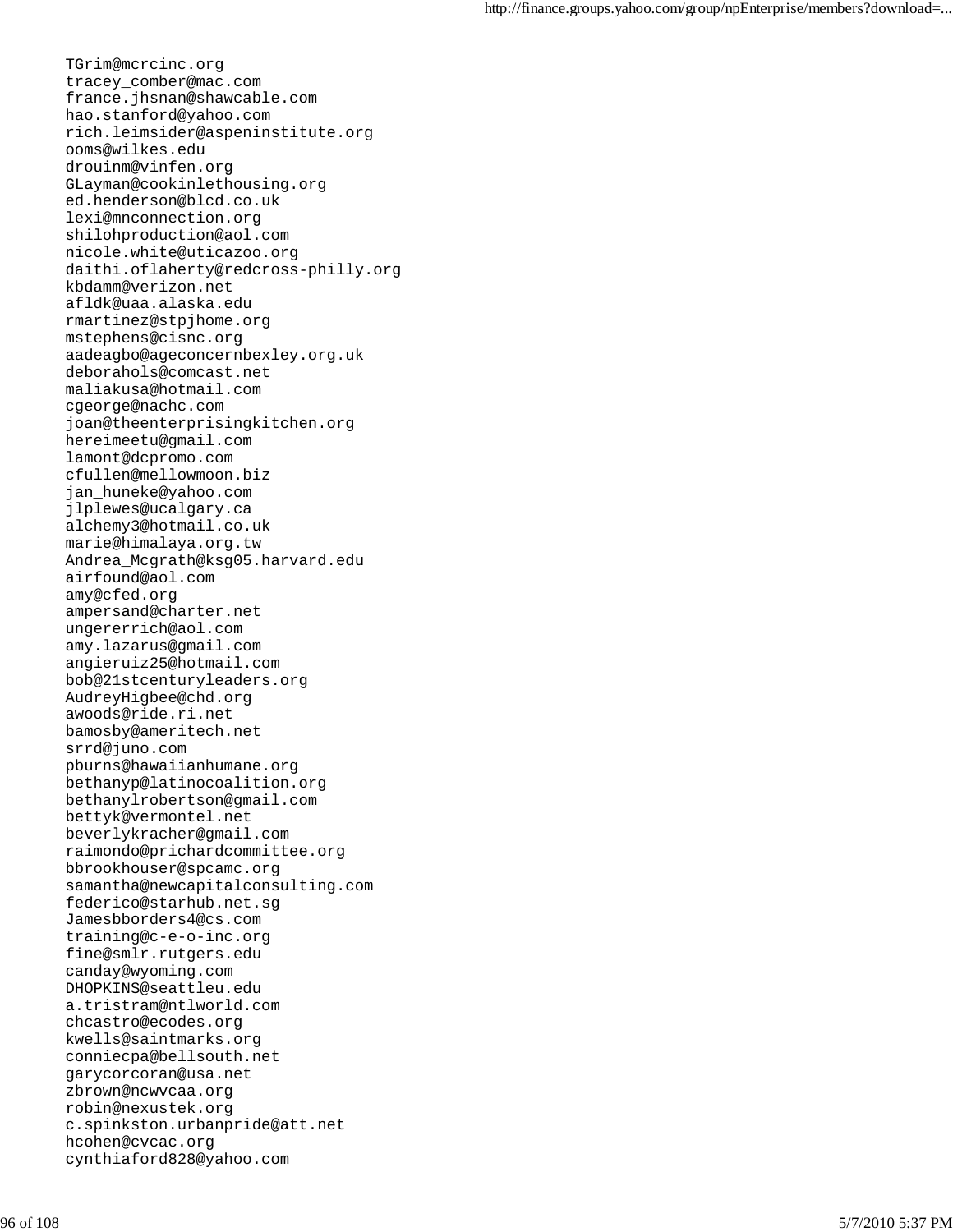TGrim@mcrcinc.org
tracey_comber@mac.com
france.jhsnan@shawcable.com
hao.stanford@yahoo.com
rich.leimsider@aspeninstitute.org
ooms@wilkes.edu
drouinm@vinfen.org
GLayman@cookinlethousing.org
ed.henderson@blcd.co.uk
lexi@mnconnection.org
shilohproduction@aol.com
nicole.white@uticazoo.org
daithi.oflaherty@redcross-philly.org
kbdamm@verizon.net
afldk@uaa.alaska.edu
rmartinez@stpjhome.org
mstephens@cisnc.org
aadeagbo@ageconcernbexley.org.uk
deborahols@comcast.net
maliakusa@hotmail.com
cgeorge@nachc.com
joan@theenterprisingkitchen.org
hereimeetu@gmail.com
lamont@dcpromo.com
cfullen@mellowmoon.biz
jan_huneke@yahoo.com
jlplewes@ucalgary.ca
alchemy3@hotmail.co.uk
marie@himalaya.org.tw
Andrea_Mcgrath@ksg05.harvard.edu
airfound@aol.com
amy@cfed.org
ampersand@charter.net
ungererrich@aol.com
amy.lazarus@gmail.com
angieruiz25@hotmail.com
bob@21stcenturyleaders.org
AudreyHigbee@chd.org
awoods@ride.ri.net
bamosby@ameritech.net
srrd@juno.com
pburns@hawaiianhumane.org
bethanyp@latinocoalition.org
bethanylrobertson@gmail.com
bettyk@vermontel.net
beverlykracher@gmail.com
raimondo@prichardcommittee.org
bbrookhouser@spcamc.org
samantha@newcapitalconsulting.com
federico@starhub.net.sg
Jamesbborders4@cs.com
training@c-e-o-inc.org
fine@smlr.rutgers.edu
canday@wyoming.com
DHOPKINS@seattleu.edu
a.tristram@ntlworld.com
chcastro@ecodes.org
kwells@saintmarks.org
conniecpa@bellsouth.net
garycorcoran@usa.net
zbrown@ncwvcaa.org
robin@nexustek.org
c.spinkston.urbanpride@att.net
hcohen@cvcac.org
cynthiaford828@yahoo.com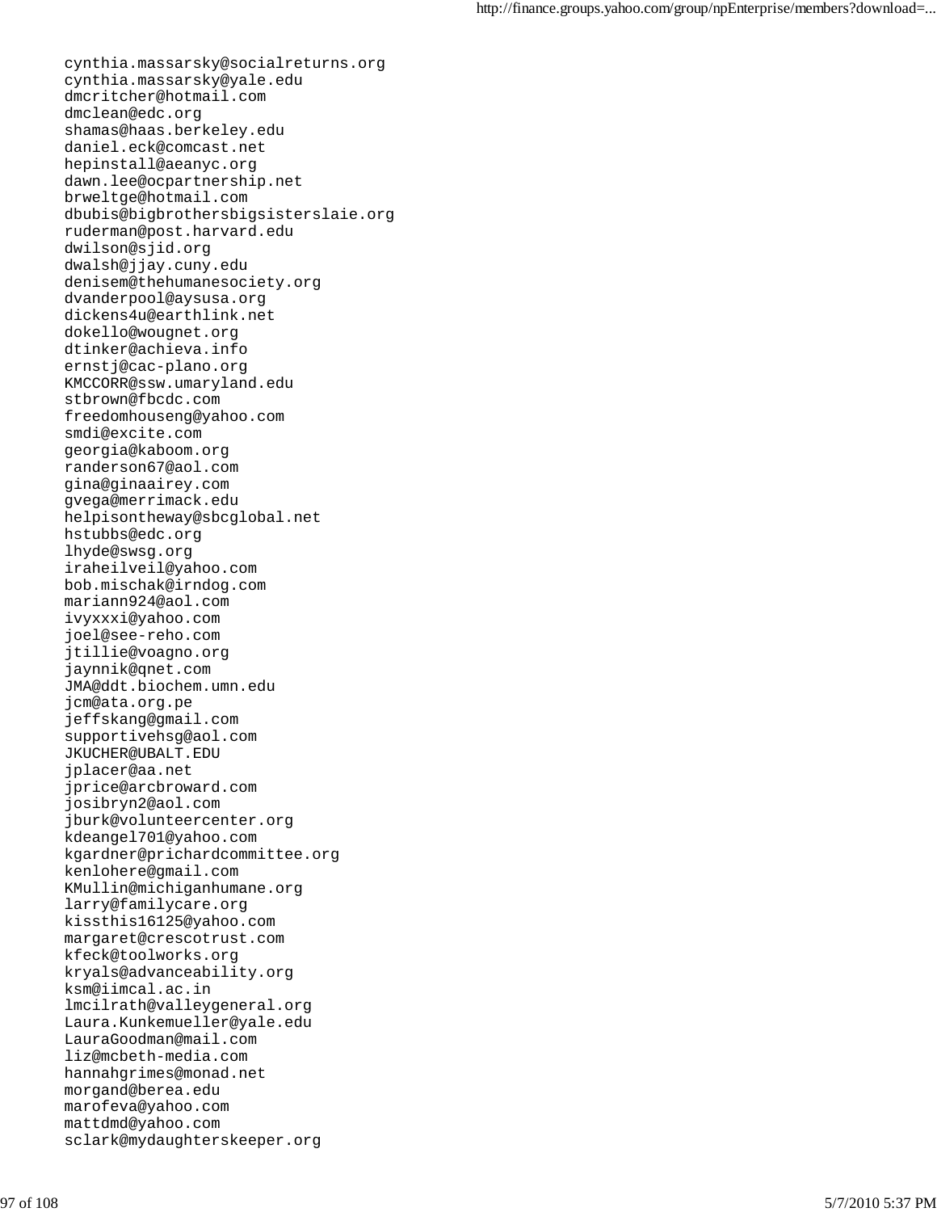cynthia.massarsky@socialreturns.org
cynthia.massarsky@yale.edu
dmcritcher@hotmail.com
dmclean@edc.org
shamas@haas.berkeley.edu
daniel.eck@comcast.net
hepinstall@aeanyc.org
dawn.lee@ocpartnership.net
brweltge@hotmail.com
dbubis@bigbrothersbigsisterslaie.org
ruderman@post.harvard.edu
dwilson@sjid.org
dwalsh@jjay.cuny.edu
denisem@thehumanesociety.org
dvanderpool@aysusa.org
dickens4u@earthlink.net
dokello@wougnet.org
dtinker@achieva.info
ernstj@cac-plano.org
KMCCORR@ssw.umaryland.edu
stbrown@fbcdc.com
freedomhouseng@yahoo.com
smdi@excite.com
georgia@kaboom.org
randerson67@aol.com
gina@ginaairey.com
gvega@merrimack.edu
helpisontheway@sbcglobal.net
hstubbs@edc.org
lhyde@swsg.org
iraheilveil@yahoo.com
bob.mischak@irndog.com
mariann924@aol.com
ivyxxxi@yahoo.com
joel@see-reho.com
jtillie@voagno.org
jaynnik@qnet.com
JMA@ddt.biochem.umn.edu
jcm@ata.org.pe
jeffskang@gmail.com
supportivehsg@aol.com
JKUCHER@UBALT.EDU
jplacer@aa.net
jprice@arcbroward.com
josibryn2@aol.com
jburk@volunteercenter.org
kdeangel701@yahoo.com
kgardner@prichardcommittee.org
kenlohere@gmail.com
KMullin@michiganhumane.org
larry@familycare.org
kissthis16125@yahoo.com
margaret@crescotrust.com
kfeck@toolworks.org
kryals@advanceability.org
ksm@iimcal.ac.in
lmcilrath@valleygeneral.org
Laura.Kunkemueller@yale.edu
LauraGoodman@mail.com
liz@mcbeth-media.com
hannahgrimes@monad.net
morgand@berea.edu
marofeva@yahoo.com
mattdmd@yahoo.com
sclark@mydaughterskeeper.org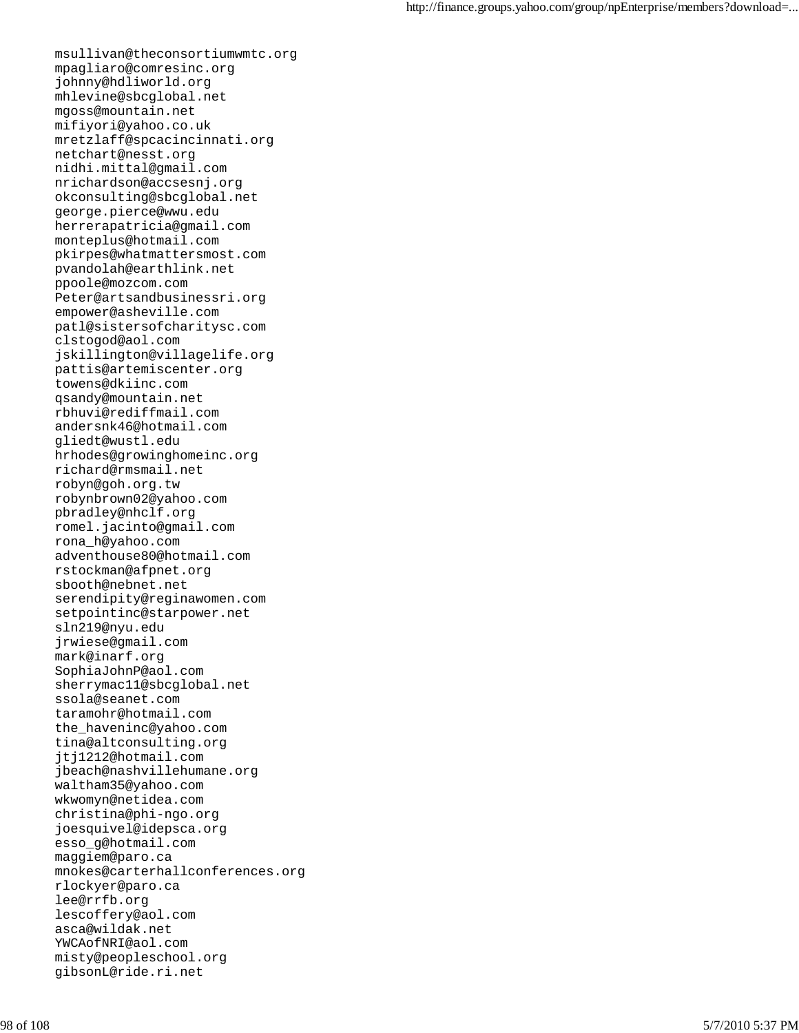```
msullivan@theconsortiumwmtc.org
mpagliaro@comresinc.org
johnny@hdliworld.org
mhlevine@sbcglobal.net
mgoss@mountain.net
mifiyori@yahoo.co.uk
mretzlaff@spcacincinnati.org
netchart@nesst.org
nidhi.mittal@gmail.com
nrichardson@accsesnj.org
okconsulting@sbcglobal.net
george.pierce@wwu.edu
herrerapatricia@gmail.com
monteplus@hotmail.com
pkirpes@whatmattersmost.com
pvandolah@earthlink.net
ppoole@mozcom.com
Peter@artsandbusinessri.org
empower@asheville.com
patl@sistersofcharitysc.com
clstogod@aol.com
jskillington@villagelife.org
pattis@artemiscenter.org
towens@dkiinc.com
qsandy@mountain.net
rbhuvi@rediffmail.com
andersnk46@hotmail.com
gliedt@wustl.edu
hrhodes@growinghomeinc.org
richard@rmsmail.net
robyn@goh.org.tw
robynbrown02@yahoo.com
pbradley@nhclf.org
romel.jacinto@gmail.com
rona_h@yahoo.com
adventhouse80@hotmail.com
rstockman@afpnet.org
sbooth@nebnet.net
serendipity@reginawomen.com
setpointinc@starpower.net
sln219@nyu.edu
jrwiese@gmail.com
mark@inarf.org
SophiaJohnP@aol.com
sherrymac11@sbcglobal.net
ssola@seanet.com
taramohr@hotmail.com
the_haveninc@yahoo.com
tina@altconsulting.org
jtj1212@hotmail.com
jbeach@nashvillehumane.org
waltham35@yahoo.com
wkwomyn@netidea.com
christina@phi-ngo.org
joesquivel@idepsca.org
esso_g@hotmail.com
maggiem@paro.ca
mnokes@carterhallconferences.org
rlockyer@paro.ca
lee@rrfb.org
lescoffery@aol.com
asca@wildak.net
YWCAofNRI@aol.com
misty@peopleschool.org
gibsonL@ride.ri.net
```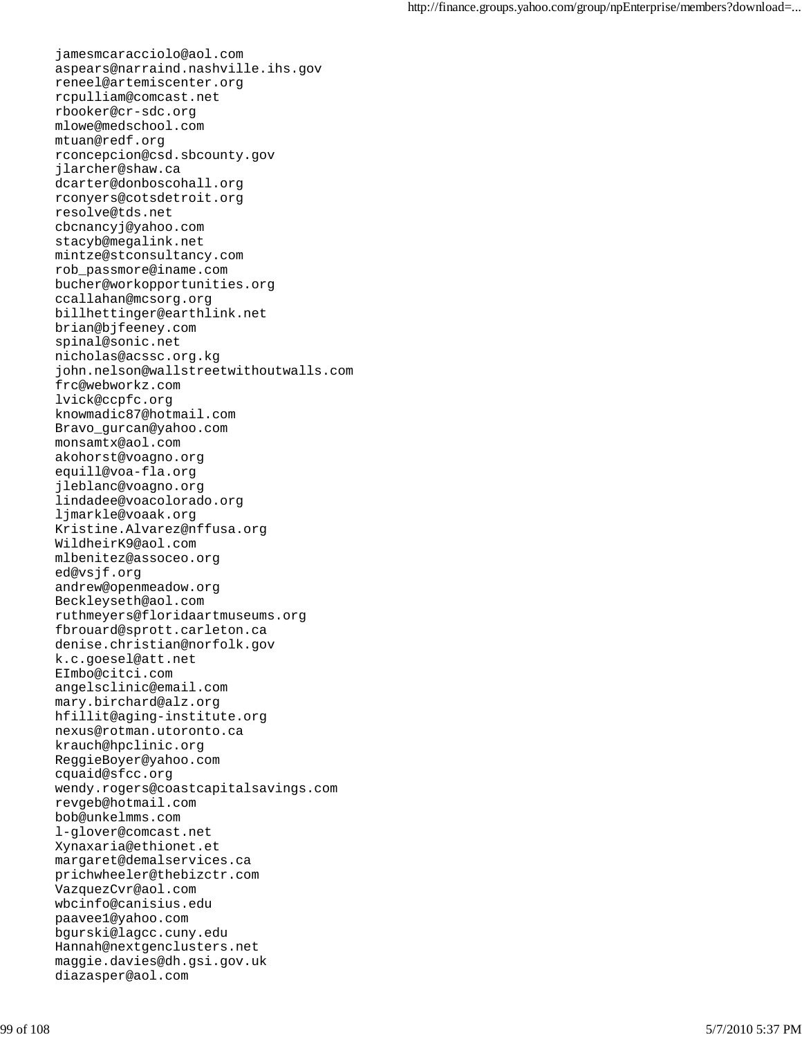jamesmcaracciolo@aol.com
aspears@narraind.nashville.ihs.gov
reneel@artemiscenter.org
rcpulliam@comcast.net
rbooker@cr-sdc.org
mlowe@medschool.com
mtuan@redf.org
rconcepcion@csd.sbcounty.gov
jlarcher@shaw.ca
dcarter@donboscohall.org
rconyers@cotsdetroit.org
resolve@tds.net
cbcnancyj@yahoo.com
stacyb@megalink.net
mintze@stconsultancy.com
rob_passmore@iname.com
bucher@workopportunities.org
ccallahan@mcsorg.org
billhettinger@earthlink.net
brian@bjfeeney.com
spinal@sonic.net
nicholas@acssc.org.kg
john.nelson@wallstreetwithoutwalls.com
frc@webworkz.com
lvick@ccpfc.org
knowmadic87@hotmail.com
Bravo_gurcan@yahoo.com
monsamtx@aol.com
akohorst@voagno.org
equill@voa-fla.org
jleblanc@voagno.org
lindadee@voacolorado.org
ljmarkle@voaak.org
Kristine.Alvarez@nffusa.org
WildheirK9@aol.com
mlbenitez@assoceo.org
ed@vsjf.org
andrew@openmeadow.org
Beckleyseth@aol.com
ruthmeyers@floridaartmuseums.org
fbrouard@sprott.carleton.ca
denise.christian@norfolk.gov
k.c.goesel@att.net
EImbo@citci.com
angelsclinic@email.com
mary.birchard@alz.org
hfillit@aging-institute.org
nexus@rotman.utoronto.ca
krauch@hpclinic.org
ReggieBoyer@yahoo.com
cquaid@sfcc.org
wendy.rogers@coastcapitalsavings.com
revgeb@hotmail.com
bob@unkelmms.com
l-glover@comcast.net
Xynaxaria@ethionet.et
margaret@demalservices.ca
prichwheeler@thebizctr.com
VazquezCvr@aol.com
wbcinfo@canisius.edu
paavee1@yahoo.com
bgurski@lagcc.cuny.edu
Hannah@nextgenclusters.net
maggie.davies@dh.gsi.gov.uk
diazasper@aol.com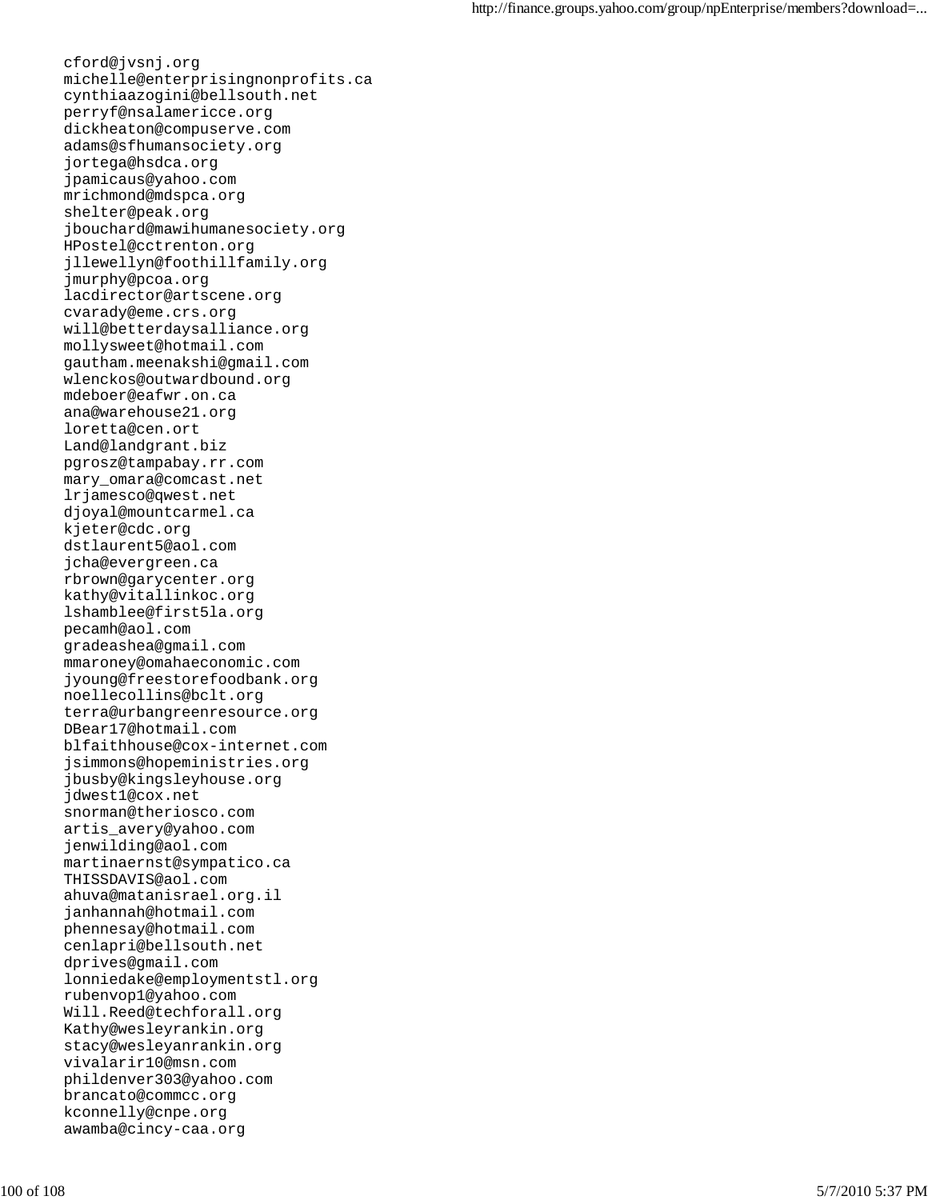cford@jvsnj.org
michelle@enterprisingnonprofits.ca
cynthiaazogini@bellsouth.net
perryf@nsalamericce.org
dickheaton@compuserve.com
adams@sfhumansociety.org
jortega@hsdca.org
jpamicaus@yahoo.com
mrichmond@mdspca.org
shelter@peak.org
jbouchard@mawihumanesociety.org
HPostel@cctrenton.org
jllewellyn@foothillfamily.org
jmurphy@pcoa.org
lacdirector@artscene.org
cvarady@eme.crs.org
will@betterdaysalliance.org
mollysweet@hotmail.com
gautham.meenakshi@gmail.com
wlenckos@outwardbound.org
mdeboer@eafwr.on.ca
ana@warehouse21.org
loretta@cen.ort
Land@landgrant.biz
pgrosz@tampabay.rr.com
mary_omara@comcast.net
lrjamesco@qwest.net
djoyal@mountcarmel.ca
kjeter@cdc.org
dstlaurent5@aol.com
jcha@evergreen.ca
rbrown@garycenter.org
kathy@vitallinkoc.org
lshamblee@first5la.org
pecamh@aol.com
gradeashea@gmail.com
mmaroney@omahaeconomic.com
jyoung@freestorefoodbank.org
noellecollins@bclt.org
terra@urbangreenresource.org
DBear17@hotmail.com
blfaithhouse@cox-internet.com
jsimmons@hopeministries.org
jbusby@kingsleyhouse.org
jdwest1@cox.net
snorman@theriosco.com
artis_avery@yahoo.com
jenwilding@aol.com
martinaernst@sympatico.ca
THISSDAVIS@aol.com
ahuva@matanisrael.org.il
janhannah@hotmail.com
phennesay@hotmail.com
cenlapri@bellsouth.net
dprives@gmail.com
lonniedake@employmentstl.org
rubenvop1@yahoo.com
Will.Reed@techforall.org
Kathy@wesleyrankin.org
stacy@wesleyanrankin.org
vivalarir10@msn.com
phildenver303@yahoo.com
brancato@commcc.org
kconnelly@cnpe.org
awamba@cincy-caa.org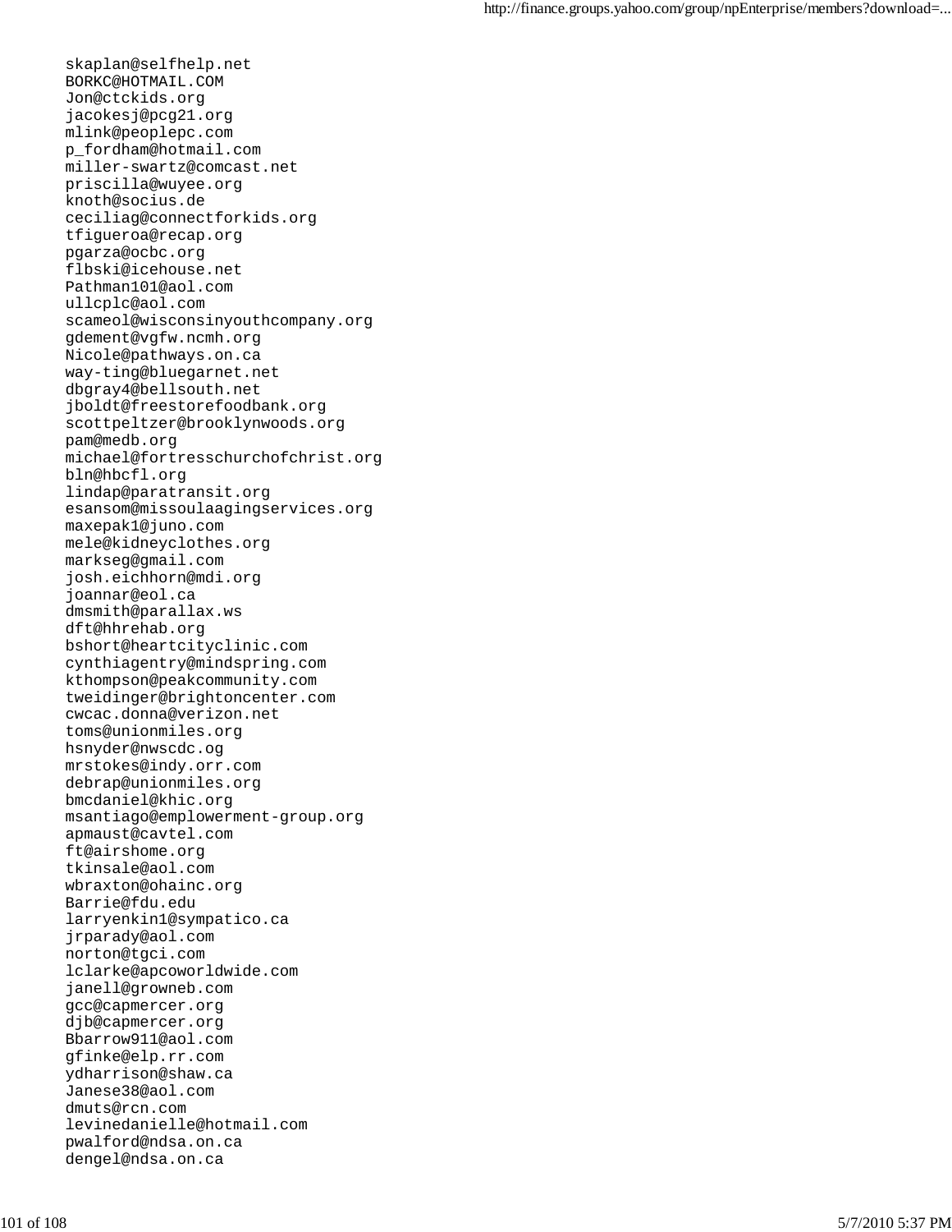skaplan@selfhelp.net
BORKC@HOTMAIL.COM
Jon@ctckids.org
jacokesj@pcg21.org
mlink@peoplepc.com
p_fordham@hotmail.com
miller-swartz@comcast.net
priscilla@wuyee.org
knoth@socius.de
ceciliag@connectforkids.org
tfigueroa@recap.org
pgarza@ocbc.org
flbski@icehouse.net
Pathman101@aol.com
ullcplc@aol.com
scameol@wisconsinyouthcompany.org
gdement@vgfw.ncmh.org
Nicole@pathways.on.ca
way-ting@bluegarnet.net
dbgray4@bellsouth.net
jboldt@freestorefoodbank.org
scottpeltzer@brooklynwoods.org
pam@medb.org
michael@fortresschurchofchrist.org
bln@hbcfl.org
lindap@paratransit.org
esansom@missoulaagingservices.org
maxepak1@juno.com
mele@kidneyclothes.org
markseg@gmail.com
josh.eichhorn@mdi.org
joannar@eol.ca
dmsmith@parallax.ws
dft@hhrehab.org
bshort@heartcityclinic.com
cynthiagentry@mindspring.com
kthompson@peakcommunity.com
tweidinger@brightoncenter.com
cwcac.donna@verizon.net
toms@unionmiles.org
hsnyder@nwscdc.og
mrstokes@indy.orr.com
debrap@unionmiles.org
bmcdaniel@khic.org
msantiago@emplowerment-group.org
apmaust@cavtel.com
ft@airshome.org
tkinsale@aol.com
wbraxton@ohainc.org
Barrie@fdu.edu
larryenkin1@sympatico.ca
jrparady@aol.com
norton@tgci.com
lclarke@apcoworldwide.com
janell@growneb.com
gcc@capmercer.org
djb@capmercer.org
Bbarrow911@aol.com
gfinke@elp.rr.com
ydharrison@shaw.ca
Janese38@aol.com
dmuts@rcn.com
levinedanielle@hotmail.com
pwalford@ndsa.on.ca
dengel@ndsa.on.ca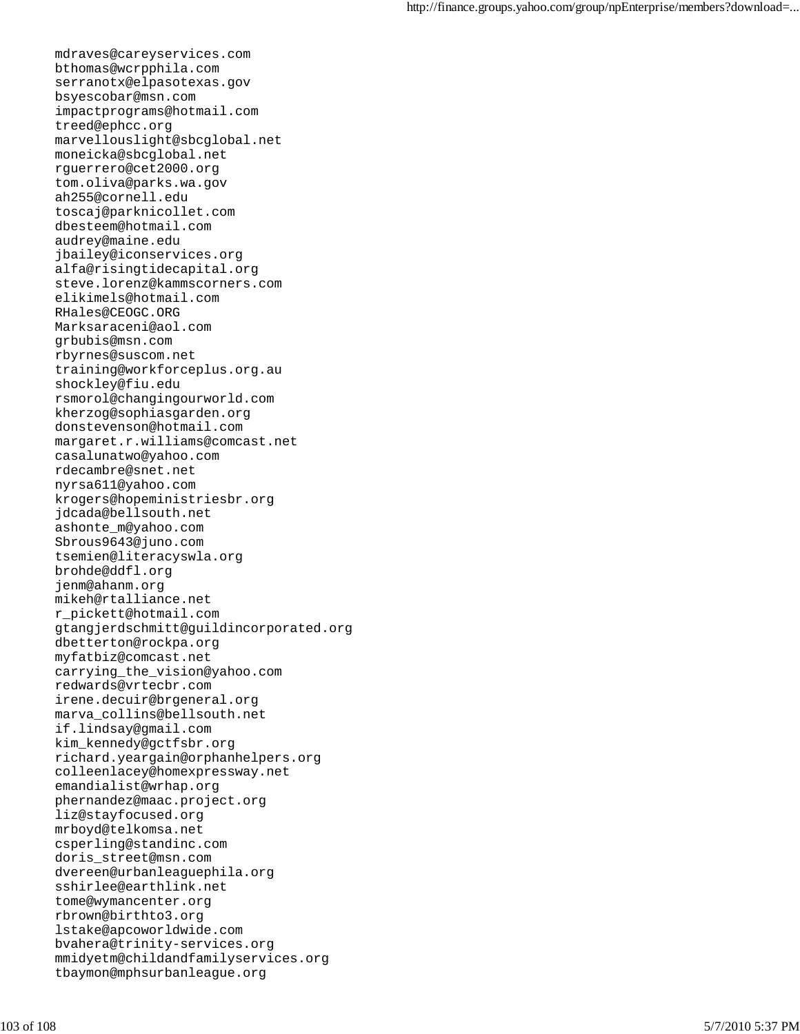mdraves@careyservices.com
bthomas@wcrpphila.com
serranotx@elpasotexas.gov
bsyescobar@msn.com
impactprograms@hotmail.com
treed@ephcc.org
marvellouslight@sbcglobal.net
moneicka@sbcglobal.net
rguerrero@cet2000.org
tom.oliva@parks.wa.gov
ah255@cornell.edu
toscaj@parknicollet.com
dbesteem@hotmail.com
audrey@maine.edu
jbailey@iconservices.org
alfa@risingtidecapital.org
steve.lorenz@kammscorners.com
elikimels@hotmail.com
RHales@CEOGC.ORG
Marksaraceni@aol.com
grbubis@msn.com
rbyrnes@suscom.net
training@workforceplus.org.au
shockley@fiu.edu
rsmorol@changingourworld.com
kherzog@sophiasgarden.org
donstevenson@hotmail.com
margaret.r.williams@comcast.net
casalunatwo@yahoo.com
rdecambre@snet.net
nyrsa611@yahoo.com
krogers@hopeministriesbr.org
jdcada@bellsouth.net
ashonte_m@yahoo.com
Sbrous9643@juno.com
tsemien@literacyswla.org
brohde@ddfl.org
jenm@ahanm.org
mikeh@rtalliance.net
r_pickett@hotmail.com
gtangjerdschmitt@guildincorporated.org
dbetterton@rockpa.org
myfatbiz@comcast.net
carrying_the_vision@yahoo.com
redwards@vrtecbr.com
irene.decuir@brgeneral.org
marva_collins@bellsouth.net
if.lindsay@gmail.com
kim_kennedy@gctfsbr.org
richard.yeargain@orphanhelpers.org
colleenlacey@homexpressway.net
emandialist@wrhap.org
phernandez@maac.project.org
liz@stayfocused.org
mrboyd@telkomsa.net
csperling@standinc.com
doris_street@msn.com
dvereen@urbanleaguephila.org
sshirlee@earthlink.net
tome@wymancenter.org
rbrown@birthto3.org
lstake@apcoworldwide.com
bvahera@trinity-services.org
mmidyetm@childandfamilyservices.org
tbaymon@mphsurbanleague.org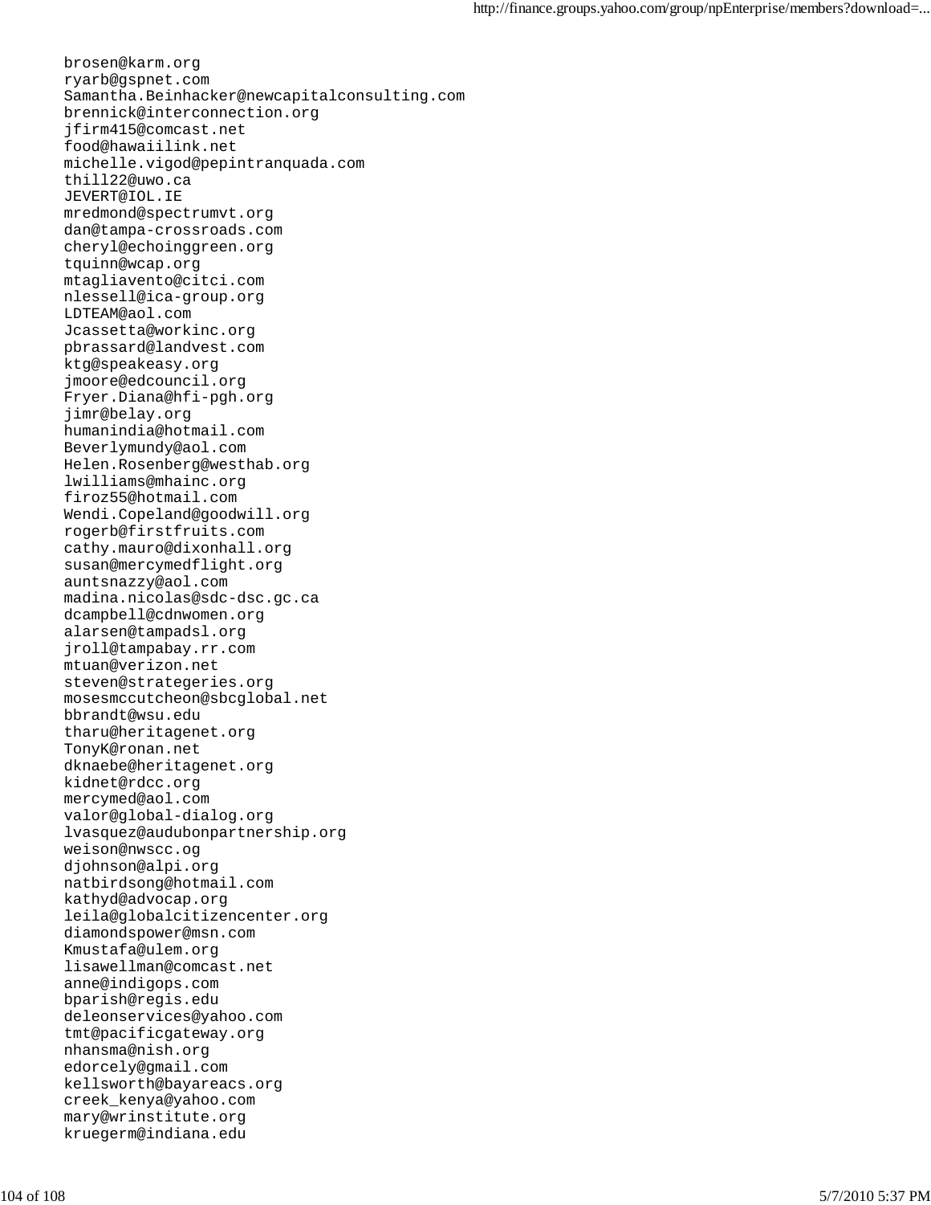brosen@karm.org
ryarb@gspnet.com
Samantha.Beinhacker@newcapitalconsulting.com
brennick@interconnection.org
jfirm415@comcast.net
food@hawaiilink.net
michelle.vigod@pepintranquada.com
thill22@uwo.ca
JEVERT@IOL.IE
mredmond@spectrumvt.org
dan@tampa-crossroads.com
cheryl@echoinggreen.org
tquinn@wcap.org
mtagliavento@citci.com
nlessell@ica-group.org
LDTEAM@aol.com
Jcassetta@workinc.org
pbrassard@landvest.com
ktg@speakeasy.org
jmoore@edcouncil.org
Fryer.Diana@hfi-pgh.org
jimr@belay.org
humanindia@hotmail.com
Beverlymundy@aol.com
Helen.Rosenberg@westhab.org
lwilliams@mhainc.org
firoz55@hotmail.com
Wendi.Copeland@goodwill.org
rogerb@firstfruits.com
cathy.mauro@dixonhall.org
susan@mercymedflight.org
auntsnazzy@aol.com
madina.nicolas@sdc-dsc.gc.ca
dcampbell@cdnwomen.org
alarsen@tampadsl.org
jroll@tampabay.rr.com
mtuan@verizon.net
steven@strategeries.org
mosesmccutcheon@sbcglobal.net
bbrandt@wsu.edu
tharu@heritagenet.org
TonyK@ronan.net
dknaebe@heritagenet.org
kidnet@rdcc.org
mercymed@aol.com
valor@global-dialog.org
lvasquez@audubonpartnership.org
weison@nwscc.og
djohnson@alpi.org
natbirdsong@hotmail.com
kathyd@advocap.org
leila@globalcitizencenter.org
diamondspower@msn.com
Kmustafa@ulem.org
lisawellman@comcast.net
anne@indigops.com
bparish@regis.edu
deleonservices@yahoo.com
tmt@pacificgateway.org
nhansma@nish.org
edorcely@gmail.com
kellsworth@bayareacs.org
creek_kenya@yahoo.com
mary@wrinstitute.org
kruegerm@indiana.edu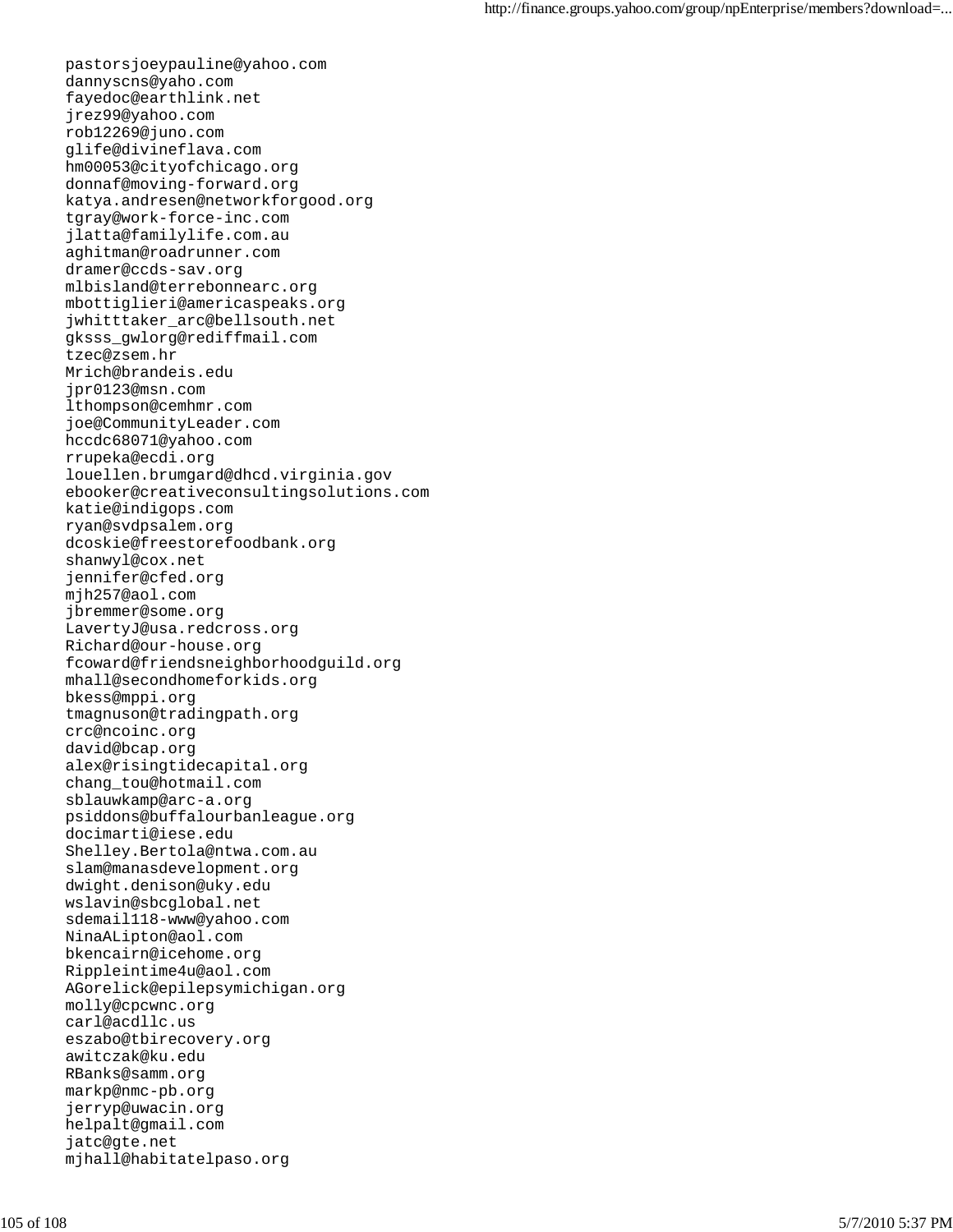pastorsjoeypauline@yahoo.com
dannyscns@yaho.com
fayedoc@earthlink.net
jrez99@yahoo.com
rob12269@juno.com
glife@divineflava.com
hm00053@cityofchicago.org
donnaf@moving-forward.org
katya.andresen@networkforgood.org
tgray@work-force-inc.com
jlatta@familylife.com.au
aghitman@roadrunner.com
dramer@ccds-sav.org
mlbisland@terrebonnearc.org
mbottiglieri@americaspeaks.org
jwhitttaker_arc@bellsouth.net
gksss_gwlorg@rediffmail.com
tzec@zsem.hr
Mrich@brandeis.edu
jpr0123@msn.com
lthompson@cemhmr.com
joe@CommunityLeader.com
hccdc68071@yahoo.com
rrupeka@ecdi.org
louellen.brumgard@dhcd.virginia.gov
ebooker@creativeconsultingsolutions.com
katie@indigops.com
ryan@svdpsalem.org
dcoskie@freestorefoodbank.org
shanwyl@cox.net
jennifer@cfed.org
mjh257@aol.com
jbremmer@some.org
LavertyJ@usa.redcross.org
Richard@our-house.org
fcoward@friendsneighborhoodguild.org
mhall@secondhomeforkids.org
bkess@mppi.org
tmagnuson@tradingpath.org
crc@ncoinc.org
david@bcap.org
alex@risingtidecapital.org
chang_tou@hotmail.com
sblauwkamp@arc-a.org
psiddons@buffalourbanleague.org
docimarti@iese.edu
Shelley.Bertola@ntwa.com.au
slam@manasdevelopment.org
dwight.denison@uky.edu
wslavin@sbcglobal.net
sdemail118-www@yahoo.com
NinaALipton@aol.com
bkencairn@icehome.org
Rippleintime4u@aol.com
AGorelick@epilepsymichigan.org
molly@cpcwnc.org
carl@acdllc.us
eszabo@tbirecovery.org
awitczak@ku.edu
RBanks@samm.org
markp@nmc-pb.org
jerryp@uwacin.org
helpalt@gmail.com
jatc@gte.net
mjhall@habitatelpaso.org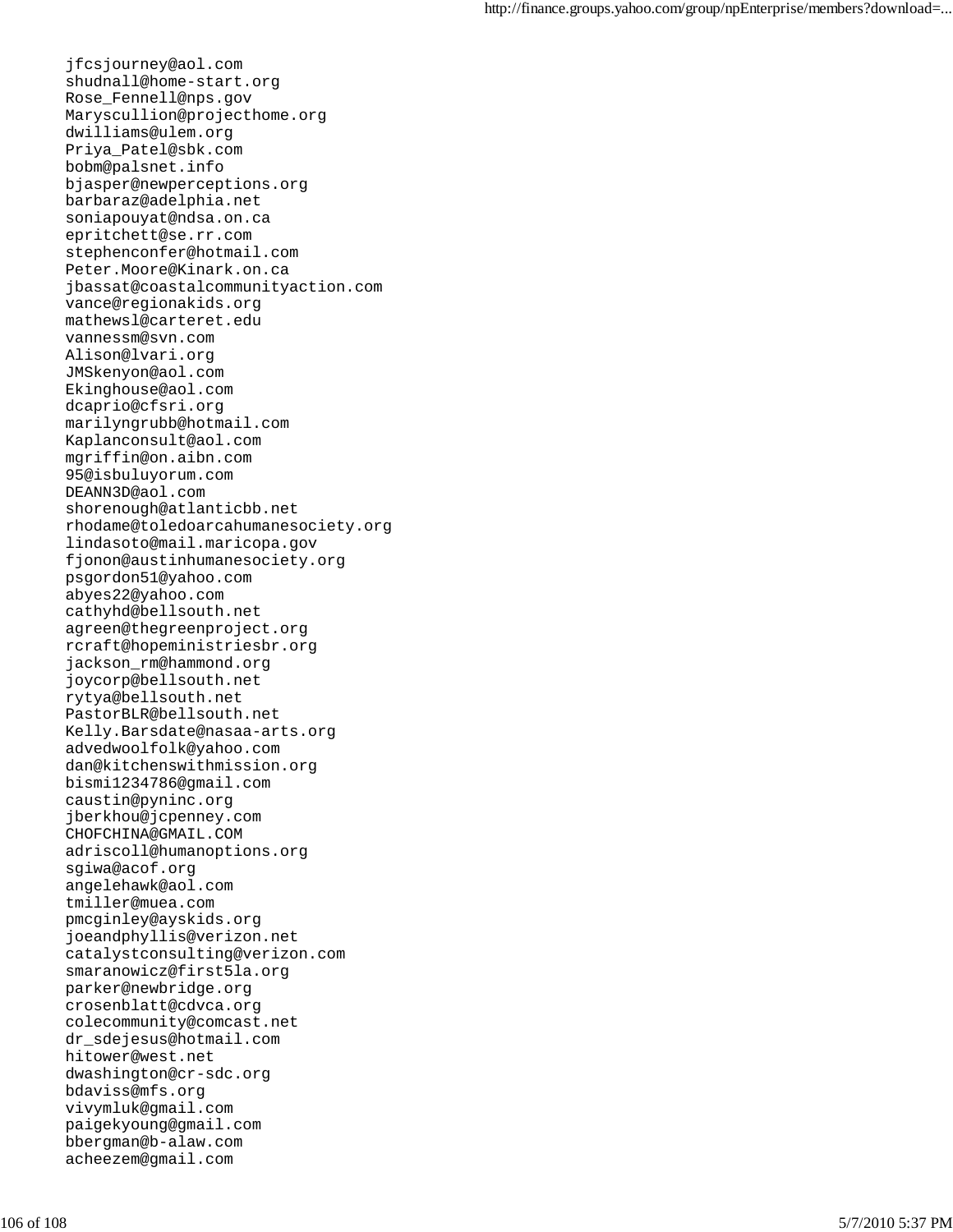jfcsjourney@aol.com
shudnall@home-start.org
Rose_Fennell@nps.gov
Maryscullion@projecthome.org
dwilliams@ulem.org
Priya_Patel@sbk.com
bobm@palsnet.info
bjasper@newperceptions.org
barbaraz@adelphia.net
soniapouyat@ndsa.on.ca
epritchett@se.rr.com
stephenconfer@hotmail.com
Peter.Moore@Kinark.on.ca
jbassat@coastalcommunityaction.com
vance@regionakids.org
mathewsl@carteret.edu
vannessm@svn.com
Alison@lvari.org
JMSkenyon@aol.com
Ekinghouse@aol.com
dcaprio@cfsri.org
marilyngrubb@hotmail.com
Kaplanconsult@aol.com
mgriffin@on.aibn.com
95@isbuluyorum.com
DEANN3D@aol.com
shorenough@atlanticbb.net
rhodame@toledoarcahumanesociety.org
lindasoto@mail.maricopa.gov
fjonon@austinhumanesociety.org
psgordon51@yahoo.com
abyes22@yahoo.com
cathyhd@bellsouth.net
agreen@thegreenproject.org
rcraft@hopeministriesbr.org
jackson_rm@hammond.org
joycorp@bellsouth.net
rytya@bellsouth.net
PastorBLR@bellsouth.net
Kelly.Barsdate@nasaa-arts.org
advedwoolfolk@yahoo.com
dan@kitchenswithmission.org
bismi1234786@gmail.com
caustin@pyninc.org
jberkhou@jcpenney.com
CHOFCHINA@GMAIL.COM
adriscoll@humanoptions.org
sgiwa@acof.org
angelehawk@aol.com
tmiller@muea.com
pmcginley@ayskids.org
joeandphyllis@verizon.net
catalystconsulting@verizon.com
smaranowicz@first5la.org
parker@newbridge.org
crosenblatt@cdvca.org
colecommunity@comcast.net
dr_sdejesus@hotmail.com
hitower@west.net
dwashington@cr-sdc.org
bdaviss@mfs.org
vivymluk@gmail.com
paigekyoung@gmail.com
bbergman@b-alaw.com
acheezem@gmail.com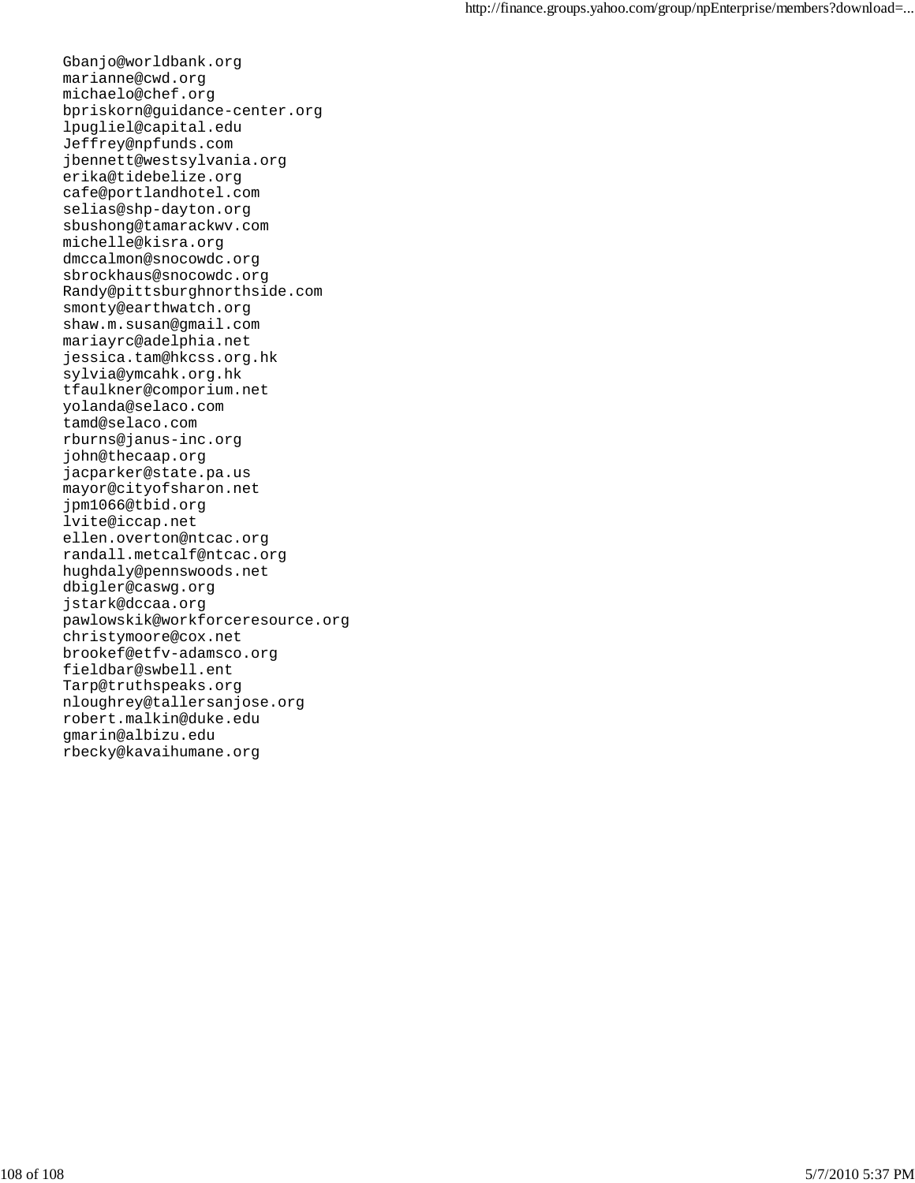Gbanjo@worldbank.org
marianne@cwd.org
michaelo@chef.org
bpriskorn@guidance-center.org
lpugliel@capital.edu
Jeffrey@npfunds.com
jbennett@westsylvania.org
erika@tidebelize.org
cafe@portlandhotel.com
selias@shp-dayton.org
sbushong@tamarackwv.com
michelle@kisra.org
dmccalmon@snocowdc.org
sbrockhaus@snocowdc.org
Randy@pittsburghnorthside.com
smonty@earthwatch.org
shaw.m.susan@gmail.com
mariayrc@adelphia.net
jessica.tam@hkcss.org.hk
sylvia@ymcahk.org.hk
tfaulkner@comporium.net
yolanda@selaco.com
tamd@selaco.com
rburns@janus-inc.org
john@thecaap.org
jacparker@state.pa.us
mayor@cityofsharon.net
jpm1066@tbid.org
lvite@iccap.net
ellen.overton@ntcac.org
randall.metcalf@ntcac.org
hughdaly@pennswoods.net
dbigler@caswg.org
jstark@dccaa.org
pawlowskik@workforceresource.org
christymoore@cox.net
brookef@etfv-adamsco.org
fieldbar@swbell.ent
Tarp@truthspeaks.org
nloughrey@tallersanjose.org
robert.malkin@duke.edu
gmarin@albizu.edu
rbecky@kavaihumane.org